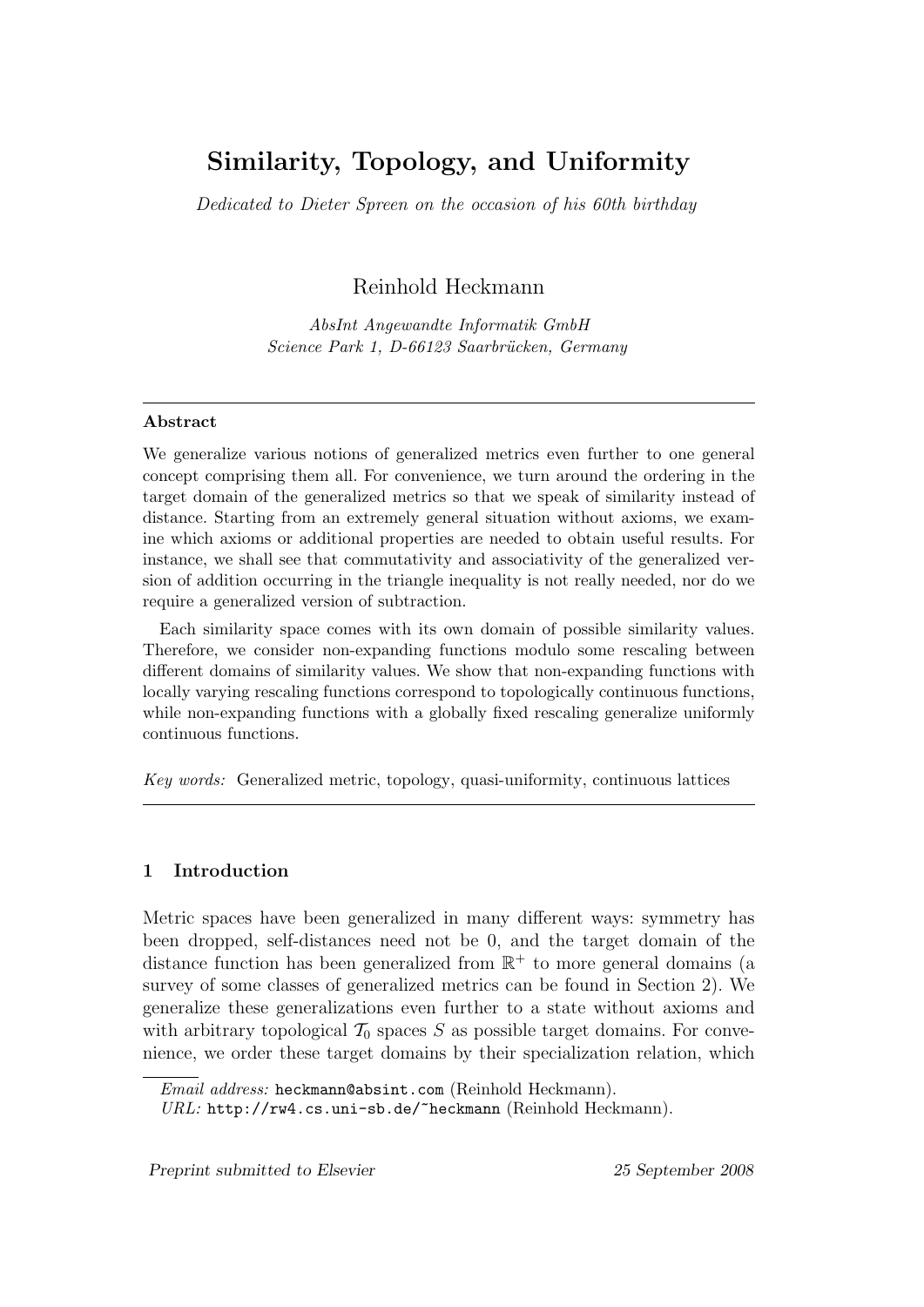# Similarity, Topology, and Uniformity

*Dedicated to Dieter Spreen on the occasion of his 60th birthday*

Reinhold Heckmann

*AbsInt Angewandte Informatik GmbH*
*Science Park 1, D-66123 Saarbrücken, Germany*

---

**Abstract**

We generalize various notions of generalized metrics even further to one general concept comprising them all. For convenience, we turn around the ordering in the target domain of the generalized metrics so that we speak of similarity instead of distance. Starting from an extremely general situation without axioms, we examine which axioms or additional properties are needed to obtain useful results. For instance, we shall see that commutativity and associativity of the generalized version of addition occurring in the triangle inequality is not really needed, nor do we require a generalized version of subtraction.

Each similarity space comes with its own domain of possible similarity values. Therefore, we consider non-expanding functions modulo some rescaling between different domains of similarity values. We show that non-expanding functions with locally varying rescaling functions correspond to topologically continuous functions, while non-expanding functions with a globally fixed rescaling generalize uniformly continuous functions.

*Key words:* Generalized metric, topology, quasi-uniformity, continuous lattices

---

## 1 Introduction

Metric spaces have been generalized in many different ways: symmetry has been dropped, self-distances need not be 0, and the target domain of the distance function has been generalized from $\mathbb{R}^+$ to more general domains (a survey of some classes of generalized metrics can be found in Section 2). We generalize these generalizations even further to a state without axioms and with arbitrary topological $\mathcal{T}_0$ spaces $S$ as possible target domains. For convenience, we order these target domains by their specialization relation, which

*Email address:* heckmann@absint.com (Reinhold Heckmann).
*URL:* http://rw4.cs.uni-sb.de/~heckmann (Reinhold Heckmann).

*Preprint submitted to Elsevier* 25 September 2008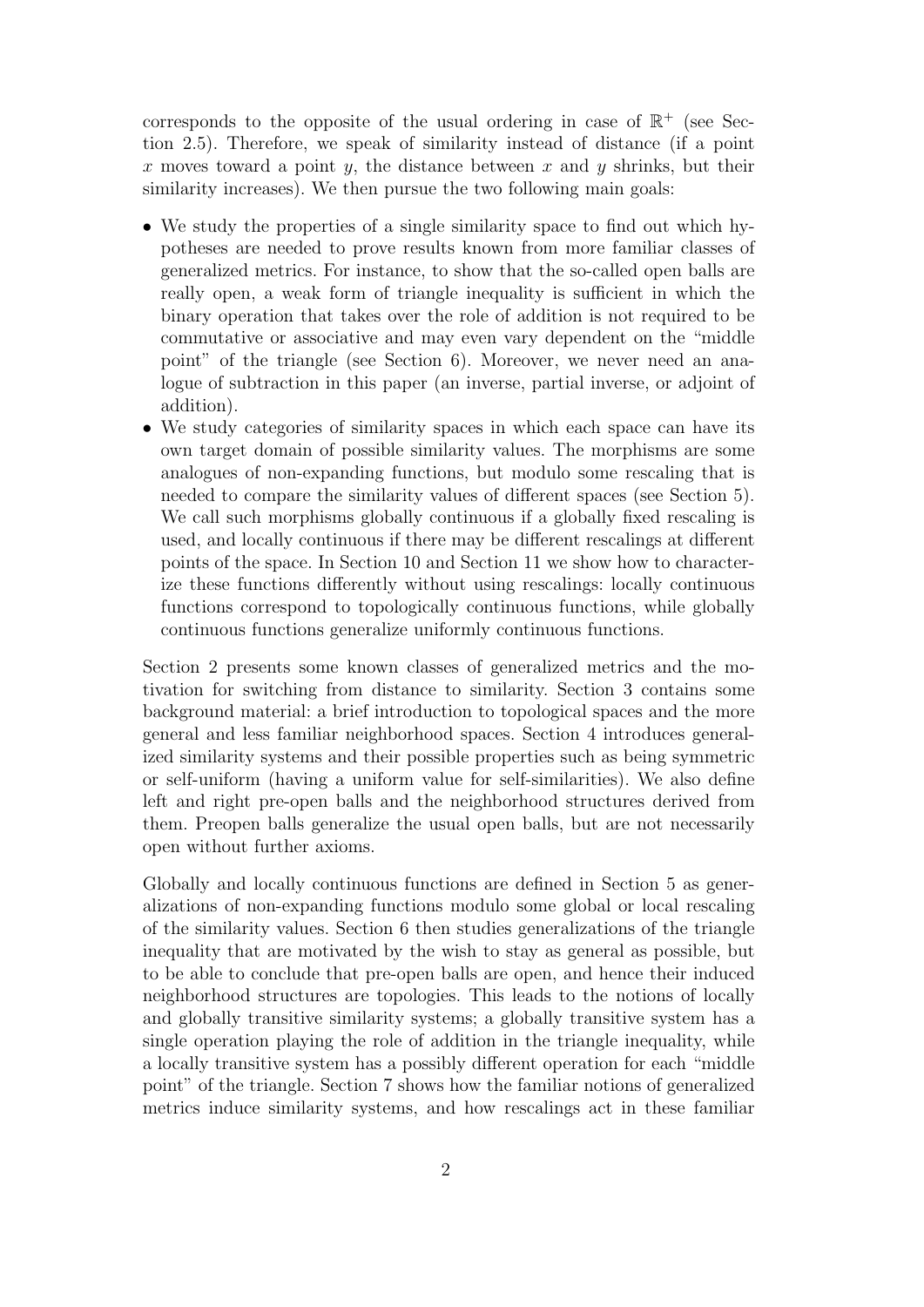corresponds to the opposite of the usual ordering in case of $\mathbb{R}^+$ (see Section 2.5). Therefore, we speak of similarity instead of distance (if a point $x$ moves toward a point $y$, the distance between $x$ and $y$ shrinks, but their similarity increases). We then pursue the two following main goals:

- We study the properties of a single similarity space to find out which hypotheses are needed to prove results known from more familiar classes of generalized metrics. For instance, to show that the so-called open balls are really open, a weak form of triangle inequality is sufficient in which the binary operation that takes over the role of addition is not required to be commutative or associative and may even vary dependent on the "middle point" of the triangle (see Section 6). Moreover, we never need an analogue of subtraction in this paper (an inverse, partial inverse, or adjoint of addition).
- We study categories of similarity spaces in which each space can have its own target domain of possible similarity values. The morphisms are some analogues of non-expanding functions, but modulo some rescaling that is needed to compare the similarity values of different spaces (see Section 5). We call such morphisms globally continuous if a globally fixed rescaling is used, and locally continuous if there may be different rescalings at different points of the space. In Section 10 and Section 11 we show how to characterize these functions differently without using rescalings: locally continuous functions correspond to topologically continuous functions, while globally continuous functions generalize uniformly continuous functions.

Section 2 presents some known classes of generalized metrics and the motivation for switching from distance to similarity. Section 3 contains some background material: a brief introduction to topological spaces and the more general and less familiar neighborhood spaces. Section 4 introduces generalized similarity systems and their possible properties such as being symmetric or self-uniform (having a uniform value for self-similarities). We also define left and right pre-open balls and the neighborhood structures derived from them. Preopen balls generalize the usual open balls, but are not necessarily open without further axioms.

Globally and locally continuous functions are defined in Section 5 as generalizations of non-expanding functions modulo some global or local rescaling of the similarity values. Section 6 then studies generalizations of the triangle inequality that are motivated by the wish to stay as general as possible, but to be able to conclude that pre-open balls are open, and hence their induced neighborhood structures are topologies. This leads to the notions of locally and globally transitive similarity systems; a globally transitive system has a single operation playing the role of addition in the triangle inequality, while a locally transitive system has a possibly different operation for each "middle point" of the triangle. Section 7 shows how the familiar notions of generalized metrics induce similarity systems, and how rescalings act in these familiar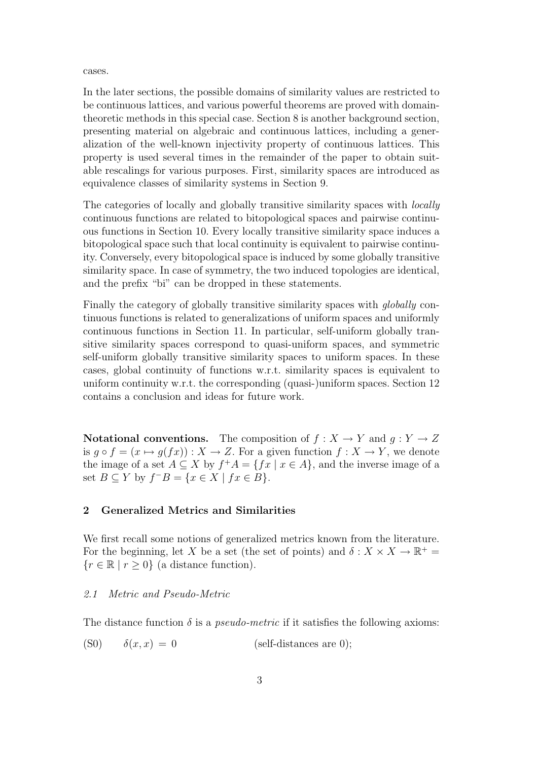cases.

In the later sections, the possible domains of similarity values are restricted to be continuous lattices, and various powerful theorems are proved with domain-theoretic methods in this special case. Section 8 is another background section, presenting material on algebraic and continuous lattices, including a generalization of the well-known injectivity property of continuous lattices. This property is used several times in the remainder of the paper to obtain suitable rescalings for various purposes. First, similarity spaces are introduced as equivalence classes of similarity systems in Section 9.

The categories of locally and globally transitive similarity spaces with *locally* continuous functions are related to bitopological spaces and pairwise continuous functions in Section 10. Every locally transitive similarity space induces a bitopological space such that local continuity is equivalent to pairwise continuity. Conversely, every bitopological space is induced by some globally transitive similarity space. In case of symmetry, the two induced topologies are identical, and the prefix "bi" can be dropped in these statements.

Finally the category of globally transitive similarity spaces with *globally* continuous functions is related to generalizations of uniform spaces and uniformly continuous functions in Section 11. In particular, self-uniform globally transitive similarity spaces correspond to quasi-uniform spaces, and symmetric self-uniform globally transitive similarity spaces to uniform spaces. In these cases, global continuity of functions w.r.t. similarity spaces is equivalent to uniform continuity w.r.t. the corresponding (quasi-)uniform spaces. Section 12 contains a conclusion and ideas for future work.

**Notational conventions.** The composition of $f : X \to Y$ and $g : Y \to Z$ is $g \circ f = (x \mapsto g(fx)) : X \to Z$. For a given function $f : X \to Y$, we denote the image of a set $A \subseteq X$ by $f^+A = \{fx \mid x \in A\}$, and the inverse image of a set $B \subseteq Y$ by $f^-B = \{x \in X \mid fx \in B\}$.

## 2 Generalized Metrics and Similarities

We first recall some notions of generalized metrics known from the literature. For the beginning, let $X$ be a set (the set of points) and $\delta : X \times X \to \mathbb{R}^+ = \{r \in \mathbb{R} \mid r \geq 0\}$ (a distance function).

### 2.1 Metric and Pseudo-Metric

The distance function $\delta$ is a *pseudo-metric* if it satisfies the following axioms:

(S0) $\quad \delta(x, x) = 0 \qquad$ (self-distances are 0);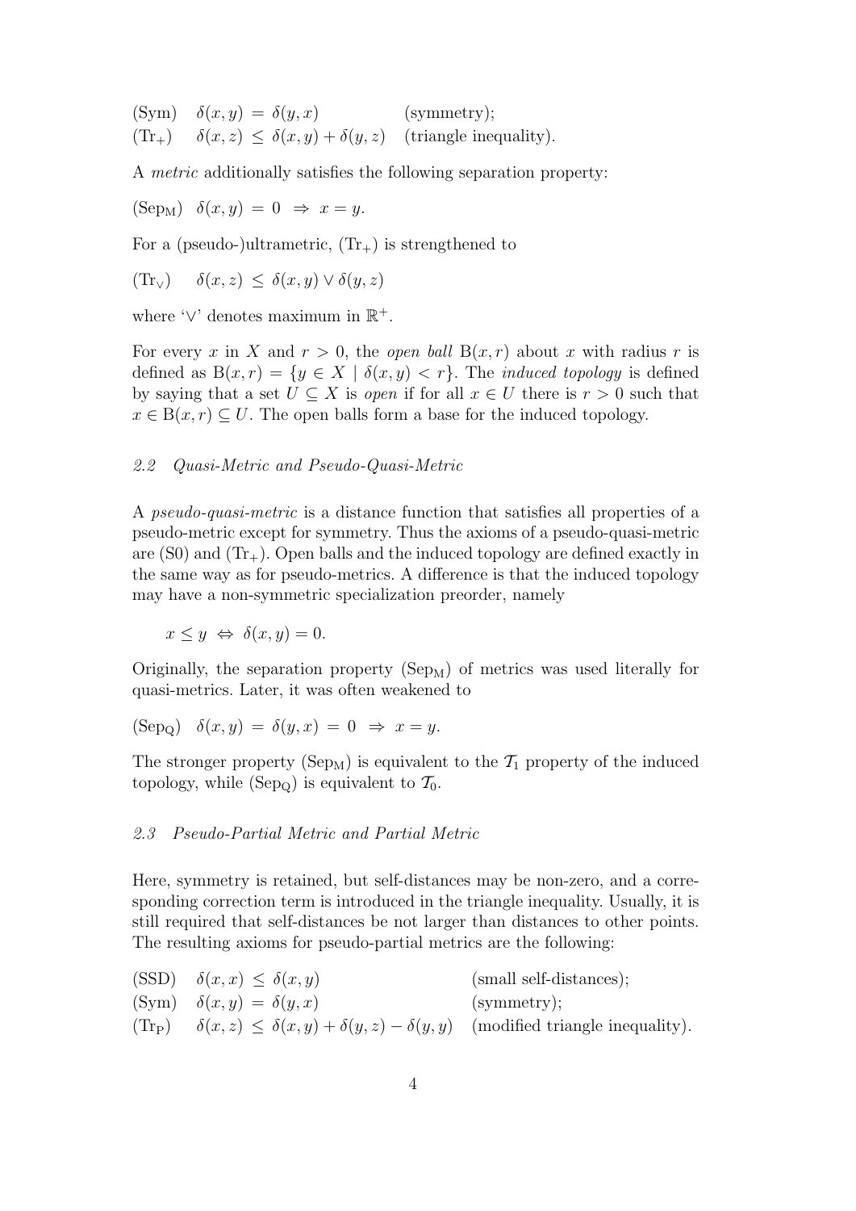(Sym) $\delta(x, y) = \delta(y, x)$ (symmetry);
($\mathrm{Tr}_+$) $\delta(x, z) \leq \delta(x, y) + \delta(y, z)$ (triangle inequality).

A *metric* additionally satisfies the following separation property:

($\mathrm{Sep_M}$) $\delta(x, y) = 0 \Rightarrow x = y$.

For a (pseudo-)ultrametric, ($\mathrm{Tr}_+$) is strengthened to

($\mathrm{Tr}_\vee$) $\delta(x, z) \leq \delta(x, y) \vee \delta(y, z)$

where '$\vee$' denotes maximum in $\mathbb{R}^+$.

For every $x$ in $X$ and $r > 0$, the *open ball* $\mathrm{B}(x, r)$ about $x$ with radius $r$ is defined as $\mathrm{B}(x, r) = \{y \in X \mid \delta(x, y) < r\}$. The *induced topology* is defined by saying that a set $U \subseteq X$ is *open* if for all $x \in U$ there is $r > 0$ such that $x \in \mathrm{B}(x, r) \subseteq U$. The open balls form a base for the induced topology.

### *2.2 Quasi-Metric and Pseudo-Quasi-Metric*

A *pseudo-quasi-metric* is a distance function that satisfies all properties of a pseudo-metric except for symmetry. Thus the axioms of a pseudo-quasi-metric are (S0) and ($\mathrm{Tr}_+$). Open balls and the induced topology are defined exactly in the same way as for pseudo-metrics. A difference is that the induced topology may have a non-symmetric specialization preorder, namely

$$x \leq y \Leftrightarrow \delta(x, y) = 0.$$

Originally, the separation property ($\mathrm{Sep_M}$) of metrics was used literally for quasi-metrics. Later, it was often weakened to

($\mathrm{Sep_Q}$) $\delta(x, y) = \delta(y, x) = 0 \Rightarrow x = y$.

The stronger property ($\mathrm{Sep_M}$) is equivalent to the $\mathcal{T}_1$ property of the induced topology, while ($\mathrm{Sep_Q}$) is equivalent to $\mathcal{T}_0$.

### *2.3 Pseudo-Partial Metric and Partial Metric*

Here, symmetry is retained, but self-distances may be non-zero, and a corresponding correction term is introduced in the triangle inequality. Usually, it is still required that self-distances be not larger than distances to other points. The resulting axioms for pseudo-partial metrics are the following:

(SSD) $\delta(x, x) \leq \delta(x, y)$ (small self-distances);
(Sym) $\delta(x, y) = \delta(y, x)$ (symmetry);
($\mathrm{Tr_P}$) $\delta(x, z) \leq \delta(x, y) + \delta(y, z) - \delta(y, y)$ (modified triangle inequality).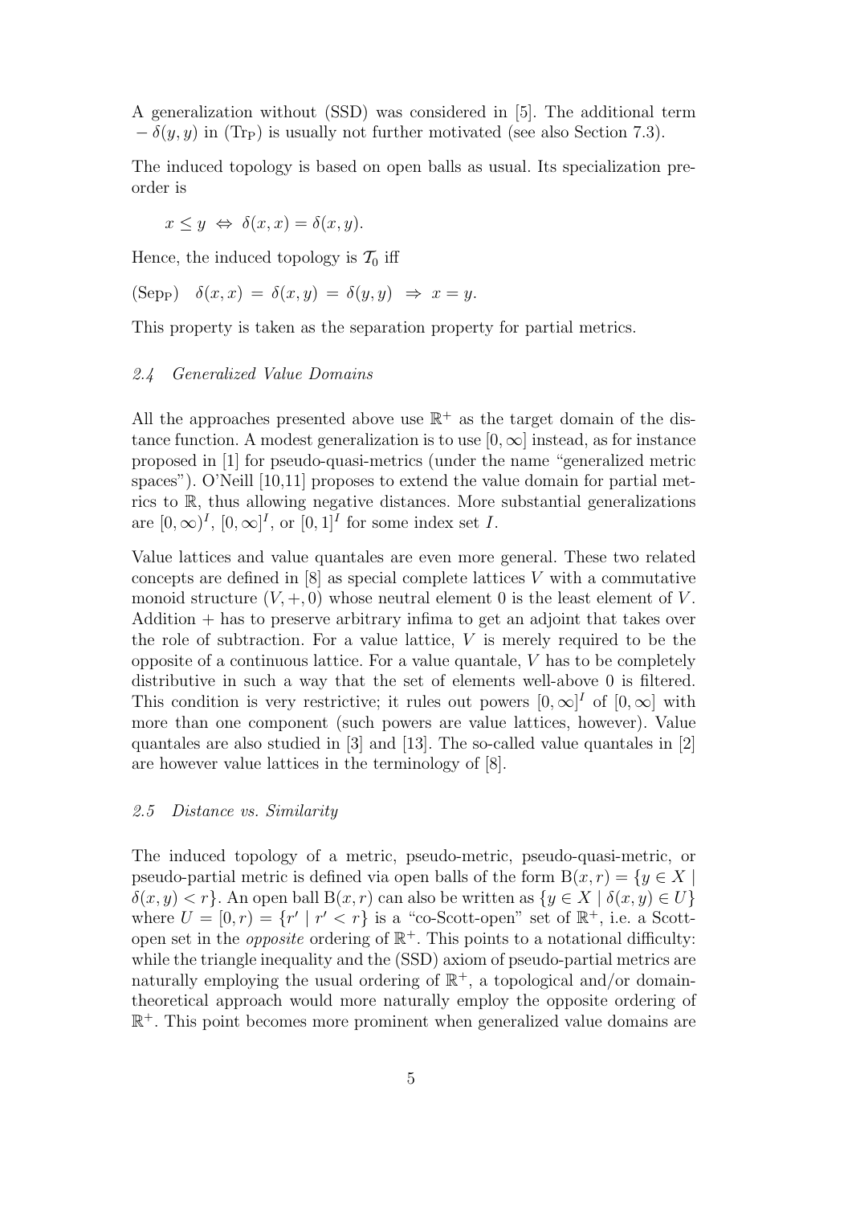A generalization without (SSD) was considered in [5]. The additional term $-\,\delta(y,y)$ in ($\mathrm{Tr_P}$) is usually not further motivated (see also Section 7.3).

The induced topology is based on open balls as usual. Its specialization preorder is

$$x \leq y \;\Leftrightarrow\; \delta(x,x) = \delta(x,y).$$

Hence, the induced topology is $\mathcal{T}_0$ iff

($\mathrm{Sep_P}$) $\quad \delta(x,x) \;=\; \delta(x,y) \;=\; \delta(y,y) \;\Rightarrow\; x = y.$

This property is taken as the separation property for partial metrics.

### *2.4 Generalized Value Domains*

All the approaches presented above use $\mathbb{R}^+$ as the target domain of the distance function. A modest generalization is to use $[0,\infty]$ instead, as for instance proposed in [1] for pseudo-quasi-metrics (under the name "generalized metric spaces"). O'Neill [10,11] proposes to extend the value domain for partial metrics to $\mathbb{R}$, thus allowing negative distances. More substantial generalizations are $[0,\infty)^I$, $[0,\infty]^I$, or $[0,1]^I$ for some index set $I$.

Value lattices and value quantales are even more general. These two related concepts are defined in [8] as special complete lattices $V$ with a commutative monoid structure $(V,+,0)$ whose neutral element 0 is the least element of $V$. Addition $+$ has to preserve arbitrary infima to get an adjoint that takes over the role of subtraction. For a value lattice, $V$ is merely required to be the opposite of a continuous lattice. For a value quantale, $V$ has to be completely distributive in such a way that the set of elements well-above 0 is filtered. This condition is very restrictive; it rules out powers $[0,\infty]^I$ of $[0,\infty]$ with more than one component (such powers are value lattices, however). Value quantales are also studied in [3] and [13]. The so-called value quantales in [2] are however value lattices in the terminology of [8].

### *2.5 Distance vs. Similarity*

The induced topology of a metric, pseudo-metric, pseudo-quasi-metric, or pseudo-partial metric is defined via open balls of the form $\mathrm{B}(x,r) = \{y \in X \mid \delta(x,y) < r\}$. An open ball $\mathrm{B}(x,r)$ can also be written as $\{y \in X \mid \delta(x,y) \in U\}$ where $U = [0,r) = \{r' \mid r' < r\}$ is a "co-Scott-open" set of $\mathbb{R}^+$, i.e. a Scott-open set in the *opposite* ordering of $\mathbb{R}^+$. This points to a notational difficulty: while the triangle inequality and the (SSD) axiom of pseudo-partial metrics are naturally employing the usual ordering of $\mathbb{R}^+$, a topological and/or domain-theoretical approach would more naturally employ the opposite ordering of $\mathbb{R}^+$. This point becomes more prominent when generalized value domains are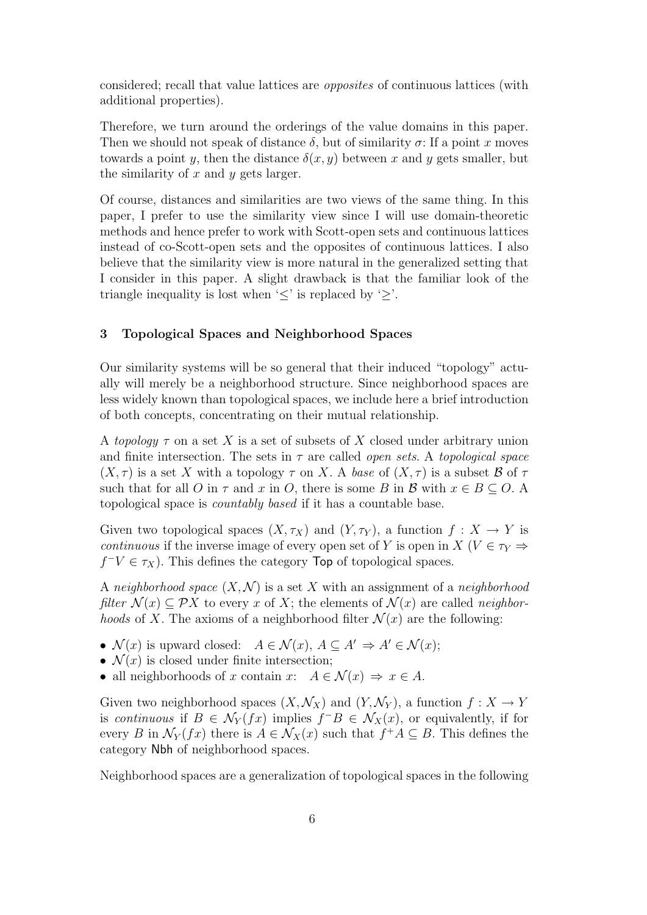considered; recall that value lattices are *opposites* of continuous lattices (with additional properties).

Therefore, we turn around the orderings of the value domains in this paper. Then we should not speak of distance $\delta$, but of similarity $\sigma$: If a point $x$ moves towards a point $y$, then the distance $\delta(x, y)$ between $x$ and $y$ gets smaller, but the similarity of $x$ and $y$ gets larger.

Of course, distances and similarities are two views of the same thing. In this paper, I prefer to use the similarity view since I will use domain-theoretic methods and hence prefer to work with Scott-open sets and continuous lattices instead of co-Scott-open sets and the opposites of continuous lattices. I also believe that the similarity view is more natural in the generalized setting that I consider in this paper. A slight drawback is that the familiar look of the triangle inequality is lost when '$\leq$' is replaced by '$\geq$'.

### 3 Topological Spaces and Neighborhood Spaces

Our similarity systems will be so general that their induced "topology" actually will merely be a neighborhood structure. Since neighborhood spaces are less widely known than topological spaces, we include here a brief introduction of both concepts, concentrating on their mutual relationship.

A *topology* $\tau$ on a set $X$ is a set of subsets of $X$ closed under arbitrary union and finite intersection. The sets in $\tau$ are called *open sets*. A *topological space* $(X, \tau)$ is a set $X$ with a topology $\tau$ on $X$. A *base* of $(X, \tau)$ is a subset $\mathcal{B}$ of $\tau$ such that for all $O$ in $\tau$ and $x$ in $O$, there is some $B$ in $\mathcal{B}$ with $x \in B \subseteq O$. A topological space is *countably based* if it has a countable base.

Given two topological spaces $(X, \tau_X)$ and $(Y, \tau_Y)$, a function $f : X \to Y$ is *continuous* if the inverse image of every open set of $Y$ is open in $X$ ($V \in \tau_Y \Rightarrow f^- V \in \tau_X$). This defines the category $\mathsf{Top}$ of topological spaces.

A *neighborhood space* $(X, \mathcal{N})$ is a set $X$ with an assignment of a *neighborhood filter* $\mathcal{N}(x) \subseteq \mathcal{P}X$ to every $x$ of $X$; the elements of $\mathcal{N}(x)$ are called *neighborhoods* of $X$. The axioms of a neighborhood filter $\mathcal{N}(x)$ are the following:

- $\mathcal{N}(x)$ is upward closed: $A \in \mathcal{N}(x),\ A \subseteq A' \Rightarrow A' \in \mathcal{N}(x)$;
- $\mathcal{N}(x)$ is closed under finite intersection;
- all neighborhoods of $x$ contain $x$: $A \in \mathcal{N}(x) \Rightarrow x \in A$.

Given two neighborhood spaces $(X, \mathcal{N}_X)$ and $(Y, \mathcal{N}_Y)$, a function $f : X \to Y$ is *continuous* if $B \in \mathcal{N}_Y(fx)$ implies $f^- B \in \mathcal{N}_X(x)$, or equivalently, if for every $B$ in $\mathcal{N}_Y(fx)$ there is $A \in \mathcal{N}_X(x)$ such that $f^+ A \subseteq B$. This defines the category $\mathsf{Nbh}$ of neighborhood spaces.

Neighborhood spaces are a generalization of topological spaces in the following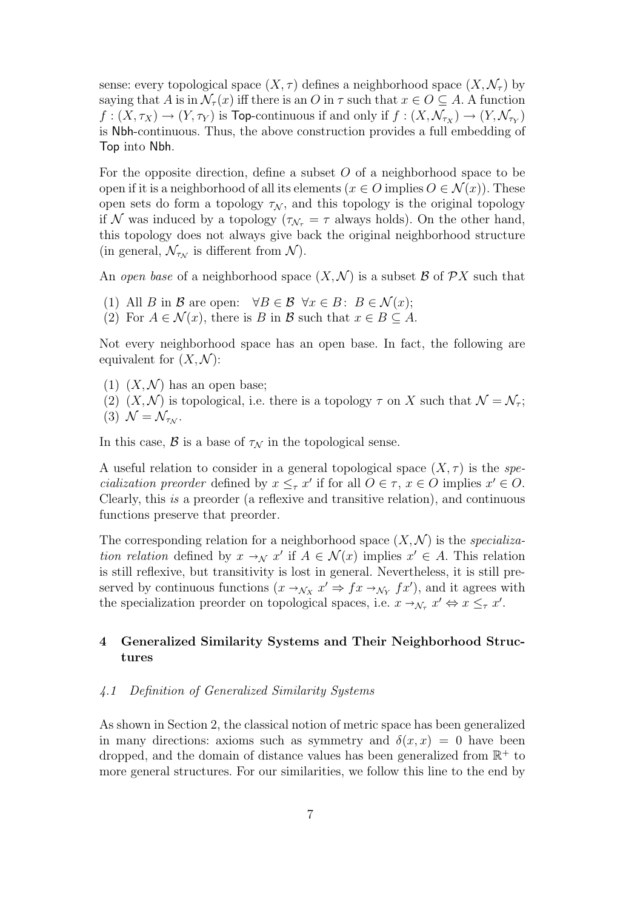sense: every topological space $(X, \tau)$ defines a neighborhood space $(X, \mathcal{N}_\tau)$ by saying that $A$ is in $\mathcal{N}_\tau(x)$ iff there is an $O$ in $\tau$ such that $x \in O \subseteq A$. A function $f : (X, \tau_X) \to (Y, \tau_Y)$ is Top-continuous if and only if $f : (X, \mathcal{N}_{\tau_X}) \to (Y, \mathcal{N}_{\tau_Y})$ is Nbh-continuous. Thus, the above construction provides a full embedding of Top into Nbh.

For the opposite direction, define a subset $O$ of a neighborhood space to be open if it is a neighborhood of all its elements ($x \in O$ implies $O \in \mathcal{N}(x)$). These open sets do form a topology $\tau_\mathcal{N}$, and this topology is the original topology if $\mathcal{N}$ was induced by a topology ($\tau_{\mathcal{N}_\tau} = \tau$ always holds). On the other hand, this topology does not always give back the original neighborhood structure (in general, $\mathcal{N}_{\tau_\mathcal{N}}$ is different from $\mathcal{N}$).

An *open base* of a neighborhood space $(X, \mathcal{N})$ is a subset $\mathcal{B}$ of $\mathcal{P}X$ such that

(1) All $B$ in $\mathcal{B}$ are open: $\forall B \in \mathcal{B} \;\; \forall x \in B\colon \; B \in \mathcal{N}(x)$;
(2) For $A \in \mathcal{N}(x)$, there is $B$ in $\mathcal{B}$ such that $x \in B \subseteq A$.

Not every neighborhood space has an open base. In fact, the following are equivalent for $(X, \mathcal{N})$:

(1) $(X, \mathcal{N})$ has an open base;
(2) $(X, \mathcal{N})$ is topological, i.e. there is a topology $\tau$ on $X$ such that $\mathcal{N} = \mathcal{N}_\tau$;
(3) $\mathcal{N} = \mathcal{N}_{\tau_\mathcal{N}}$.

In this case, $\mathcal{B}$ is a base of $\tau_\mathcal{N}$ in the topological sense.

A useful relation to consider in a general topological space $(X, \tau)$ is the *specialization preorder* defined by $x \leq_\tau x'$ if for all $O \in \tau$, $x \in O$ implies $x' \in O$. Clearly, this *is* a preorder (a reflexive and transitive relation), and continuous functions preserve that preorder.

The corresponding relation for a neighborhood space $(X, \mathcal{N})$ is the *specialization relation* defined by $x \to_\mathcal{N} x'$ if $A \in \mathcal{N}(x)$ implies $x' \in A$. This relation is still reflexive, but transitivity is lost in general. Nevertheless, it is still preserved by continuous functions ($x \to_{\mathcal{N}_X} x' \Rightarrow fx \to_{\mathcal{N}_Y} fx'$), and it agrees with the specialization preorder on topological spaces, i.e. $x \to_{\mathcal{N}_\tau} x' \Leftrightarrow x \leq_\tau x'$.

## 4 Generalized Similarity Systems and Their Neighborhood Structures

### *4.1 Definition of Generalized Similarity Systems*

As shown in Section 2, the classical notion of metric space has been generalized in many directions: axioms such as symmetry and $\delta(x, x) = 0$ have been dropped, and the domain of distance values has been generalized from $\mathbb{R}^+$ to more general structures. For our similarities, we follow this line to the end by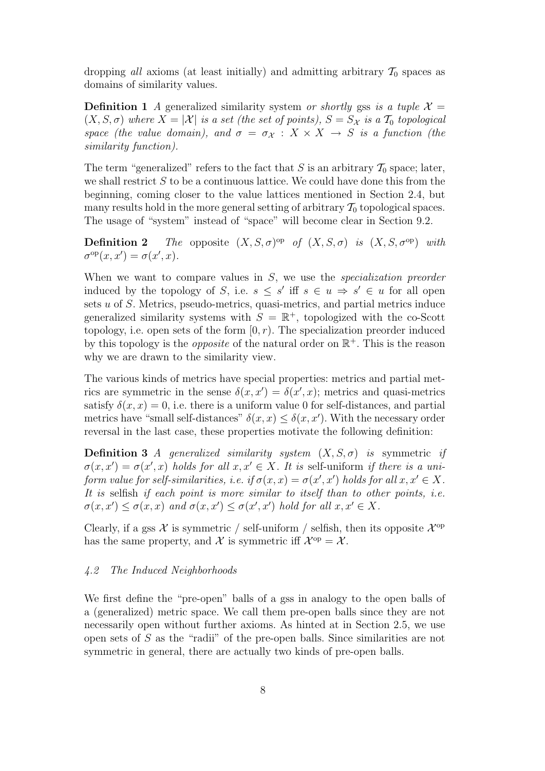dropping *all* axioms (at least initially) and admitting arbitrary $\mathcal{T}_0$ spaces as domains of similarity values.

**Definition 1** *A* generalized similarity system *or shortly* gss *is a tuple* $\mathcal{X} = (X, S, \sigma)$ *where* $X = |\mathcal{X}|$ *is a set (the set of points),* $S = S_{\mathcal{X}}$ *is a* $\mathcal{T}_0$ *topological space (the value domain), and* $\sigma = \sigma_{\mathcal{X}} : X \times X \to S$ *is a function (the similarity function).*

The term "generalized" refers to the fact that $S$ is an arbitrary $\mathcal{T}_0$ space; later, we shall restrict $S$ to be a continuous lattice. We could have done this from the beginning, coming closer to the value lattices mentioned in Section 2.4, but many results hold in the more general setting of arbitrary $\mathcal{T}_0$ topological spaces. The usage of "system" instead of "space" will become clear in Section 9.2.

**Definition 2** *The* opposite $(X, S, \sigma)^{\mathrm{op}}$ *of* $(X, S, \sigma)$ *is* $(X, S, \sigma^{\mathrm{op}})$ *with* $\sigma^{\mathrm{op}}(x, x') = \sigma(x', x)$.

When we want to compare values in $S$, we use the *specialization preorder* induced by the topology of $S$, i.e. $s \leq s'$ iff $s \in u \Rightarrow s' \in u$ for all open sets $u$ of $S$. Metrics, pseudo-metrics, quasi-metrics, and partial metrics induce generalized similarity systems with $S = \mathbb{R}^+$, topologized with the co-Scott topology, i.e. open sets of the form $[0, r)$. The specialization preorder induced by this topology is the *opposite* of the natural order on $\mathbb{R}^+$. This is the reason why we are drawn to the similarity view.

The various kinds of metrics have special properties: metrics and partial metrics are symmetric in the sense $\delta(x, x') = \delta(x', x)$; metrics and quasi-metrics satisfy $\delta(x, x) = 0$, i.e. there is a uniform value 0 for self-distances, and partial metrics have "small self-distances" $\delta(x, x) \leq \delta(x, x')$. With the necessary order reversal in the last case, these properties motivate the following definition:

**Definition 3** *A generalized similarity system* $(X, S, \sigma)$ *is* symmetric *if* $\sigma(x, x') = \sigma(x', x)$ *holds for all* $x, x' \in X$. *It is* self-uniform *if there is a uniform value for self-similarities, i.e. if* $\sigma(x, x) = \sigma(x', x')$ *holds for all* $x, x' \in X$. *It is* selfish *if each point is more similar to itself than to other points, i.e.* $\sigma(x, x') \leq \sigma(x, x)$ *and* $\sigma(x, x') \leq \sigma(x', x')$ *hold for all* $x, x' \in X$.

Clearly, if a gss $\mathcal{X}$ is symmetric / self-uniform / selfish, then its opposite $\mathcal{X}^{\mathrm{op}}$ has the same property, and $\mathcal{X}$ is symmetric iff $\mathcal{X}^{\mathrm{op}} = \mathcal{X}$.

### *4.2 The Induced Neighborhoods*

We first define the "pre-open" balls of a gss in analogy to the open balls of a (generalized) metric space. We call them pre-open balls since they are not necessarily open without further axioms. As hinted at in Section 2.5, we use open sets of $S$ as the "radii" of the pre-open balls. Since similarities are not symmetric in general, there are actually two kinds of pre-open balls.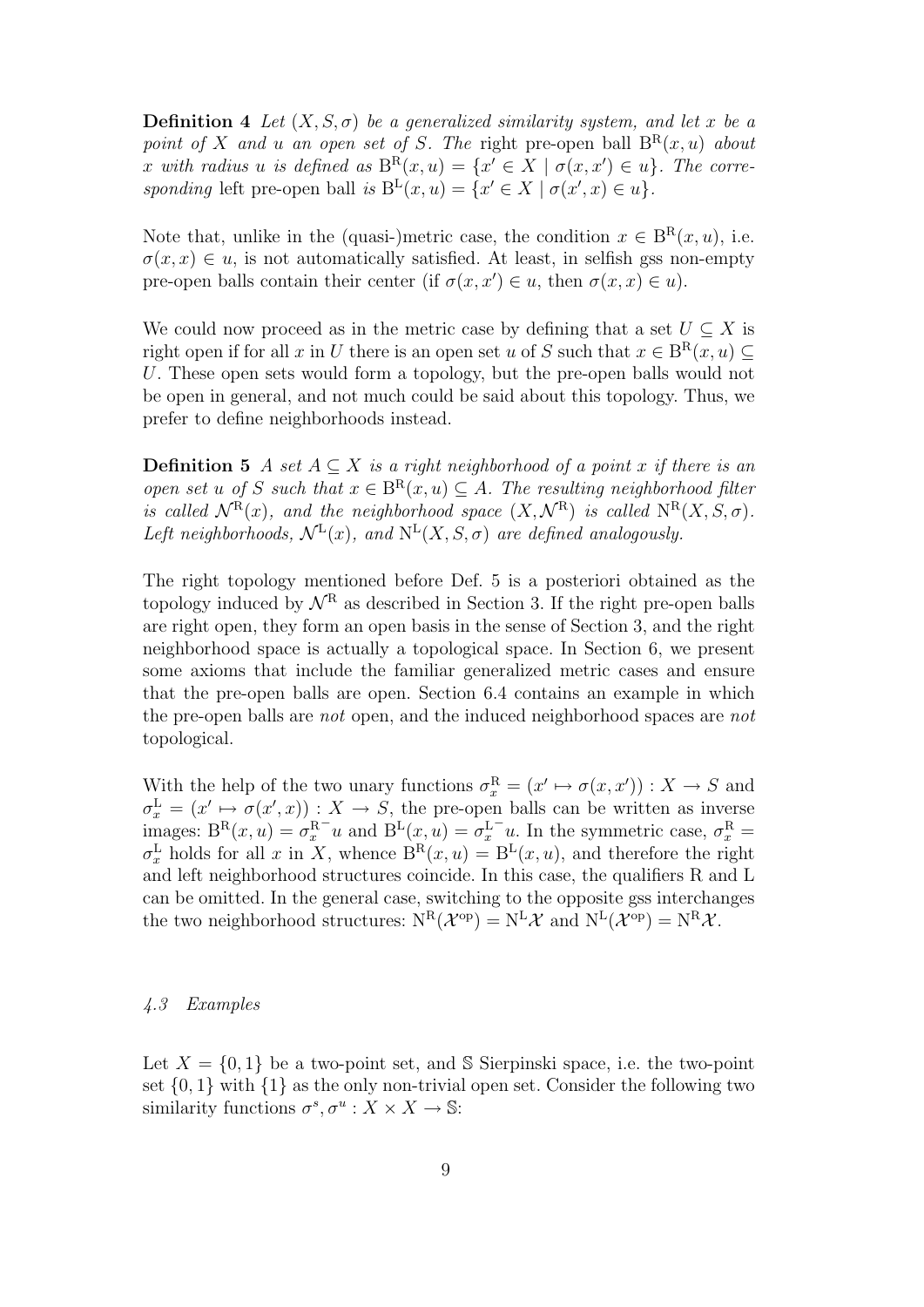**Definition 4** *Let $(X, S, \sigma)$ be a generalized similarity system, and let $x$ be a point of $X$ and $u$ an open set of $S$. The* right pre-open ball $\mathrm{B}^{\mathrm{R}}(x, u)$ *about $x$ with radius $u$ is defined as $\mathrm{B}^{\mathrm{R}}(x, u) = \{x' \in X \mid \sigma(x, x') \in u\}$. The corresponding* left pre-open ball *is $\mathrm{B}^{\mathrm{L}}(x, u) = \{x' \in X \mid \sigma(x', x) \in u\}$.*

Note that, unlike in the (quasi-)metric case, the condition $x \in \mathrm{B}^{\mathrm{R}}(x, u)$, i.e. $\sigma(x, x) \in u$, is not automatically satisfied. At least, in selfish gss non-empty pre-open balls contain their center (if $\sigma(x, x') \in u$, then $\sigma(x, x) \in u$).

We could now proceed as in the metric case by defining that a set $U \subseteq X$ is right open if for all $x$ in $U$ there is an open set $u$ of $S$ such that $x \in \mathrm{B}^{\mathrm{R}}(x, u) \subseteq U$. These open sets would form a topology, but the pre-open balls would not be open in general, and not much could be said about this topology. Thus, we prefer to define neighborhoods instead.

**Definition 5** *A set $A \subseteq X$ is a right neighborhood of a point $x$ if there is an open set $u$ of $S$ such that $x \in \mathrm{B}^{\mathrm{R}}(x, u) \subseteq A$. The resulting neighborhood filter is called $\mathcal{N}^{\mathrm{R}}(x)$, and the neighborhood space $(X, \mathcal{N}^{\mathrm{R}})$ is called $\mathrm{N}^{\mathrm{R}}(X, S, \sigma)$. Left neighborhoods, $\mathcal{N}^{\mathrm{L}}(x)$, and $\mathrm{N}^{\mathrm{L}}(X, S, \sigma)$ are defined analogously.*

The right topology mentioned before Def. 5 is a posteriori obtained as the topology induced by $\mathcal{N}^{\mathrm{R}}$ as described in Section 3. If the right pre-open balls are right open, they form an open basis in the sense of Section 3, and the right neighborhood space is actually a topological space. In Section 6, we present some axioms that include the familiar generalized metric cases and ensure that the pre-open balls are open. Section 6.4 contains an example in which the pre-open balls are *not* open, and the induced neighborhood spaces are *not* topological.

With the help of the two unary functions $\sigma_x^{\mathrm{R}} = (x' \mapsto \sigma(x, x')) : X \to S$ and $\sigma_x^{\mathrm{L}} = (x' \mapsto \sigma(x', x)) : X \to S$, the pre-open balls can be written as inverse images: $\mathrm{B}^{\mathrm{R}}(x, u) = {\sigma_x^{\mathrm{R}}}^{-} u$ and $\mathrm{B}^{\mathrm{L}}(x, u) = {\sigma_x^{\mathrm{L}}}^{-} u$. In the symmetric case, $\sigma_x^{\mathrm{R}} = \sigma_x^{\mathrm{L}}$ holds for all $x$ in $X$, whence $\mathrm{B}^{\mathrm{R}}(x, u) = \mathrm{B}^{\mathrm{L}}(x, u)$, and therefore the right and left neighborhood structures coincide. In this case, the qualifiers R and L can be omitted. In the general case, switching to the opposite gss interchanges the two neighborhood structures: $\mathrm{N}^{\mathrm{R}}(\mathcal{X}^{\mathrm{op}}) = \mathrm{N}^{\mathrm{L}}\mathcal{X}$ and $\mathrm{N}^{\mathrm{L}}(\mathcal{X}^{\mathrm{op}}) = \mathrm{N}^{\mathrm{R}}\mathcal{X}$.

### *4.3 Examples*

Let $X = \{0, 1\}$ be a two-point set, and $\mathbb{S}$ Sierpinski space, i.e. the two-point set $\{0, 1\}$ with $\{1\}$ as the only non-trivial open set. Consider the following two similarity functions $\sigma^s, \sigma^u : X \times X \to \mathbb{S}$: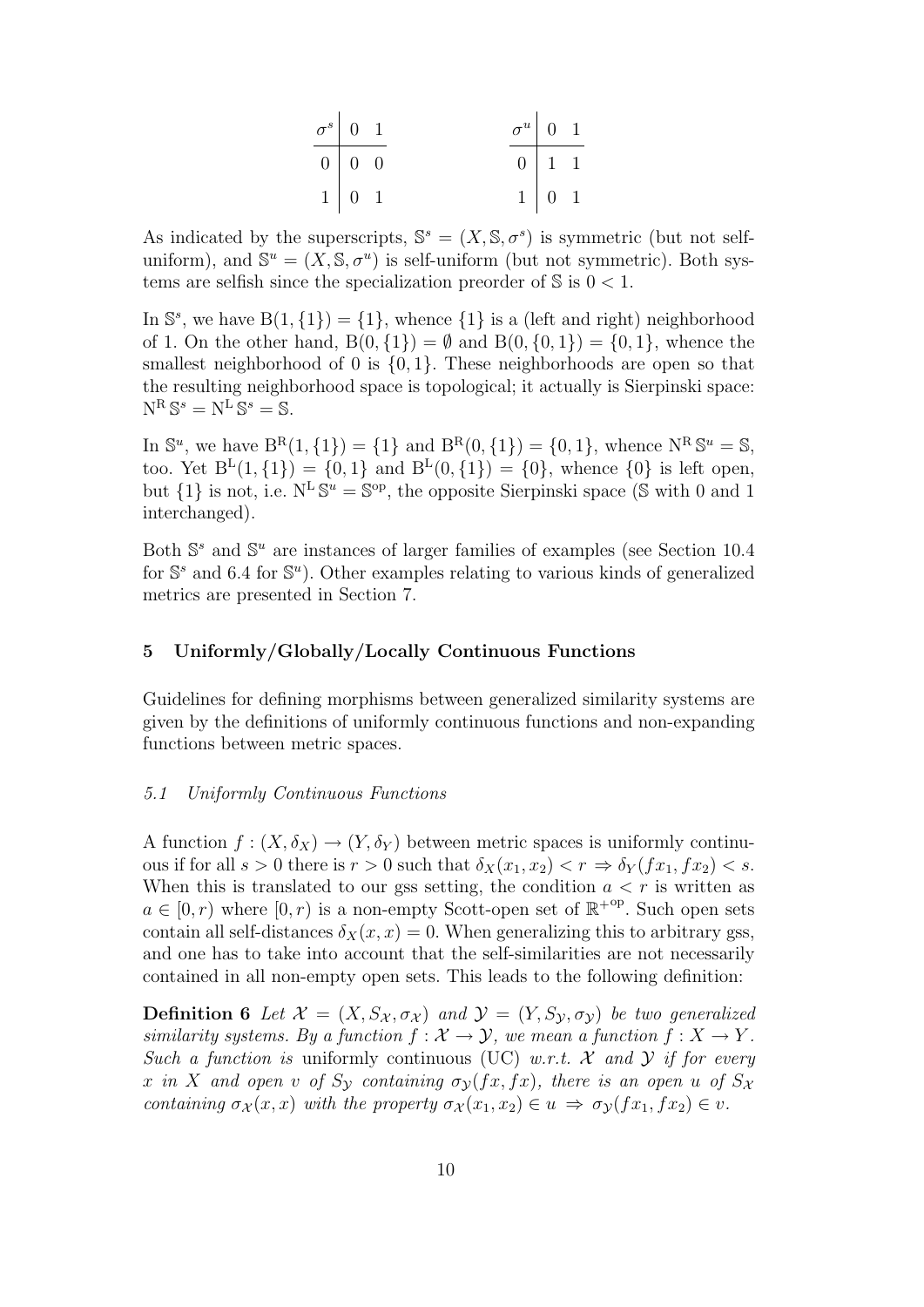| $\sigma^s$ | 0 | 1 |
|---|---|---|
| 0 | 0 | 0 |
| 1 | 0 | 1 |

| $\sigma^u$ | 0 | 1 |
|---|---|---|
| 0 | 1 | 1 |
| 1 | 0 | 1 |

As indicated by the superscripts, $\mathbb{S}^s = (X, \mathbb{S}, \sigma^s)$ is symmetric (but not self-uniform), and $\mathbb{S}^u = (X, \mathbb{S}, \sigma^u)$ is self-uniform (but not symmetric). Both systems are selfish since the specialization preorder of $\mathbb{S}$ is $0 < 1$.

In $\mathbb{S}^s$, we have $\mathrm{B}(1, \{1\}) = \{1\}$, whence $\{1\}$ is a (left and right) neighborhood of 1. On the other hand, $\mathrm{B}(0, \{1\}) = \emptyset$ and $\mathrm{B}(0, \{0, 1\}) = \{0, 1\}$, whence the smallest neighborhood of 0 is $\{0, 1\}$. These neighborhoods are open so that the resulting neighborhood space is topological; it actually is Sierpinski space: $\mathrm{N}^\mathrm{R}\,\mathbb{S}^s = \mathrm{N}^\mathrm{L}\,\mathbb{S}^s = \mathbb{S}$.

In $\mathbb{S}^u$, we have $\mathrm{B}^\mathrm{R}(1, \{1\}) = \{1\}$ and $\mathrm{B}^\mathrm{R}(0, \{1\}) = \{0, 1\}$, whence $\mathrm{N}^\mathrm{R}\,\mathbb{S}^u = \mathbb{S}$, too. Yet $\mathrm{B}^\mathrm{L}(1, \{1\}) = \{0, 1\}$ and $\mathrm{B}^\mathrm{L}(0, \{1\}) = \{0\}$, whence $\{0\}$ is left open, but $\{1\}$ is not, i.e. $\mathrm{N}^\mathrm{L}\,\mathbb{S}^u = \mathbb{S}^\mathrm{op}$, the opposite Sierpinski space ($\mathbb{S}$ with 0 and 1 interchanged).

Both $\mathbb{S}^s$ and $\mathbb{S}^u$ are instances of larger families of examples (see Section 10.4 for $\mathbb{S}^s$ and 6.4 for $\mathbb{S}^u$). Other examples relating to various kinds of generalized metrics are presented in Section 7.

## 5 Uniformly/Globally/Locally Continuous Functions

Guidelines for defining morphisms between generalized similarity systems are given by the definitions of uniformly continuous functions and non-expanding functions between metric spaces.

### 5.1 Uniformly Continuous Functions

A function $f : (X, \delta_X) \to (Y, \delta_Y)$ between metric spaces is uniformly continuous if for all $s > 0$ there is $r > 0$ such that $\delta_X(x_1, x_2) < r \Rightarrow \delta_Y(fx_1, fx_2) < s$. When this is translated to our gss setting, the condition $a < r$ is written as $a \in [0, r)$ where $[0, r)$ is a non-empty Scott-open set of $\mathbb{R}^{+\mathrm{op}}$. Such open sets contain all self-distances $\delta_X(x, x) = 0$. When generalizing this to arbitrary gss, and one has to take into account that the self-similarities are not necessarily contained in all non-empty open sets. This leads to the following definition:

**Definition 6** *Let $\mathcal{X} = (X, S_\mathcal{X}, \sigma_\mathcal{X})$ and $\mathcal{Y} = (Y, S_\mathcal{Y}, \sigma_\mathcal{Y})$ be two generalized similarity systems. By a function $f : \mathcal{X} \to \mathcal{Y}$, we mean a function $f : X \to Y$. Such a function is* uniformly continuous (UC) *w.r.t. $\mathcal{X}$ and $\mathcal{Y}$ if for every $x$ in $X$ and open $v$ of $S_\mathcal{Y}$ containing $\sigma_\mathcal{Y}(fx, fx)$, there is an open $u$ of $S_\mathcal{X}$ containing $\sigma_\mathcal{X}(x, x)$ with the property $\sigma_\mathcal{X}(x_1, x_2) \in u \Rightarrow \sigma_\mathcal{Y}(fx_1, fx_2) \in v$.*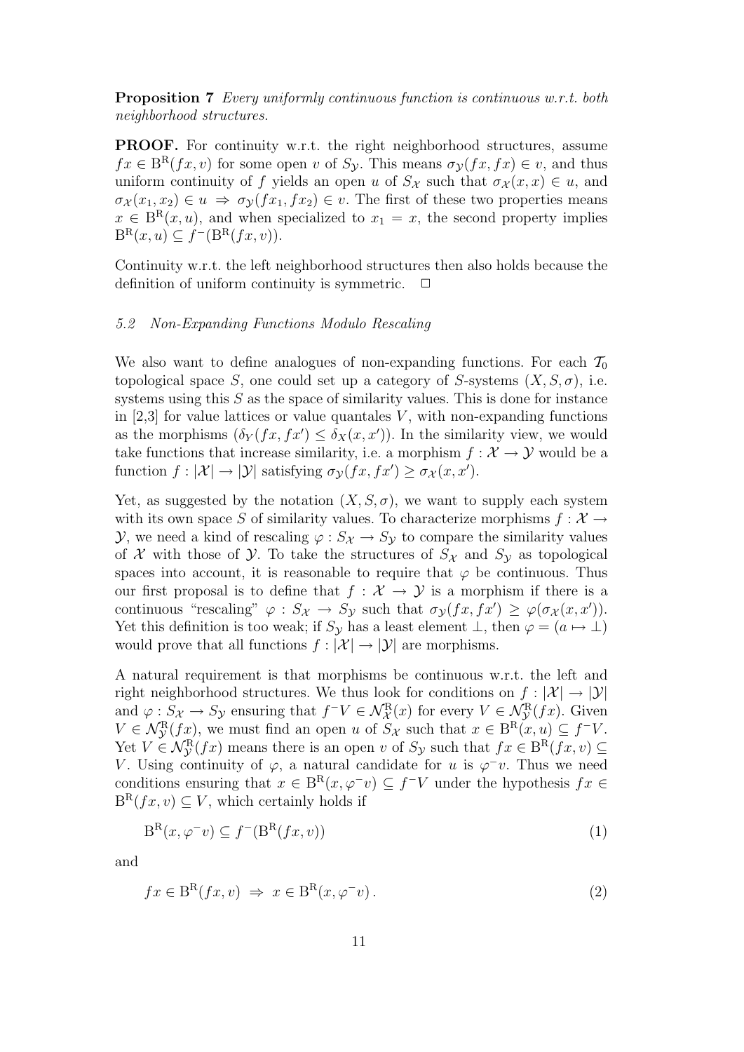**Proposition 7** *Every uniformly continuous function is continuous w.r.t. both neighborhood structures.*

**PROOF.** For continuity w.r.t. the right neighborhood structures, assume $fx \in \mathrm{B}^{\mathrm{R}}(fx, v)$ for some open $v$ of $S_{\mathcal{Y}}$. This means $\sigma_{\mathcal{Y}}(fx, fx) \in v$, and thus uniform continuity of $f$ yields an open $u$ of $S_{\mathcal{X}}$ such that $\sigma_{\mathcal{X}}(x, x) \in u$, and $\sigma_{\mathcal{X}}(x_1, x_2) \in u \Rightarrow \sigma_{\mathcal{Y}}(fx_1, fx_2) \in v$. The first of these two properties means $x \in \mathrm{B}^{\mathrm{R}}(x, u)$, and when specialized to $x_1 = x$, the second property implies $\mathrm{B}^{\mathrm{R}}(x, u) \subseteq f^{-}(\mathrm{B}^{\mathrm{R}}(fx, v))$.

Continuity w.r.t. the left neighborhood structures then also holds because the definition of uniform continuity is symmetric. $\Box$

### *5.2 Non-Expanding Functions Modulo Rescaling*

We also want to define analogues of non-expanding functions. For each $\mathcal{T}_0$ topological space $S$, one could set up a category of $S$-systems $(X, S, \sigma)$, i.e. systems using this $S$ as the space of similarity values. This is done for instance in [2,3] for value lattices or value quantales $V$, with non-expanding functions as the morphisms $(\delta_Y(fx, fx') \leq \delta_X(x, x'))$. In the similarity view, we would take functions that increase similarity, i.e. a morphism $f : \mathcal{X} \to \mathcal{Y}$ would be a function $f : |\mathcal{X}| \to |\mathcal{Y}|$ satisfying $\sigma_{\mathcal{Y}}(fx, fx') \geq \sigma_{\mathcal{X}}(x, x')$.

Yet, as suggested by the notation $(X, S, \sigma)$, we want to supply each system with its own space $S$ of similarity values. To characterize morphisms $f : \mathcal{X} \to \mathcal{Y}$, we need a kind of rescaling $\varphi : S_{\mathcal{X}} \to S_{\mathcal{Y}}$ to compare the similarity values of $\mathcal{X}$ with those of $\mathcal{Y}$. To take the structures of $S_{\mathcal{X}}$ and $S_{\mathcal{Y}}$ as topological spaces into account, it is reasonable to require that $\varphi$ be continuous. Thus our first proposal is to define that $f : \mathcal{X} \to \mathcal{Y}$ is a morphism if there is a continuous "rescaling" $\varphi : S_{\mathcal{X}} \to S_{\mathcal{Y}}$ such that $\sigma_{\mathcal{Y}}(fx, fx') \geq \varphi(\sigma_{\mathcal{X}}(x, x'))$. Yet this definition is too weak; if $S_{\mathcal{Y}}$ has a least element $\bot$, then $\varphi = (a \mapsto \bot)$ would prove that all functions $f : |\mathcal{X}| \to |\mathcal{Y}|$ are morphisms.

A natural requirement is that morphisms be continuous w.r.t. the left and right neighborhood structures. We thus look for conditions on $f : |\mathcal{X}| \to |\mathcal{Y}|$ and $\varphi : S_{\mathcal{X}} \to S_{\mathcal{Y}}$ ensuring that $f^{-}V \in \mathcal{N}^{\mathrm{R}}_{\mathcal{X}}(x)$ for every $V \in \mathcal{N}^{\mathrm{R}}_{\mathcal{Y}}(fx)$. Given $V \in \mathcal{N}^{\mathrm{R}}_{\mathcal{Y}}(fx)$, we must find an open $u$ of $S_{\mathcal{X}}$ such that $x \in \mathrm{B}^{\mathrm{R}}(x, u) \subseteq f^{-}V$. Yet $V \in \mathcal{N}^{\mathrm{R}}_{\mathcal{Y}}(fx)$ means there is an open $v$ of $S_{\mathcal{Y}}$ such that $fx \in \mathrm{B}^{\mathrm{R}}(fx, v) \subseteq V$. Using continuity of $\varphi$, a natural candidate for $u$ is $\varphi^{-}v$. Thus we need conditions ensuring that $x \in \mathrm{B}^{\mathrm{R}}(x, \varphi^{-}v) \subseteq f^{-}V$ under the hypothesis $fx \in \mathrm{B}^{\mathrm{R}}(fx, v) \subseteq V$, which certainly holds if

$$\mathrm{B}^{\mathrm{R}}(x, \varphi^{-}v) \subseteq f^{-}(\mathrm{B}^{\mathrm{R}}(fx, v)) \tag{1}$$

and

$$fx \in \mathrm{B}^{\mathrm{R}}(fx, v) \;\Rightarrow\; x \in \mathrm{B}^{\mathrm{R}}(x, \varphi^{-}v)\,. \tag{2}$$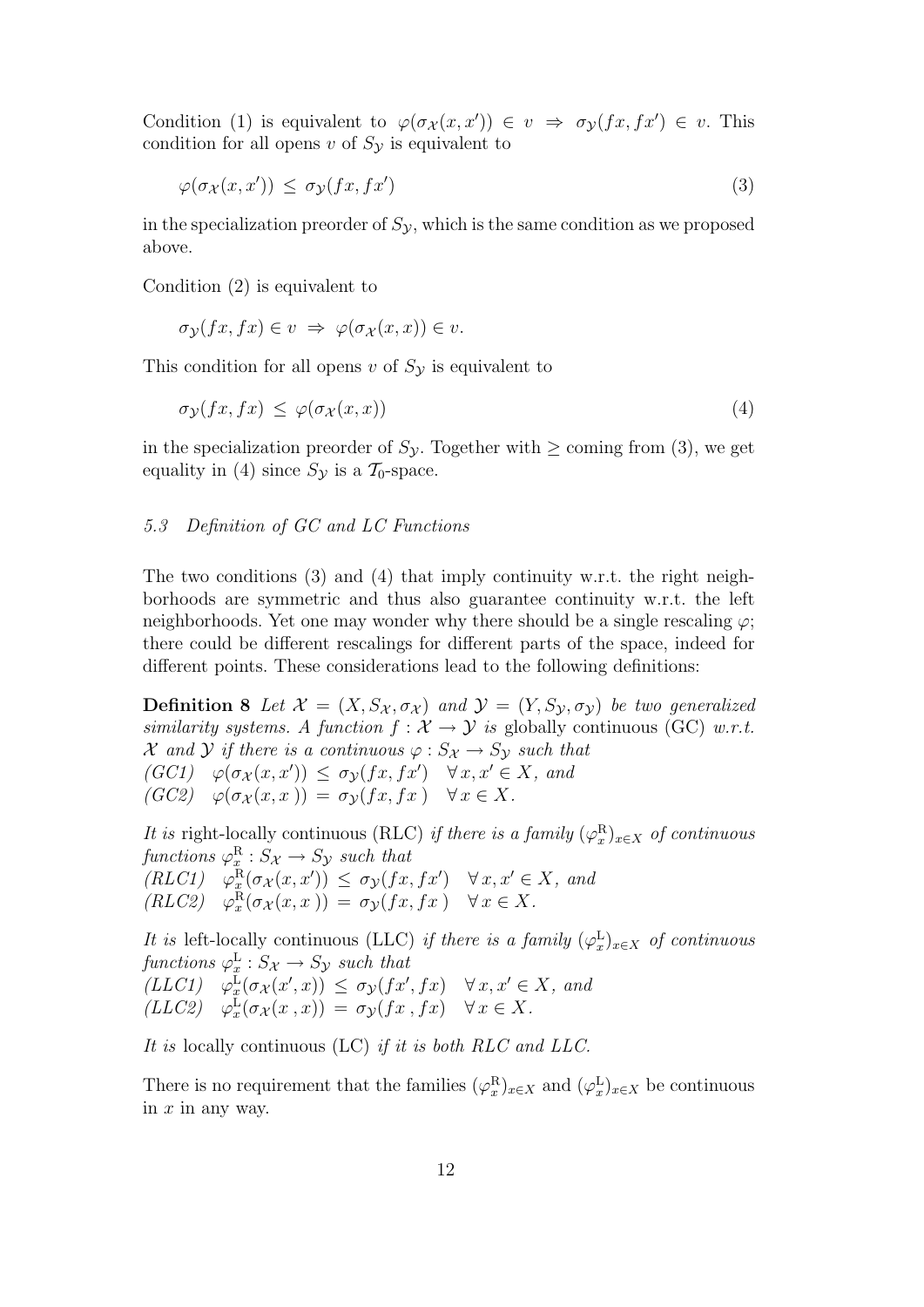Condition (1) is equivalent to $\varphi(\sigma_{\mathcal{X}}(x,x')) \in v \;\Rightarrow\; \sigma_{\mathcal{Y}}(fx,fx') \in v$. This condition for all opens $v$ of $S_{\mathcal{Y}}$ is equivalent to

$$\varphi(\sigma_{\mathcal{X}}(x,x')) \;\leq\; \sigma_{\mathcal{Y}}(fx,fx') \tag{3}$$

in the specialization preorder of $S_{\mathcal{Y}}$, which is the same condition as we proposed above.

Condition (2) is equivalent to

$$\sigma_{\mathcal{Y}}(fx,fx) \in v \;\Rightarrow\; \varphi(\sigma_{\mathcal{X}}(x,x)) \in v.$$

This condition for all opens $v$ of $S_{\mathcal{Y}}$ is equivalent to

$$\sigma_{\mathcal{Y}}(fx,fx) \;\leq\; \varphi(\sigma_{\mathcal{X}}(x,x)) \tag{4}$$

in the specialization preorder of $S_{\mathcal{Y}}$. Together with $\geq$ coming from (3), we get equality in (4) since $S_{\mathcal{Y}}$ is a $\mathcal{T}_0$-space.

### *5.3 Definition of GC and LC Functions*

The two conditions (3) and (4) that imply continuity w.r.t. the right neighborhoods are symmetric and thus also guarantee continuity w.r.t. the left neighborhoods. Yet one may wonder why there should be a single rescaling $\varphi$; there could be different rescalings for different parts of the space, indeed for different points. These considerations lead to the following definitions:

**Definition 8** *Let $\mathcal{X} = (X, S_{\mathcal{X}}, \sigma_{\mathcal{X}})$ and $\mathcal{Y} = (Y, S_{\mathcal{Y}}, \sigma_{\mathcal{Y}})$ be two generalized similarity systems. A function $f : \mathcal{X} \to \mathcal{Y}$ is* globally continuous (GC) *w.r.t. $\mathcal{X}$ and $\mathcal{Y}$ if there is a continuous $\varphi : S_{\mathcal{X}} \to S_{\mathcal{Y}}$ such that*
*(GC1)* $\;\varphi(\sigma_{\mathcal{X}}(x,x')) \;\leq\; \sigma_{\mathcal{Y}}(fx,fx') \quad \forall\, x,x' \in X$, *and*
*(GC2)* $\;\varphi(\sigma_{\mathcal{X}}(x,x)) \;=\; \sigma_{\mathcal{Y}}(fx,fx) \quad \forall\, x \in X$.

*It is* right-locally continuous (RLC) *if there is a family $(\varphi^{\mathrm{R}}_x)_{x\in X}$ of continuous functions $\varphi^{\mathrm{R}}_x : S_{\mathcal{X}} \to S_{\mathcal{Y}}$ such that*
*(RLC1)* $\;\varphi^{\mathrm{R}}_x(\sigma_{\mathcal{X}}(x,x')) \;\leq\; \sigma_{\mathcal{Y}}(fx,fx') \quad \forall\, x,x' \in X$, *and*
*(RLC2)* $\;\varphi^{\mathrm{R}}_x(\sigma_{\mathcal{X}}(x,x)) \;=\; \sigma_{\mathcal{Y}}(fx,fx) \quad \forall\, x \in X$.

*It is* left-locally continuous (LLC) *if there is a family $(\varphi^{\mathrm{L}}_x)_{x\in X}$ of continuous functions $\varphi^{\mathrm{L}}_x : S_{\mathcal{X}} \to S_{\mathcal{Y}}$ such that*
*(LLC1)* $\;\varphi^{\mathrm{L}}_x(\sigma_{\mathcal{X}}(x',x)) \;\leq\; \sigma_{\mathcal{Y}}(fx',fx) \quad \forall\, x,x' \in X$, *and*
*(LLC2)* $\;\varphi^{\mathrm{L}}_x(\sigma_{\mathcal{X}}(x,x)) \;=\; \sigma_{\mathcal{Y}}(fx,fx) \quad \forall\, x \in X$.

*It is* locally continuous (LC) *if it is both RLC and LLC.*

There is no requirement that the families $(\varphi^{\mathrm{R}}_x)_{x\in X}$ and $(\varphi^{\mathrm{L}}_x)_{x\in X}$ be continuous in $x$ in any way.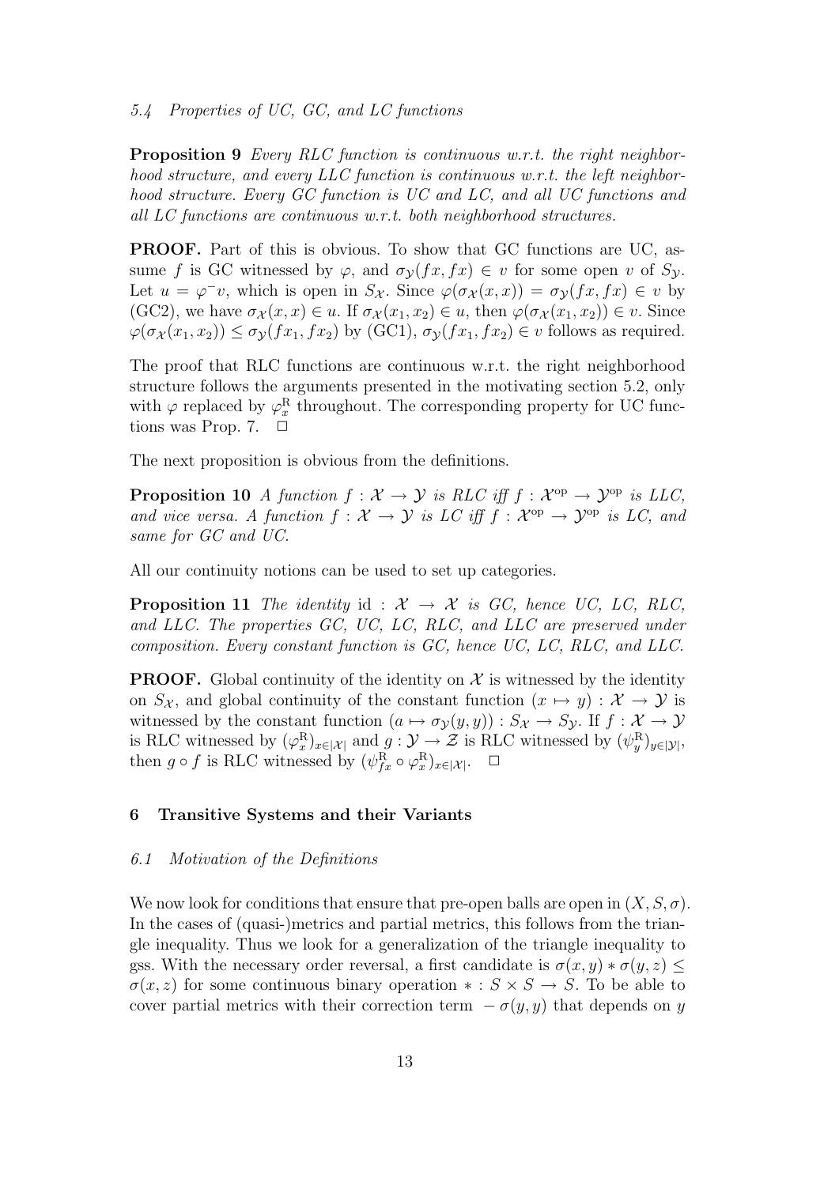### 5.4 Properties of UC, GC, and LC functions

**Proposition 9** *Every RLC function is continuous w.r.t. the right neighborhood structure, and every LLC function is continuous w.r.t. the left neighborhood structure. Every GC function is UC and LC, and all UC functions and all LC functions are continuous w.r.t. both neighborhood structures.*

**PROOF.** Part of this is obvious. To show that GC functions are UC, assume $f$ is GC witnessed by $\varphi$, and $\sigma_{\mathcal{Y}}(fx, fx) \in v$ for some open $v$ of $S_{\mathcal{Y}}$. Let $u = \varphi^{-}v$, which is open in $S_{\mathcal{X}}$. Since $\varphi(\sigma_{\mathcal{X}}(x, x)) = \sigma_{\mathcal{Y}}(fx, fx) \in v$ by (GC2), we have $\sigma_{\mathcal{X}}(x, x) \in u$. If $\sigma_{\mathcal{X}}(x_1, x_2) \in u$, then $\varphi(\sigma_{\mathcal{X}}(x_1, x_2)) \in v$. Since $\varphi(\sigma_{\mathcal{X}}(x_1, x_2)) \leq \sigma_{\mathcal{Y}}(fx_1, fx_2)$ by (GC1), $\sigma_{\mathcal{Y}}(fx_1, fx_2) \in v$ follows as required.

The proof that RLC functions are continuous w.r.t. the right neighborhood structure follows the arguments presented in the motivating section 5.2, only with $\varphi$ replaced by $\varphi^{\mathrm{R}}_x$ throughout. The corresponding property for UC functions was Prop. 7. $\square$

The next proposition is obvious from the definitions.

**Proposition 10** *A function $f : \mathcal{X} \to \mathcal{Y}$ is RLC iff $f : \mathcal{X}^{\mathrm{op}} \to \mathcal{Y}^{\mathrm{op}}$ is LLC, and vice versa. A function $f : \mathcal{X} \to \mathcal{Y}$ is LC iff $f : \mathcal{X}^{\mathrm{op}} \to \mathcal{Y}^{\mathrm{op}}$ is LC, and same for GC and UC.*

All our continuity notions can be used to set up categories.

**Proposition 11** *The identity $\mathrm{id} : \mathcal{X} \to \mathcal{X}$ is GC, hence UC, LC, RLC, and LLC. The properties GC, UC, LC, RLC, and LLC are preserved under composition. Every constant function is GC, hence UC, LC, RLC, and LLC.*

**PROOF.** Global continuity of the identity on $\mathcal{X}$ is witnessed by the identity on $S_{\mathcal{X}}$, and global continuity of the constant function $(x \mapsto y) : \mathcal{X} \to \mathcal{Y}$ is witnessed by the constant function $(a \mapsto \sigma_{\mathcal{Y}}(y, y)) : S_{\mathcal{X}} \to S_{\mathcal{Y}}$. If $f : \mathcal{X} \to \mathcal{Y}$ is RLC witnessed by $(\varphi^{\mathrm{R}}_x)_{x \in |\mathcal{X}|}$ and $g : \mathcal{Y} \to \mathcal{Z}$ is RLC witnessed by $(\psi^{\mathrm{R}}_y)_{y \in |\mathcal{Y}|}$, then $g \circ f$ is RLC witnessed by $(\psi^{\mathrm{R}}_{fx} \circ \varphi^{\mathrm{R}}_x)_{x \in |\mathcal{X}|}$. $\square$

## 6 Transitive Systems and their Variants

### 6.1 Motivation of the Definitions

We now look for conditions that ensure that pre-open balls are open in $(X, S, \sigma)$. In the cases of (quasi-)metrics and partial metrics, this follows from the triangle inequality. Thus we look for a generalization of the triangle inequality to gss. With the necessary order reversal, a first candidate is $\sigma(x, y) * \sigma(y, z) \leq \sigma(x, z)$ for some continuous binary operation $* : S \times S \to S$. To be able to cover partial metrics with their correction term $-\sigma(y, y)$ that depends on $y$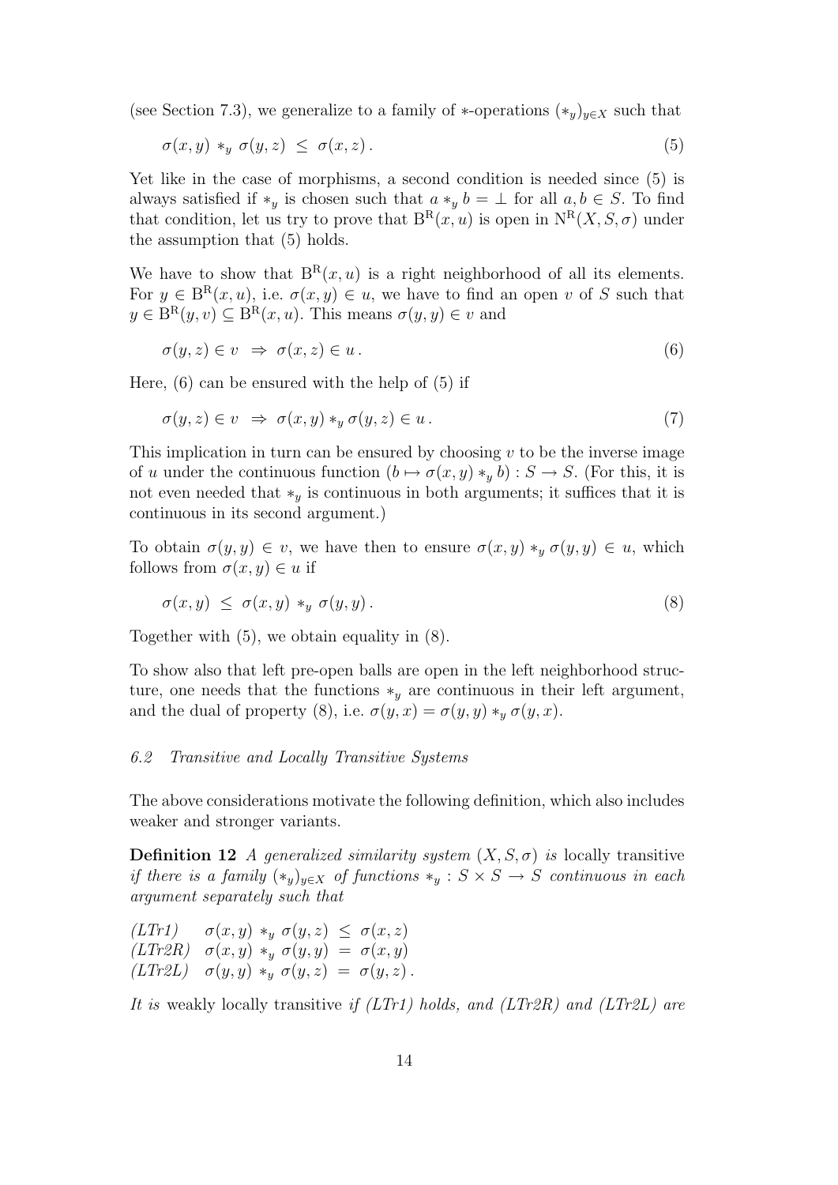(see Section 7.3), we generalize to a family of $*$-operations $(*_y)_{y \in X}$ such that

$$\sigma(x, y) *_y \sigma(y, z) \leq \sigma(x, z) . \tag{5}$$

Yet like in the case of morphisms, a second condition is needed since (5) is always satisfied if $*_y$ is chosen such that $a *_y b = \bot$ for all $a, b \in S$. To find that condition, let us try to prove that $\mathrm{B}^{\mathrm{R}}(x, u)$ is open in $\mathrm{N}^{\mathrm{R}}(X, S, \sigma)$ under the assumption that (5) holds.

We have to show that $\mathrm{B}^{\mathrm{R}}(x, u)$ is a right neighborhood of all its elements. For $y \in \mathrm{B}^{\mathrm{R}}(x, u)$, i.e. $\sigma(x, y) \in u$, we have to find an open $v$ of $S$ such that $y \in \mathrm{B}^{\mathrm{R}}(y, v) \subseteq \mathrm{B}^{\mathrm{R}}(x, u)$. This means $\sigma(y, y) \in v$ and

$$\sigma(y, z) \in v \;\Rightarrow\; \sigma(x, z) \in u . \tag{6}$$

Here, (6) can be ensured with the help of (5) if

$$\sigma(y, z) \in v \;\Rightarrow\; \sigma(x, y) *_y \sigma(y, z) \in u . \tag{7}$$

This implication in turn can be ensured by choosing $v$ to be the inverse image of $u$ under the continuous function $(b \mapsto \sigma(x, y) *_y b) : S \to S$. (For this, it is not even needed that $*_y$ is continuous in both arguments; it suffices that it is continuous in its second argument.)

To obtain $\sigma(y, y) \in v$, we have then to ensure $\sigma(x, y) *_y \sigma(y, y) \in u$, which follows from $\sigma(x, y) \in u$ if

$$\sigma(x, y) \leq \sigma(x, y) *_y \sigma(y, y) . \tag{8}$$

Together with (5), we obtain equality in (8).

To show also that left pre-open balls are open in the left neighborhood structure, one needs that the functions $*_y$ are continuous in their left argument, and the dual of property (8), i.e. $\sigma(y, x) = \sigma(y, y) *_y \sigma(y, x)$.

### *6.2 Transitive and Locally Transitive Systems*

The above considerations motivate the following definition, which also includes weaker and stronger variants.

**Definition 12** *A generalized similarity system $(X, S, \sigma)$ is* locally transitive *if there is a family $(*_y)_{y \in X}$ of functions $*_y : S \times S \to S$ continuous in each argument separately such that*

*(LTr1)* $\quad \sigma(x, y) *_y \sigma(y, z) \leq \sigma(x, z)$
*(LTr2R)* $\quad \sigma(x, y) *_y \sigma(y, y) = \sigma(x, y)$
*(LTr2L)* $\quad \sigma(y, y) *_y \sigma(y, z) = \sigma(y, z)$.

*It is* weakly locally transitive *if (LTr1) holds, and (LTr2R) and (LTr2L) are*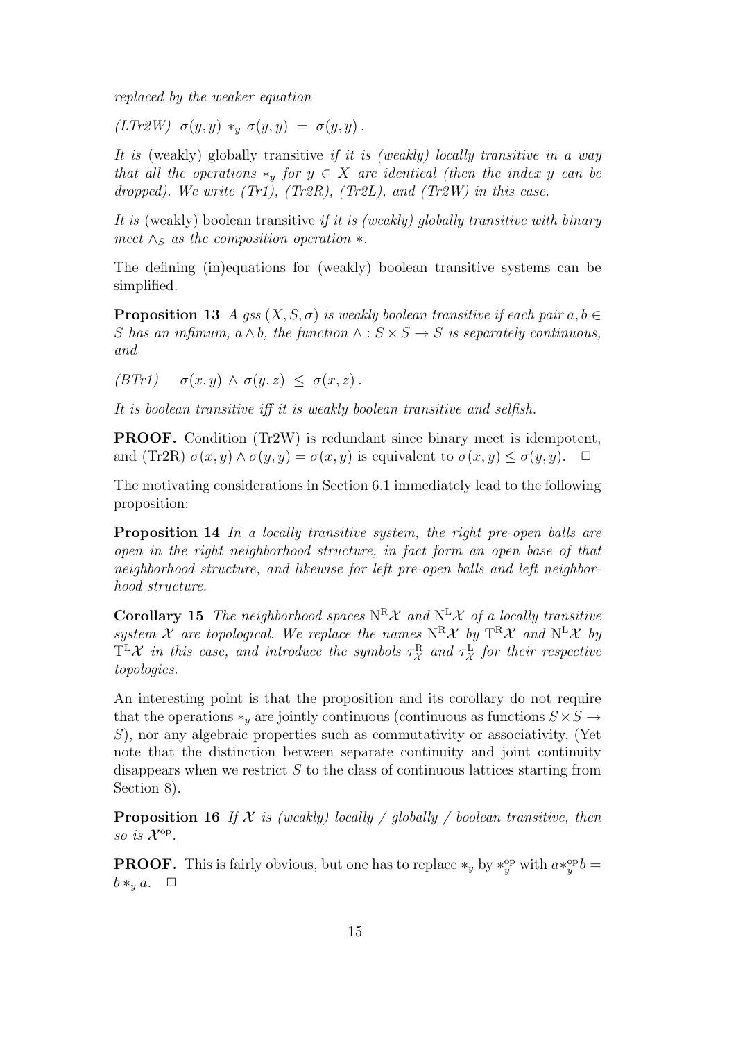*replaced by the weaker equation*

*(LTr2W)* $\sigma(y,y) *_y \sigma(y,y) = \sigma(y,y)$.

*It is* (weakly) globally transitive *if it is (weakly) locally transitive in a way that all the operations $*_y$ for $y \in X$ are identical (then the index $y$ can be dropped). We write (Tr1), (Tr2R), (Tr2L), and (Tr2W) in this case.*

*It is* (weakly) boolean transitive *if it is (weakly) globally transitive with binary meet $\wedge_S$ as the composition operation $*$.*

The defining (in)equations for (weakly) boolean transitive systems can be simplified.

**Proposition 13** *A gss $(X, S, \sigma)$ is weakly boolean transitive if each pair $a, b \in S$ has an infimum, $a \wedge b$, the function $\wedge : S \times S \to S$ is separately continuous, and*

*(BTr1)* $\quad \sigma(x,y) \wedge \sigma(y,z) \leq \sigma(x,z)$.

*It is boolean transitive iff it is weakly boolean transitive and selfish.*

**PROOF.** Condition (Tr2W) is redundant since binary meet is idempotent, and (Tr2R) $\sigma(x,y) \wedge \sigma(y,y) = \sigma(x,y)$ is equivalent to $\sigma(x,y) \leq \sigma(y,y)$. $\square$

The motivating considerations in Section 6.1 immediately lead to the following proposition:

**Proposition 14** *In a locally transitive system, the right pre-open balls are open in the right neighborhood structure, in fact form an open base of that neighborhood structure, and likewise for left pre-open balls and left neighborhood structure.*

**Corollary 15** *The neighborhood spaces $\mathrm{N}^{\mathrm{R}}\mathcal{X}$ and $\mathrm{N}^{\mathrm{L}}\mathcal{X}$ of a locally transitive system $\mathcal{X}$ are topological. We replace the names $\mathrm{N}^{\mathrm{R}}\mathcal{X}$ by $\mathrm{T}^{\mathrm{R}}\mathcal{X}$ and $\mathrm{N}^{\mathrm{L}}\mathcal{X}$ by $\mathrm{T}^{\mathrm{L}}\mathcal{X}$ in this case, and introduce the symbols $\tau^{\mathrm{R}}_{\mathcal{X}}$ and $\tau^{\mathrm{L}}_{\mathcal{X}}$ for their respective topologies.*

An interesting point is that the proposition and its corollary do not require that the operations $*_y$ are jointly continuous (continuous as functions $S \times S \to S$), nor any algebraic properties such as commutativity or associativity. (Yet note that the distinction between separate continuity and joint continuity disappears when we restrict $S$ to the class of continuous lattices starting from Section 8).

**Proposition 16** *If $\mathcal{X}$ is (weakly) locally / globally / boolean transitive, then so is $\mathcal{X}^{\mathrm{op}}$.*

**PROOF.** This is fairly obvious, but one has to replace $*_y$ by $*^{\mathrm{op}}_y$ with $a *^{\mathrm{op}}_y b = b *_y a$. $\square$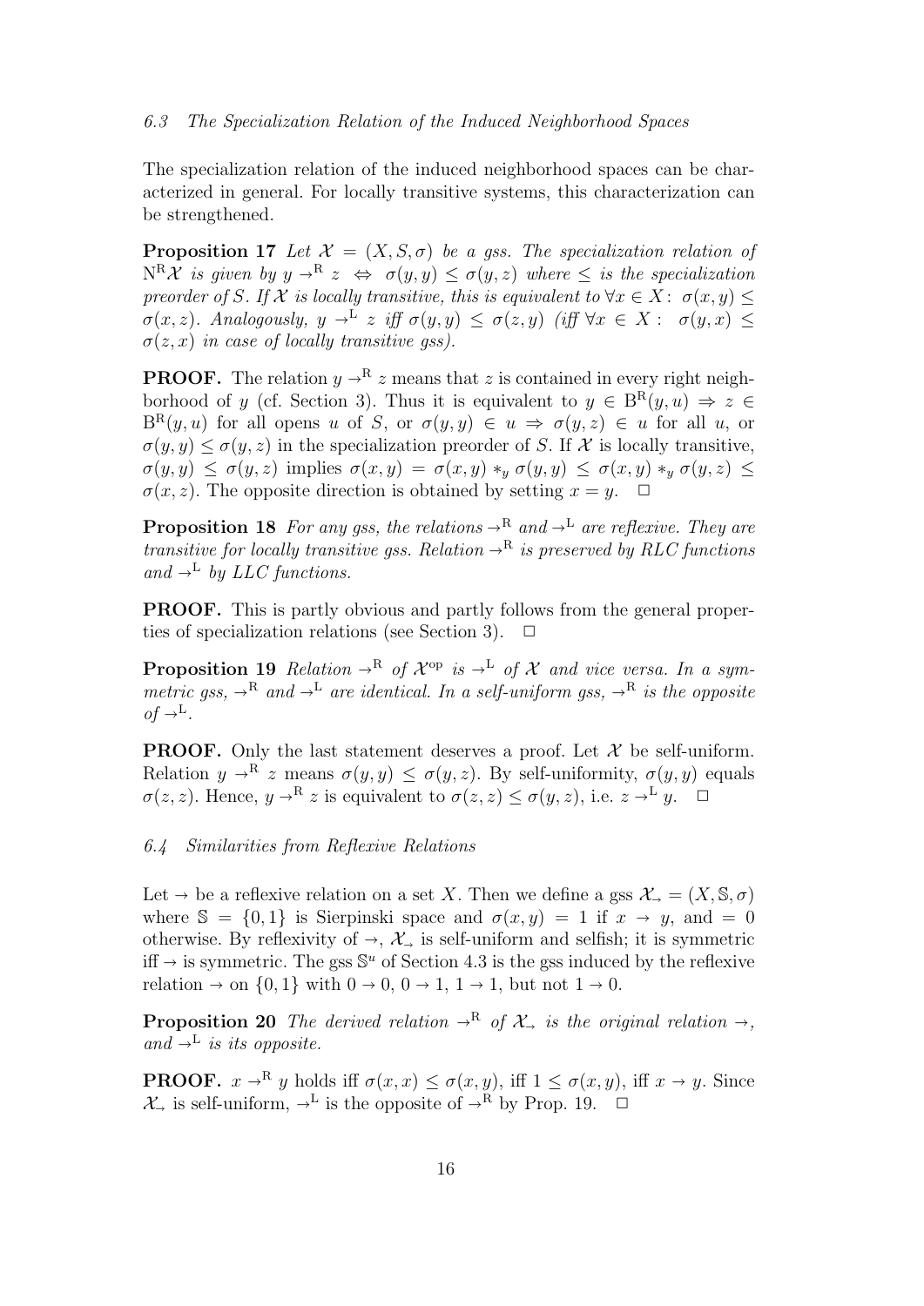### 6.3 The Specialization Relation of the Induced Neighborhood Spaces

The specialization relation of the induced neighborhood spaces can be characterized in general. For locally transitive systems, this characterization can be strengthened.

**Proposition 17** *Let $\mathcal{X} = (X, S, \sigma)$ be a gss. The specialization relation of $\mathrm{N}^{\mathrm{R}}\mathcal{X}$ is given by $y \to^{\mathrm{R}} z \;\Leftrightarrow\; \sigma(y, y) \le \sigma(y, z)$ where $\le$ is the specialization preorder of $S$. If $\mathcal{X}$ is locally transitive, this is equivalent to $\forall x \in X\colon\ \sigma(x, y) \le \sigma(x, z)$. Analogously, $y \to^{\mathrm{L}} z$ iff $\sigma(y, y) \le \sigma(z, y)$ (iff $\forall x \in X:\ \sigma(y, x) \le \sigma(z, x)$ in case of locally transitive gss).*

**PROOF.** The relation $y \to^{\mathrm{R}} z$ means that $z$ is contained in every right neighborhood of $y$ (cf. Section 3). Thus it is equivalent to $y \in \mathrm{B}^{\mathrm{R}}(y, u) \Rightarrow z \in \mathrm{B}^{\mathrm{R}}(y, u)$ for all opens $u$ of $S$, or $\sigma(y, y) \in u \Rightarrow \sigma(y, z) \in u$ for all $u$, or $\sigma(y, y) \le \sigma(y, z)$ in the specialization preorder of $S$. If $\mathcal{X}$ is locally transitive, $\sigma(y, y) \le \sigma(y, z)$ implies $\sigma(x, y) = \sigma(x, y) *_y \sigma(y, y) \le \sigma(x, y) *_y \sigma(y, z) \le \sigma(x, z)$. The opposite direction is obtained by setting $x = y$. $\Box$

**Proposition 18** *For any gss, the relations $\to^{\mathrm{R}}$ and $\to^{\mathrm{L}}$ are reflexive. They are transitive for locally transitive gss. Relation $\to^{\mathrm{R}}$ is preserved by RLC functions and $\to^{\mathrm{L}}$ by LLC functions.*

**PROOF.** This is partly obvious and partly follows from the general properties of specialization relations (see Section 3). $\Box$

**Proposition 19** *Relation $\to^{\mathrm{R}}$ of $\mathcal{X}^{\mathrm{op}}$ is $\to^{\mathrm{L}}$ of $\mathcal{X}$ and vice versa. In a symmetric gss, $\to^{\mathrm{R}}$ and $\to^{\mathrm{L}}$ are identical. In a self-uniform gss, $\to^{\mathrm{R}}$ is the opposite of $\to^{\mathrm{L}}$.*

**PROOF.** Only the last statement deserves a proof. Let $\mathcal{X}$ be self-uniform. Relation $y \to^{\mathrm{R}} z$ means $\sigma(y, y) \le \sigma(y, z)$. By self-uniformity, $\sigma(y, y)$ equals $\sigma(z, z)$. Hence, $y \to^{\mathrm{R}} z$ is equivalent to $\sigma(z, z) \le \sigma(y, z)$, i.e. $z \to^{\mathrm{L}} y$. $\Box$

### 6.4 Similarities from Reflexive Relations

Let $\to$ be a reflexive relation on a set $X$. Then we define a gss $\mathcal{X}_{\to} = (X, \mathbb{S}, \sigma)$ where $\mathbb{S} = \{0, 1\}$ is Sierpinski space and $\sigma(x, y) = 1$ if $x \to y$, and $= 0$ otherwise. By reflexivity of $\to$, $\mathcal{X}_{\to}$ is self-uniform and selfish; it is symmetric iff $\to$ is symmetric. The gss $\mathbb{S}^u$ of Section 4.3 is the gss induced by the reflexive relation $\to$ on $\{0, 1\}$ with $0 \to 0$, $0 \to 1$, $1 \to 1$, but not $1 \to 0$.

**Proposition 20** *The derived relation $\to^{\mathrm{R}}$ of $\mathcal{X}_{\to}$ is the original relation $\to$, and $\to^{\mathrm{L}}$ is its opposite.*

**PROOF.** $x \to^{\mathrm{R}} y$ holds iff $\sigma(x, x) \le \sigma(x, y)$, iff $1 \le \sigma(x, y)$, iff $x \to y$. Since $\mathcal{X}_{\to}$ is self-uniform, $\to^{\mathrm{L}}$ is the opposite of $\to^{\mathrm{R}}$ by Prop. 19. $\Box$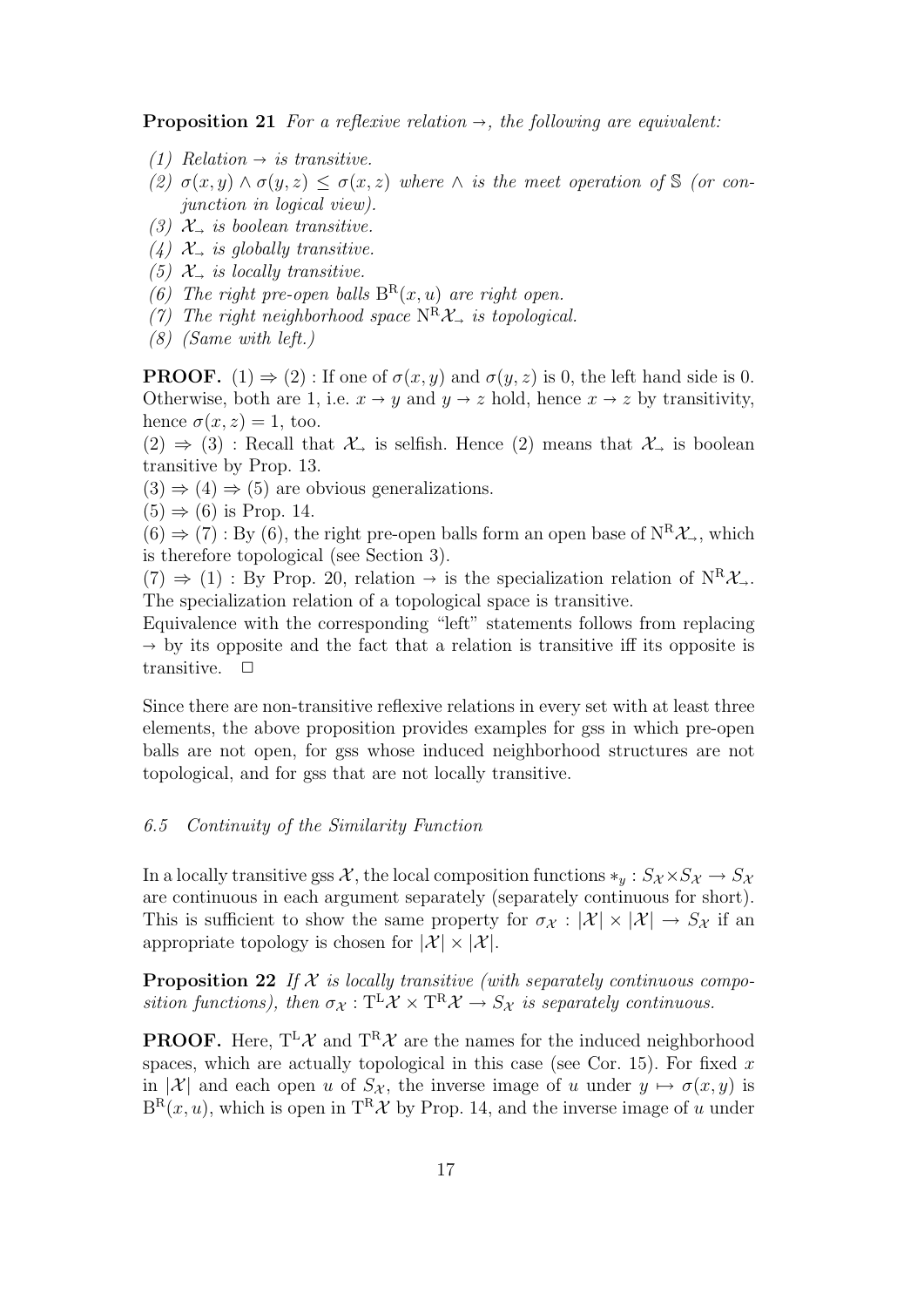**Proposition 21** *For a reflexive relation $\to$, the following are equivalent:*

*(1) Relation $\to$ is transitive.*
*(2) $\sigma(x, y) \wedge \sigma(y, z) \leq \sigma(x, z)$ where $\wedge$ is the meet operation of $\mathbb{S}$ (or conjunction in logical view).*
*(3) $\mathcal{X}_\to$ is boolean transitive.*
*(4) $\mathcal{X}_\to$ is globally transitive.*
*(5) $\mathcal{X}_\to$ is locally transitive.*
*(6) The right pre-open balls $\mathrm{B}^\mathrm{R}(x, u)$ are right open.*
*(7) The right neighborhood space $\mathrm{N}^\mathrm{R}\mathcal{X}_\to$ is topological.*
*(8) (Same with left.)*

**PROOF.** $(1) \Rightarrow (2)$ : If one of $\sigma(x, y)$ and $\sigma(y, z)$ is 0, the left hand side is 0. Otherwise, both are 1, i.e. $x \to y$ and $y \to z$ hold, hence $x \to z$ by transitivity, hence $\sigma(x, z) = 1$, too.
$(2) \Rightarrow (3)$ : Recall that $\mathcal{X}_\to$ is selfish. Hence (2) means that $\mathcal{X}_\to$ is boolean transitive by Prop. 13.
$(3) \Rightarrow (4) \Rightarrow (5)$ are obvious generalizations.
$(5) \Rightarrow (6)$ is Prop. 14.
$(6) \Rightarrow (7)$ : By (6), the right pre-open balls form an open base of $\mathrm{N}^\mathrm{R}\mathcal{X}_\to$, which is therefore topological (see Section 3).
$(7) \Rightarrow (1)$ : By Prop. 20, relation $\to$ is the specialization relation of $\mathrm{N}^\mathrm{R}\mathcal{X}_\to$. The specialization relation of a topological space is transitive.
Equivalence with the corresponding "left" statements follows from replacing $\to$ by its opposite and the fact that a relation is transitive iff its opposite is transitive. $\square$

Since there are non-transitive reflexive relations in every set with at least three elements, the above proposition provides examples for gss in which pre-open balls are not open, for gss whose induced neighborhood structures are not topological, and for gss that are not locally transitive.

### *6.5 Continuity of the Similarity Function*

In a locally transitive gss $\mathcal{X}$, the local composition functions $*_y : S_\mathcal{X} \times S_\mathcal{X} \to S_\mathcal{X}$ are continuous in each argument separately (separately continuous for short). This is sufficient to show the same property for $\sigma_\mathcal{X} : |\mathcal{X}| \times |\mathcal{X}| \to S_\mathcal{X}$ if an appropriate topology is chosen for $|\mathcal{X}| \times |\mathcal{X}|$.

**Proposition 22** *If $\mathcal{X}$ is locally transitive (with separately continuous composition functions), then $\sigma_\mathcal{X} : \mathrm{T}^\mathrm{L}\mathcal{X} \times \mathrm{T}^\mathrm{R}\mathcal{X} \to S_\mathcal{X}$ is separately continuous.*

**PROOF.** Here, $\mathrm{T}^\mathrm{L}\mathcal{X}$ and $\mathrm{T}^\mathrm{R}\mathcal{X}$ are the names for the induced neighborhood spaces, which are actually topological in this case (see Cor. 15). For fixed $x$ in $|\mathcal{X}|$ and each open $u$ of $S_\mathcal{X}$, the inverse image of $u$ under $y \mapsto \sigma(x, y)$ is $\mathrm{B}^\mathrm{R}(x, u)$, which is open in $\mathrm{T}^\mathrm{R}\mathcal{X}$ by Prop. 14, and the inverse image of $u$ under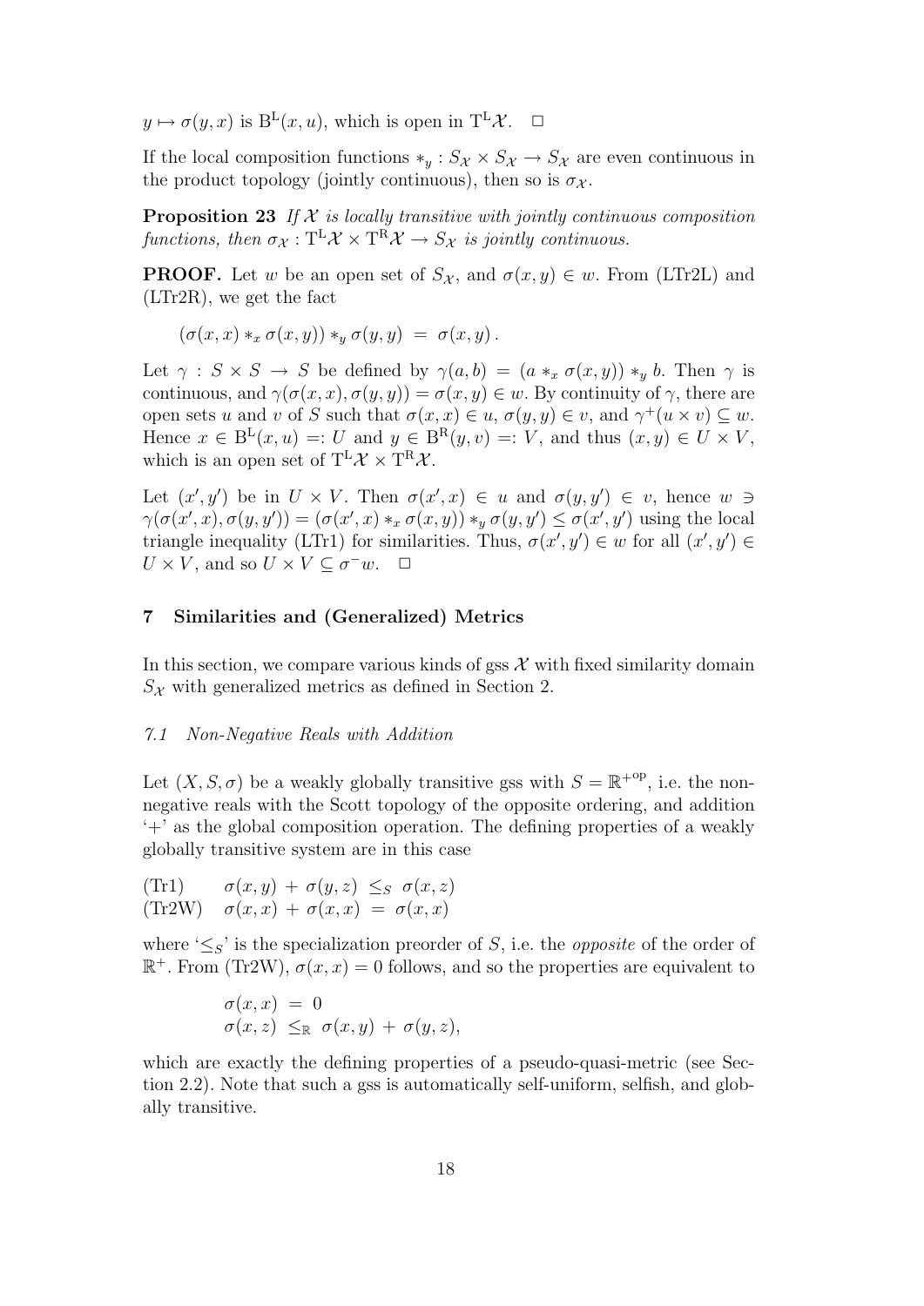$y \mapsto \sigma(y, x)$ is $\mathrm{B^L}(x, u)$, which is open in $\mathrm{T^L}\mathcal{X}$. $\square$

If the local composition functions $*_y : S_\mathcal{X} \times S_\mathcal{X} \to S_\mathcal{X}$ are even continuous in the product topology (jointly continuous), then so is $\sigma_\mathcal{X}$.

**Proposition 23** *If $\mathcal{X}$ is locally transitive with jointly continuous composition functions, then $\sigma_\mathcal{X} : \mathrm{T^L}\mathcal{X} \times \mathrm{T^R}\mathcal{X} \to S_\mathcal{X}$ is jointly continuous.*

**PROOF.** Let $w$ be an open set of $S_\mathcal{X}$, and $\sigma(x, y) \in w$. From (LTr2L) and (LTr2R), we get the fact

$$(\sigma(x,x) *_x \sigma(x,y)) *_y \sigma(y,y) \ = \ \sigma(x,y) \, .$$

Let $\gamma : S \times S \to S$ be defined by $\gamma(a, b) = (a *_x \sigma(x, y)) *_y b$. Then $\gamma$ is continuous, and $\gamma(\sigma(x, x), \sigma(y, y)) = \sigma(x, y) \in w$. By continuity of $\gamma$, there are open sets $u$ and $v$ of $S$ such that $\sigma(x, x) \in u$, $\sigma(y, y) \in v$, and $\gamma^+(u \times v) \subseteq w$. Hence $x \in \mathrm{B^L}(x, u) =: U$ and $y \in \mathrm{B^R}(y, v) =: V$, and thus $(x, y) \in U \times V$, which is an open set of $\mathrm{T^L}\mathcal{X} \times \mathrm{T^R}\mathcal{X}$.

Let $(x', y')$ be in $U \times V$. Then $\sigma(x', x) \in u$ and $\sigma(y, y') \in v$, hence $w \ni \gamma(\sigma(x', x), \sigma(y, y')) = (\sigma(x', x) *_x \sigma(x, y)) *_y \sigma(y, y') \leq \sigma(x', y')$ using the local triangle inequality (LTr1) for similarities. Thus, $\sigma(x', y') \in w$ for all $(x', y') \in U \times V$, and so $U \times V \subseteq \sigma^- w$. $\square$

## 7 Similarities and (Generalized) Metrics

In this section, we compare various kinds of gss $\mathcal{X}$ with fixed similarity domain $S_\mathcal{X}$ with generalized metrics as defined in Section 2.

### *7.1 Non-Negative Reals with Addition*

Let $(X, S, \sigma)$ be a weakly globally transitive gss with $S = \mathbb{R}^{+\mathrm{op}}$, i.e. the non-negative reals with the Scott topology of the opposite ordering, and addition '+' as the global composition operation. The defining properties of a weakly globally transitive system are in this case

$$\begin{array}{ll} \text{(Tr1)} & \sigma(x,y) \, + \, \sigma(y,z) \ \leq_S \ \sigma(x,z) \\ \text{(Tr2W)} & \sigma(x,x) \, + \, \sigma(x,x) \ = \ \sigma(x,x) \end{array}$$

where '$\leq_S$' is the specialization preorder of $S$, i.e. the *opposite* of the order of $\mathbb{R}^+$. From (Tr2W), $\sigma(x, x) = 0$ follows, and so the properties are equivalent to

$$\begin{array}{l} \sigma(x,x) \ = \ 0 \\ \sigma(x,z) \ \leq_\mathbb{R} \ \sigma(x,y) \, + \, \sigma(y,z), \end{array}$$

which are exactly the defining properties of a pseudo-quasi-metric (see Section 2.2). Note that such a gss is automatically self-uniform, selfish, and globally transitive.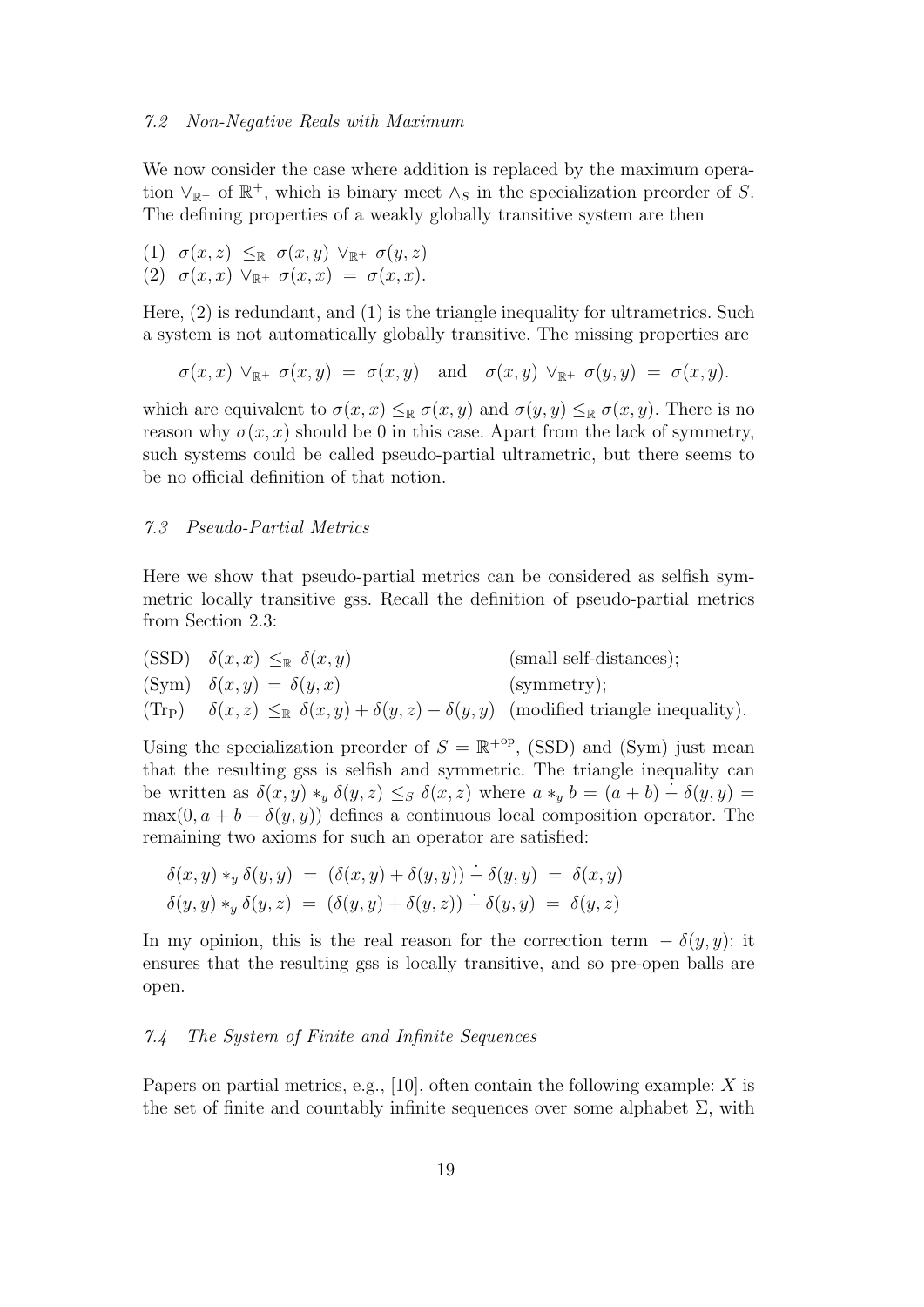### 7.2 Non-Negative Reals with Maximum

We now consider the case where addition is replaced by the maximum operation $\vee_{\mathbb{R}^+}$ of $\mathbb{R}^+$, which is binary meet $\wedge_S$ in the specialization preorder of $S$. The defining properties of a weakly globally transitive system are then

(1) $\sigma(x,z) \;\leq_{\mathbb{R}}\; \sigma(x,y) \vee_{\mathbb{R}^+} \sigma(y,z)$
(2) $\sigma(x,x) \vee_{\mathbb{R}^+} \sigma(x,x) \;=\; \sigma(x,x)$.

Here, (2) is redundant, and (1) is the triangle inequality for ultrametrics. Such a system is not automatically globally transitive. The missing properties are

$$\sigma(x,x) \vee_{\mathbb{R}^+} \sigma(x,y) \;=\; \sigma(x,y) \quad \text{and} \quad \sigma(x,y) \vee_{\mathbb{R}^+} \sigma(y,y) \;=\; \sigma(x,y).$$

which are equivalent to $\sigma(x,x) \leq_{\mathbb{R}} \sigma(x,y)$ and $\sigma(y,y) \leq_{\mathbb{R}} \sigma(x,y)$. There is no reason why $\sigma(x,x)$ should be 0 in this case. Apart from the lack of symmetry, such systems could be called pseudo-partial ultrametric, but there seems to be no official definition of that notion.

### 7.3 Pseudo-Partial Metrics

Here we show that pseudo-partial metrics can be considered as selfish symmetric locally transitive gss. Recall the definition of pseudo-partial metrics from Section 2.3:

(SSD) $\delta(x,x) \leq_{\mathbb{R}} \delta(x,y)$ (small self-distances);
(Sym) $\delta(x,y) = \delta(y,x)$ (symmetry);
($\mathrm{Tr_P}$) $\delta(x,z) \leq_{\mathbb{R}} \delta(x,y) + \delta(y,z) - \delta(y,y)$ (modified triangle inequality).

Using the specialization preorder of $S = \mathbb{R}^{+\mathrm{op}}$, (SSD) and (Sym) just mean that the resulting gss is selfish and symmetric. The triangle inequality can be written as $\delta(x,y) *_y \delta(y,z) \leq_S \delta(x,z)$ where $a *_y b = (a+b) \dot{-} \delta(y,y) = \max(0, a+b-\delta(y,y))$ defines a continuous local composition operator. The remaining two axioms for such an operator are satisfied:

$$\delta(x,y) *_y \delta(y,y) \;=\; (\delta(x,y) + \delta(y,y)) \dot{-} \delta(y,y) \;=\; \delta(x,y)$$
$$\delta(y,y) *_y \delta(y,z) \;=\; (\delta(y,y) + \delta(y,z)) \dot{-} \delta(y,y) \;=\; \delta(y,z)$$

In my opinion, this is the real reason for the correction term $-\,\delta(y,y)$: it ensures that the resulting gss is locally transitive, and so pre-open balls are open.

### 7.4 The System of Finite and Infinite Sequences

Papers on partial metrics, e.g., [10], often contain the following example: $X$ is the set of finite and countably infinite sequences over some alphabet $\Sigma$, with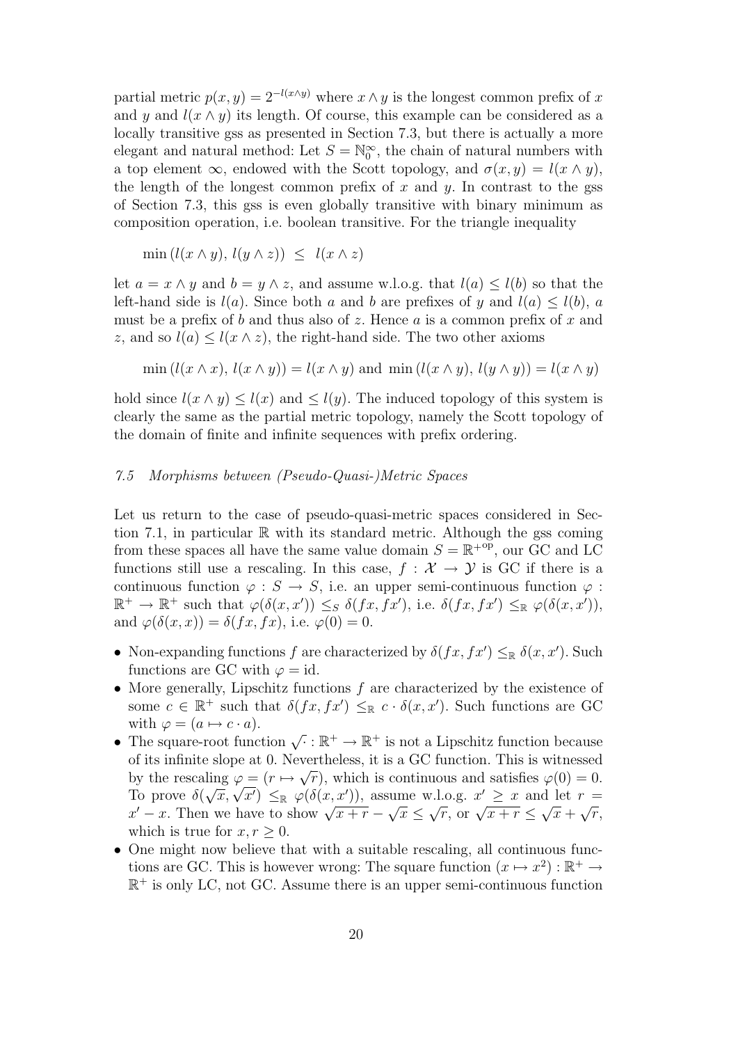partial metric $p(x, y) = 2^{-l(x \wedge y)}$ where $x \wedge y$ is the longest common prefix of $x$ and $y$ and $l(x \wedge y)$ its length. Of course, this example can be considered as a locally transitive gss as presented in Section 7.3, but there is actually a more elegant and natural method: Let $S = \mathbb{N}_0^\infty$, the chain of natural numbers with a top element $\infty$, endowed with the Scott topology, and $\sigma(x, y) = l(x \wedge y)$, the length of the longest common prefix of $x$ and $y$. In contrast to the gss of Section 7.3, this gss is even globally transitive with binary minimum as composition operation, i.e. boolean transitive. For the triangle inequality

$$\min\left(l(x \wedge y),\, l(y \wedge z)\right) \;\leq\; l(x \wedge z)$$

let $a = x \wedge y$ and $b = y \wedge z$, and assume w.l.o.g. that $l(a) \leq l(b)$ so that the left-hand side is $l(a)$. Since both $a$ and $b$ are prefixes of $y$ and $l(a) \leq l(b)$, $a$ must be a prefix of $b$ and thus also of $z$. Hence $a$ is a common prefix of $x$ and $z$, and so $l(a) \leq l(x \wedge z)$, the right-hand side. The two other axioms

$$\min\left(l(x \wedge x),\, l(x \wedge y)\right) = l(x \wedge y) \text{ and } \min\left(l(x \wedge y),\, l(y \wedge y)\right) = l(x \wedge y)$$

hold since $l(x \wedge y) \leq l(x)$ and $\leq l(y)$. The induced topology of this system is clearly the same as the partial metric topology, namely the Scott topology of the domain of finite and infinite sequences with prefix ordering.

### *7.5 Morphisms between (Pseudo-Quasi-)Metric Spaces*

Let us return to the case of pseudo-quasi-metric spaces considered in Section 7.1, in particular $\mathbb{R}$ with its standard metric. Although the gss coming from these spaces all have the same value domain $S = \mathbb{R}^{+\text{op}}$, our GC and LC functions still use a rescaling. In this case, $f : \mathcal{X} \to \mathcal{Y}$ is GC if there is a continuous function $\varphi : S \to S$, i.e. an upper semi-continuous function $\varphi : \mathbb{R}^+ \to \mathbb{R}^+$ such that $\varphi(\delta(x, x')) \leq_S \delta(fx, fx')$, i.e. $\delta(fx, fx') \leq_{\mathbb{R}} \varphi(\delta(x, x'))$, and $\varphi(\delta(x, x)) = \delta(fx, fx)$, i.e. $\varphi(0) = 0$.

- Non-expanding functions $f$ are characterized by $\delta(fx, fx') \leq_{\mathbb{R}} \delta(x, x')$. Such functions are GC with $\varphi = \text{id}$.
- More generally, Lipschitz functions $f$ are characterized by the existence of some $c \in \mathbb{R}^+$ such that $\delta(fx, fx') \leq_{\mathbb{R}} c \cdot \delta(x, x')$. Such functions are GC with $\varphi = (a \mapsto c \cdot a)$.
- The square-root function $\sqrt{\cdot} : \mathbb{R}^+ \to \mathbb{R}^+$ is not a Lipschitz function because of its infinite slope at 0. Nevertheless, it is a GC function. This is witnessed by the rescaling $\varphi = (r \mapsto \sqrt{r})$, which is continuous and satisfies $\varphi(0) = 0$. To prove $\delta(\sqrt{x}, \sqrt{x'}) \leq_{\mathbb{R}} \varphi(\delta(x, x'))$, assume w.l.o.g. $x' \geq x$ and let $r = x' - x$. Then we have to show $\sqrt{x + r} - \sqrt{x} \leq \sqrt{r}$, or $\sqrt{x + r} \leq \sqrt{x} + \sqrt{r}$, which is true for $x, r \geq 0$.
- One might now believe that with a suitable rescaling, all continuous functions are GC. This is however wrong: The square function $(x \mapsto x^2) : \mathbb{R}^+ \to \mathbb{R}^+$ is only LC, not GC. Assume there is an upper semi-continuous function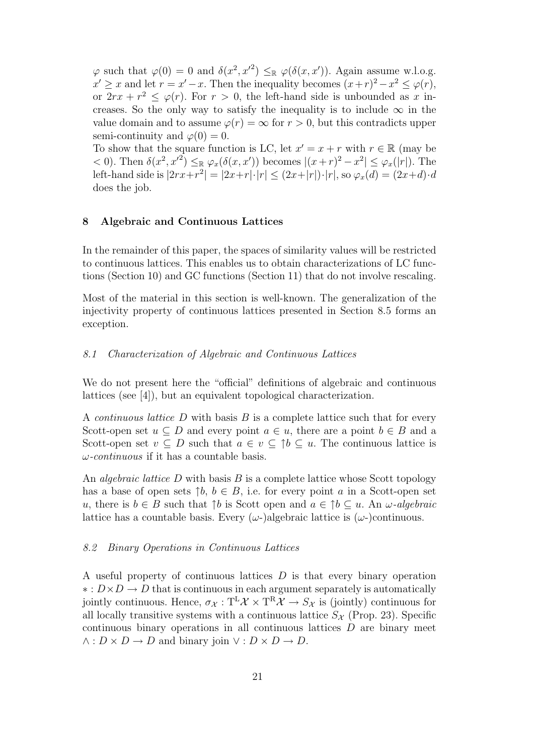$\varphi$ such that $\varphi(0) = 0$ and $\delta(x^2, x'^2) \leq_{\mathbb{R}} \varphi(\delta(x, x'))$. Again assume w.l.o.g. $x' \geq x$ and let $r = x' - x$. Then the inequality becomes $(x+r)^2 - x^2 \leq \varphi(r)$, or $2rx + r^2 \leq \varphi(r)$. For $r > 0$, the left-hand side is unbounded as $x$ increases. So the only way to satisfy the inequality is to include $\infty$ in the value domain and to assume $\varphi(r) = \infty$ for $r > 0$, but this contradicts upper semi-continuity and $\varphi(0) = 0$.

To show that the square function is LC, let $x' = x + r$ with $r \in \mathbb{R}$ (may be $< 0$). Then $\delta(x^2, x'^2) \leq_{\mathbb{R}} \varphi_x(\delta(x, x'))$ becomes $|(x+r)^2 - x^2| \leq \varphi_x(|r|)$. The left-hand side is $|2rx + r^2| = |2x + r| \cdot |r| \leq (2x + |r|) \cdot |r|$, so $\varphi_x(d) = (2x + d) \cdot d$ does the job.

## 8 Algebraic and Continuous Lattices

In the remainder of this paper, the spaces of similarity values will be restricted to continuous lattices. This enables us to obtain characterizations of LC functions (Section 10) and GC functions (Section 11) that do not involve rescaling.

Most of the material in this section is well-known. The generalization of the injectivity property of continuous lattices presented in Section 8.5 forms an exception.

### *8.1 Characterization of Algebraic and Continuous Lattices*

We do not present here the "official" definitions of algebraic and continuous lattices (see [4]), but an equivalent topological characterization.

A *continuous lattice* $D$ with basis $B$ is a complete lattice such that for every Scott-open set $u \subseteq D$ and every point $a \in u$, there are a point $b \in B$ and a Scott-open set $v \subseteq D$ such that $a \in v \subseteq \uparrow b \subseteq u$. The continuous lattice is *$\omega$-continuous* if it has a countable basis.

An *algebraic lattice* $D$ with basis $B$ is a complete lattice whose Scott topology has a base of open sets $\uparrow b$, $b \in B$, i.e. for every point $a$ in a Scott-open set $u$, there is $b \in B$ such that $\uparrow b$ is Scott open and $a \in \uparrow b \subseteq u$. An *$\omega$-algebraic* lattice has a countable basis. Every ($\omega$-)algebraic lattice is ($\omega$-)continuous.

### *8.2 Binary Operations in Continuous Lattices*

A useful property of continuous lattices $D$ is that every binary operation $* : D \times D \to D$ that is continuous in each argument separately is automatically jointly continuous. Hence, $\sigma_{\mathcal{X}} : \mathrm{T}^{\mathrm{L}}\mathcal{X} \times \mathrm{T}^{\mathrm{R}}\mathcal{X} \to S_{\mathcal{X}}$ is (jointly) continuous for all locally transitive systems with a continuous lattice $S_{\mathcal{X}}$ (Prop. 23). Specific continuous binary operations in all continuous lattices $D$ are binary meet $\wedge : D \times D \to D$ and binary join $\vee : D \times D \to D$.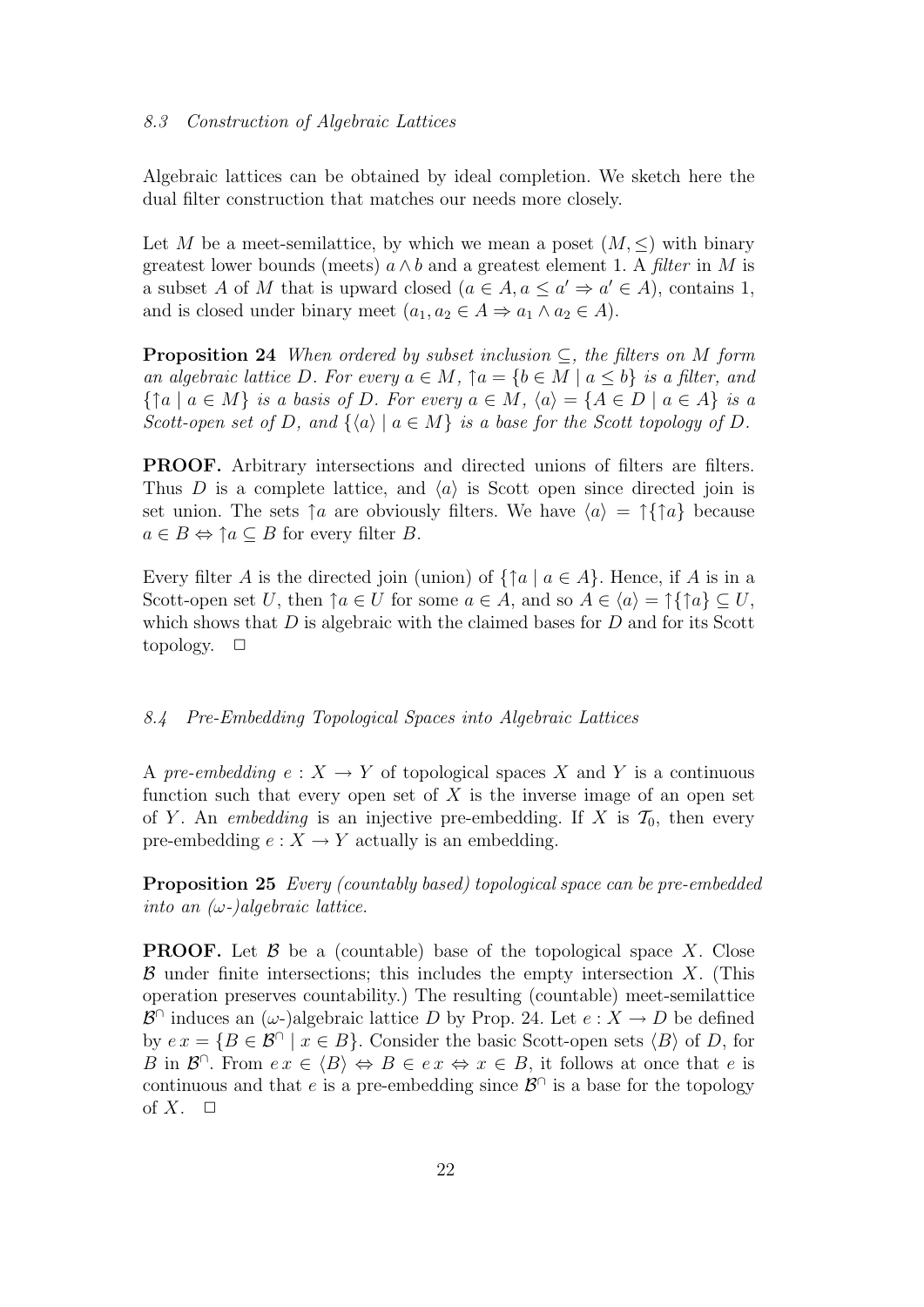### *8.3 Construction of Algebraic Lattices*

Algebraic lattices can be obtained by ideal completion. We sketch here the dual filter construction that matches our needs more closely.

Let $M$ be a meet-semilattice, by which we mean a poset $(M, \leq)$ with binary greatest lower bounds (meets) $a \wedge b$ and a greatest element 1. A *filter* in $M$ is a subset $A$ of $M$ that is upward closed ($a \in A, a \leq a' \Rightarrow a' \in A$), contains 1, and is closed under binary meet ($a_1, a_2 \in A \Rightarrow a_1 \wedge a_2 \in A$).

**Proposition 24** *When ordered by subset inclusion $\subseteq$, the filters on $M$ form an algebraic lattice $D$. For every $a \in M$, $\uparrow a = \{b \in M \mid a \leq b\}$ is a filter, and $\{\uparrow a \mid a \in M\}$ is a basis of $D$. For every $a \in M$, $\langle a \rangle = \{A \in D \mid a \in A\}$ is a Scott-open set of $D$, and $\{\langle a \rangle \mid a \in M\}$ is a base for the Scott topology of $D$.*

**PROOF.** Arbitrary intersections and directed unions of filters are filters. Thus $D$ is a complete lattice, and $\langle a \rangle$ is Scott open since directed join is set union. The sets $\uparrow a$ are obviously filters. We have $\langle a \rangle = \uparrow\{\uparrow a\}$ because $a \in B \Leftrightarrow \uparrow a \subseteq B$ for every filter $B$.

Every filter $A$ is the directed join (union) of $\{\uparrow a \mid a \in A\}$. Hence, if $A$ is in a Scott-open set $U$, then $\uparrow a \in U$ for some $a \in A$, and so $A \in \langle a \rangle = \uparrow\{\uparrow a\} \subseteq U$, which shows that $D$ is algebraic with the claimed bases for $D$ and for its Scott topology. $\Box$

### *8.4 Pre-Embedding Topological Spaces into Algebraic Lattices*

A *pre-embedding* $e : X \to Y$ of topological spaces $X$ and $Y$ is a continuous function such that every open set of $X$ is the inverse image of an open set of $Y$. An *embedding* is an injective pre-embedding. If $X$ is $\mathcal{T}_0$, then every pre-embedding $e : X \to Y$ actually is an embedding.

**Proposition 25** *Every (countably based) topological space can be pre-embedded into an ($\omega$-)algebraic lattice.*

**PROOF.** Let $\mathcal{B}$ be a (countable) base of the topological space $X$. Close $\mathcal{B}$ under finite intersections; this includes the empty intersection $X$. (This operation preserves countability.) The resulting (countable) meet-semilattice $\mathcal{B}^\cap$ induces an ($\omega$-)algebraic lattice $D$ by Prop. 24. Let $e : X \to D$ be defined by $e\,x = \{B \in \mathcal{B}^\cap \mid x \in B\}$. Consider the basic Scott-open sets $\langle B \rangle$ of $D$, for $B$ in $\mathcal{B}^\cap$. From $e\,x \in \langle B \rangle \Leftrightarrow B \in e\,x \Leftrightarrow x \in B$, it follows at once that $e$ is continuous and that $e$ is a pre-embedding since $\mathcal{B}^\cap$ is a base for the topology of $X$. $\Box$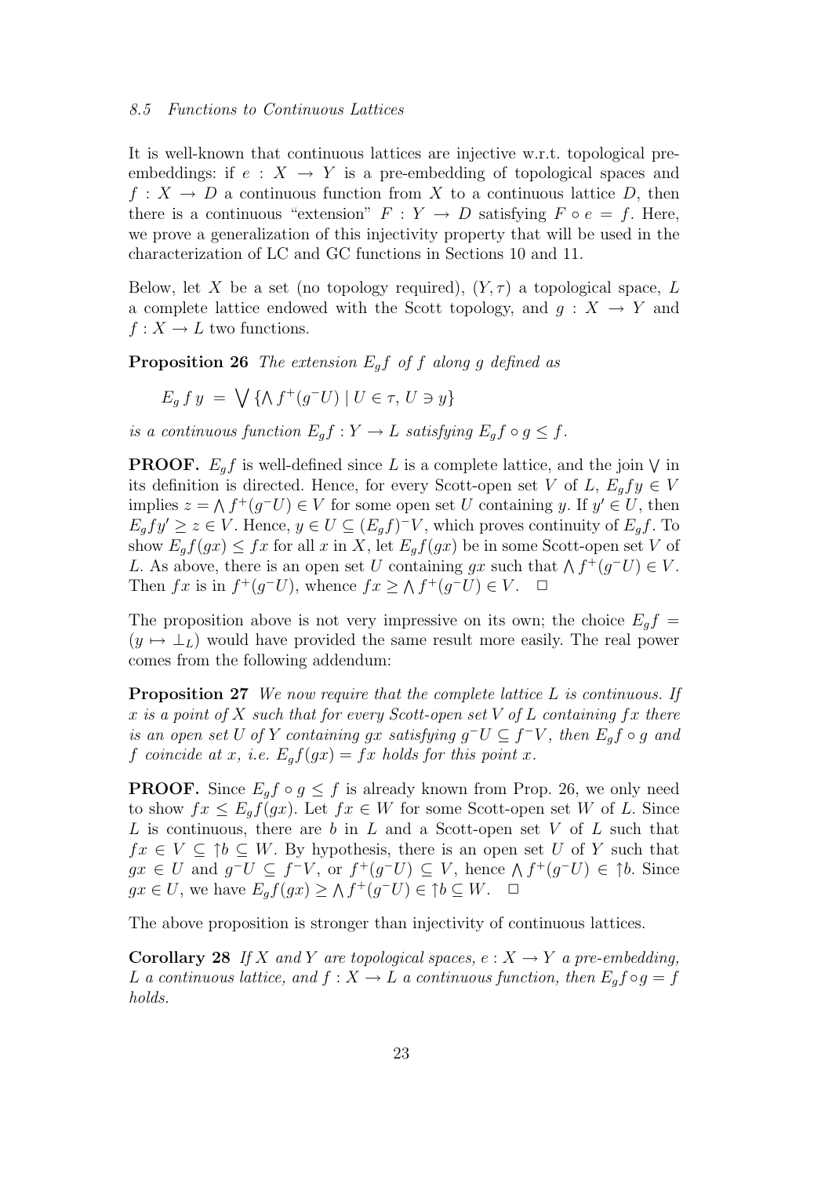### 8.5 Functions to Continuous Lattices

It is well-known that continuous lattices are injective w.r.t. topological pre-embeddings: if $e : X \to Y$ is a pre-embedding of topological spaces and $f : X \to D$ a continuous function from $X$ to a continuous lattice $D$, then there is a continuous "extension" $F : Y \to D$ satisfying $F \circ e = f$. Here, we prove a generalization of this injectivity property that will be used in the characterization of LC and GC functions in Sections 10 and 11.

Below, let $X$ be a set (no topology required), $(Y, \tau)$ a topological space, $L$ a complete lattice endowed with the Scott topology, and $g : X \to Y$ and $f : X \to L$ two functions.

**Proposition 26** *The extension $E_g f$ of $f$ along $g$ defined as*

$$E_g\, f\, y \;=\; \bigvee \{\textstyle\bigwedge f^+(g^- U) \mid U \in \tau,\, U \ni y\}$$

*is a continuous function $E_g f : Y \to L$ satisfying $E_g f \circ g \leq f$.*

**PROOF.** $E_g f$ is well-defined since $L$ is a complete lattice, and the join $\bigvee$ in its definition is directed. Hence, for every Scott-open set $V$ of $L$, $E_g f y \in V$ implies $z = \bigwedge f^+(g^- U) \in V$ for some open set $U$ containing $y$. If $y' \in U$, then $E_g f y' \geq z \in V$. Hence, $y \in U \subseteq (E_g f)^- V$, which proves continuity of $E_g f$. To show $E_g f(gx) \leq fx$ for all $x$ in $X$, let $E_g f(gx)$ be in some Scott-open set $V$ of $L$. As above, there is an open set $U$ containing $gx$ such that $\bigwedge f^+(g^- U) \in V$. Then $fx$ is in $f^+(g^- U)$, whence $fx \geq \bigwedge f^+(g^- U) \in V$. $\square$

The proposition above is not very impressive on its own; the choice $E_g f = (y \mapsto \bot_L)$ would have provided the same result more easily. The real power comes from the following addendum:

**Proposition 27** *We now require that the complete lattice $L$ is continuous. If $x$ is a point of $X$ such that for every Scott-open set $V$ of $L$ containing $fx$ there is an open set $U$ of $Y$ containing $gx$ satisfying $g^- U \subseteq f^- V$, then $E_g f \circ g$ and $f$ coincide at $x$, i.e. $E_g f(gx) = fx$ holds for this point $x$.*

**PROOF.** Since $E_g f \circ g \leq f$ is already known from Prop. 26, we only need to show $fx \leq E_g f(gx)$. Let $fx \in W$ for some Scott-open set $W$ of $L$. Since $L$ is continuous, there are $b$ in $L$ and a Scott-open set $V$ of $L$ such that $fx \in V \subseteq \uparrow b \subseteq W$. By hypothesis, there is an open set $U$ of $Y$ such that $gx \in U$ and $g^- U \subseteq f^- V$, or $f^+(g^- U) \subseteq V$, hence $\bigwedge f^+(g^- U) \in \uparrow b$. Since $gx \in U$, we have $E_g f(gx) \geq \bigwedge f^+(g^- U) \in \uparrow b \subseteq W$. $\square$

The above proposition is stronger than injectivity of continuous lattices.

**Corollary 28** *If $X$ and $Y$ are topological spaces, $e : X \to Y$ a pre-embedding, $L$ a continuous lattice, and $f : X \to L$ a continuous function, then $E_g f \circ g = f$ holds.*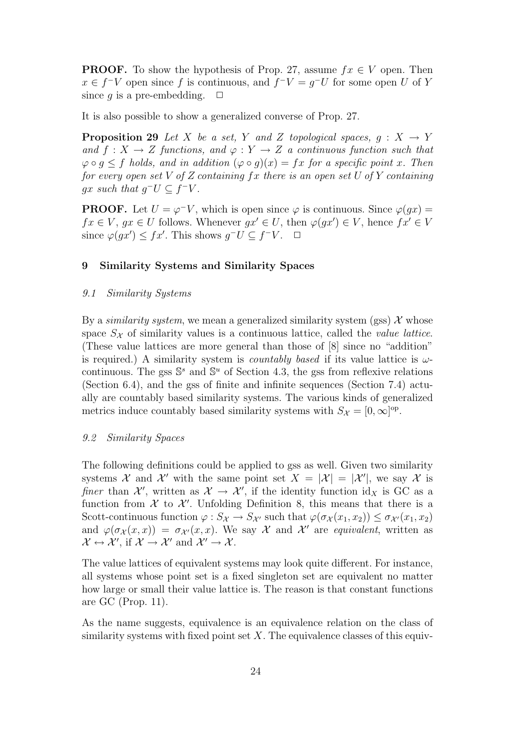**PROOF.** To show the hypothesis of Prop. 27, assume $fx \in V$ open. Then $x \in f^{-}V$ open since $f$ is continuous, and $f^{-}V = g^{-}U$ for some open $U$ of $Y$ since $g$ is a pre-embedding. $\square$

It is also possible to show a generalized converse of Prop. 27.

**Proposition 29** *Let $X$ be a set, $Y$ and $Z$ topological spaces, $g : X \to Y$ and $f : X \to Z$ functions, and $\varphi : Y \to Z$ a continuous function such that $\varphi \circ g \leq f$ holds, and in addition $(\varphi \circ g)(x) = fx$ for a specific point $x$. Then for every open set $V$ of $Z$ containing $fx$ there is an open set $U$ of $Y$ containing $gx$ such that $g^{-}U \subseteq f^{-}V$.*

**PROOF.** Let $U = \varphi^{-}V$, which is open since $\varphi$ is continuous. Since $\varphi(gx) = fx \in V$, $gx \in U$ follows. Whenever $gx' \in U$, then $\varphi(gx') \in V$, hence $fx' \in V$ since $\varphi(gx') \leq fx'$. This shows $g^{-}U \subseteq f^{-}V$. $\square$

## 9 Similarity Systems and Similarity Spaces

### 9.1 Similarity Systems

By a *similarity system*, we mean a generalized similarity system (gss) $\mathcal{X}$ whose space $S_{\mathcal{X}}$ of similarity values is a continuous lattice, called the *value lattice*. (These value lattices are more general than those of [8] since no "addition" is required.) A similarity system is *countably based* if its value lattice is $\omega$-continuous. The gss $\mathbb{S}^s$ and $\mathbb{S}^u$ of Section 4.3, the gss from reflexive relations (Section 6.4), and the gss of finite and infinite sequences (Section 7.4) actually are countably based similarity systems. The various kinds of generalized metrics induce countably based similarity systems with $S_{\mathcal{X}} = [0, \infty]^{\mathrm{op}}$.

### 9.2 Similarity Spaces

The following definitions could be applied to gss as well. Given two similarity systems $\mathcal{X}$ and $\mathcal{X}'$ with the same point set $X = |\mathcal{X}| = |\mathcal{X}'|$, we say $\mathcal{X}$ is *finer* than $\mathcal{X}'$, written as $\mathcal{X} \to \mathcal{X}'$, if the identity function $\mathrm{id}_X$ is GC as a function from $\mathcal{X}$ to $\mathcal{X}'$. Unfolding Definition 8, this means that there is a Scott-continuous function $\varphi : S_{\mathcal{X}} \to S_{\mathcal{X}'}$ such that $\varphi(\sigma_{\mathcal{X}}(x_1, x_2)) \leq \sigma_{\mathcal{X}'}(x_1, x_2)$ and $\varphi(\sigma_{\mathcal{X}}(x, x)) = \sigma_{\mathcal{X}'}(x, x)$. We say $\mathcal{X}$ and $\mathcal{X}'$ are *equivalent*, written as $\mathcal{X} \leftrightarrow \mathcal{X}'$, if $\mathcal{X} \to \mathcal{X}'$ and $\mathcal{X}' \to \mathcal{X}$.

The value lattices of equivalent systems may look quite different. For instance, all systems whose point set is a fixed singleton set are equivalent no matter how large or small their value lattice is. The reason is that constant functions are GC (Prop. 11).

As the name suggests, equivalence is an equivalence relation on the class of similarity systems with fixed point set $X$. The equivalence classes of this equiv-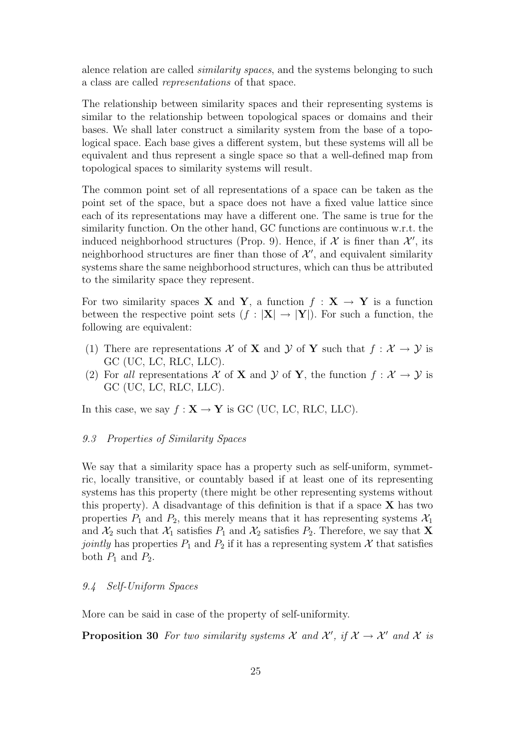alence relation are called *similarity spaces*, and the systems belonging to such a class are called *representations* of that space.

The relationship between similarity spaces and their representing systems is similar to the relationship between topological spaces or domains and their bases. We shall later construct a similarity system from the base of a topological space. Each base gives a different system, but these systems will all be equivalent and thus represent a single space so that a well-defined map from topological spaces to similarity systems will result.

The common point set of all representations of a space can be taken as the point set of the space, but a space does not have a fixed value lattice since each of its representations may have a different one. The same is true for the similarity function. On the other hand, GC functions are continuous w.r.t. the induced neighborhood structures (Prop. 9). Hence, if $\mathcal{X}$ is finer than $\mathcal{X}'$, its neighborhood structures are finer than those of $\mathcal{X}'$, and equivalent similarity systems share the same neighborhood structures, which can thus be attributed to the similarity space they represent.

For two similarity spaces $\mathbf{X}$ and $\mathbf{Y}$, a function $f : \mathbf{X} \to \mathbf{Y}$ is a function between the respective point sets ($f : |\mathbf{X}| \to |\mathbf{Y}|$). For such a function, the following are equivalent:

(1) There are representations $\mathcal{X}$ of $\mathbf{X}$ and $\mathcal{Y}$ of $\mathbf{Y}$ such that $f : \mathcal{X} \to \mathcal{Y}$ is GC (UC, LC, RLC, LLC).
(2) For *all* representations $\mathcal{X}$ of $\mathbf{X}$ and $\mathcal{Y}$ of $\mathbf{Y}$, the function $f : \mathcal{X} \to \mathcal{Y}$ is GC (UC, LC, RLC, LLC).

In this case, we say $f : \mathbf{X} \to \mathbf{Y}$ is GC (UC, LC, RLC, LLC).

### 9.3 Properties of Similarity Spaces

We say that a similarity space has a property such as self-uniform, symmetric, locally transitive, or countably based if at least one of its representing systems has this property (there might be other representing systems without this property). A disadvantage of this definition is that if a space $\mathbf{X}$ has two properties $P_1$ and $P_2$, this merely means that it has representing systems $\mathcal{X}_1$ and $\mathcal{X}_2$ such that $\mathcal{X}_1$ satisfies $P_1$ and $\mathcal{X}_2$ satisfies $P_2$. Therefore, we say that $\mathbf{X}$ *jointly* has properties $P_1$ and $P_2$ if it has a representing system $\mathcal{X}$ that satisfies both $P_1$ and $P_2$.

### 9.4 Self-Uniform Spaces

More can be said in case of the property of self-uniformity.

**Proposition 30** *For two similarity systems $\mathcal{X}$ and $\mathcal{X}'$, if $\mathcal{X} \to \mathcal{X}'$ and $\mathcal{X}$ is*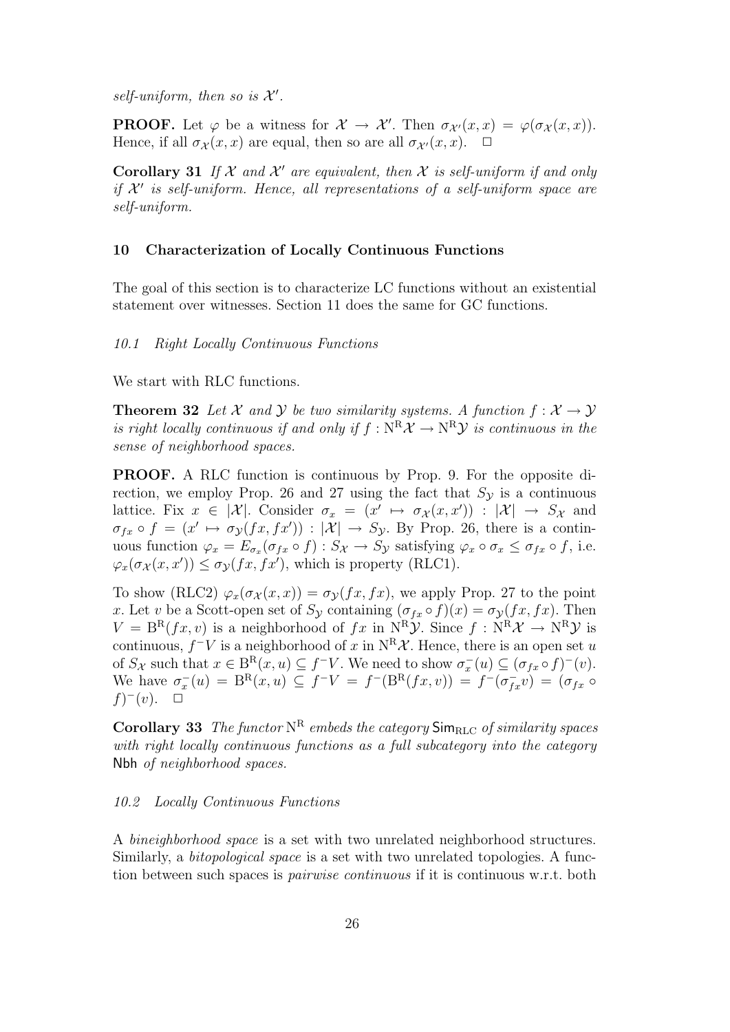*self-uniform, then so is $\mathcal{X}'$.*

**PROOF.** Let $\varphi$ be a witness for $\mathcal{X} \to \mathcal{X}'$. Then $\sigma_{\mathcal{X}'}(x, x) = \varphi(\sigma_{\mathcal{X}}(x, x))$. Hence, if all $\sigma_{\mathcal{X}}(x, x)$ are equal, then so are all $\sigma_{\mathcal{X}'}(x, x)$. $\square$

**Corollary 31** *If $\mathcal{X}$ and $\mathcal{X}'$ are equivalent, then $\mathcal{X}$ is self-uniform if and only if $\mathcal{X}'$ is self-uniform. Hence, all representations of a self-uniform space are self-uniform.*

## 10 Characterization of Locally Continuous Functions

The goal of this section is to characterize LC functions without an existential statement over witnesses. Section 11 does the same for GC functions.

### 10.1 Right Locally Continuous Functions

We start with RLC functions.

**Theorem 32** *Let $\mathcal{X}$ and $\mathcal{Y}$ be two similarity systems. A function $f : \mathcal{X} \to \mathcal{Y}$ is right locally continuous if and only if $f : \mathrm{N}^{\mathrm{R}}\mathcal{X} \to \mathrm{N}^{\mathrm{R}}\mathcal{Y}$ is continuous in the sense of neighborhood spaces.*

**PROOF.** A RLC function is continuous by Prop. 9. For the opposite direction, we employ Prop. 26 and 27 using the fact that $S_{\mathcal{Y}}$ is a continuous lattice. Fix $x \in |\mathcal{X}|$. Consider $\sigma_x = (x' \mapsto \sigma_{\mathcal{X}}(x, x')) : |\mathcal{X}| \to S_{\mathcal{X}}$ and $\sigma_{fx} \circ f = (x' \mapsto \sigma_{\mathcal{Y}}(fx, fx')) : |\mathcal{X}| \to S_{\mathcal{Y}}$. By Prop. 26, there is a continuous function $\varphi_x = E_{\sigma_x}(\sigma_{fx} \circ f) : S_{\mathcal{X}} \to S_{\mathcal{Y}}$ satisfying $\varphi_x \circ \sigma_x \leq \sigma_{fx} \circ f$, i.e. $\varphi_x(\sigma_{\mathcal{X}}(x, x')) \leq \sigma_{\mathcal{Y}}(fx, fx')$, which is property (RLC1).

To show (RLC2) $\varphi_x(\sigma_{\mathcal{X}}(x, x)) = \sigma_{\mathcal{Y}}(fx, fx)$, we apply Prop. 27 to the point $x$. Let $v$ be a Scott-open set of $S_{\mathcal{Y}}$ containing $(\sigma_{fx} \circ f)(x) = \sigma_{\mathcal{Y}}(fx, fx)$. Then $V = \mathrm{B}^{\mathrm{R}}(fx, v)$ is a neighborhood of $fx$ in $\mathrm{N}^{\mathrm{R}}\mathcal{Y}$. Since $f : \mathrm{N}^{\mathrm{R}}\mathcal{X} \to \mathrm{N}^{\mathrm{R}}\mathcal{Y}$ is continuous, $f^{-}V$ is a neighborhood of $x$ in $\mathrm{N}^{\mathrm{R}}\mathcal{X}$. Hence, there is an open set $u$ of $S_{\mathcal{X}}$ such that $x \in \mathrm{B}^{\mathrm{R}}(x, u) \subseteq f^{-}V$. We need to show $\sigma_x^{-}(u) \subseteq (\sigma_{fx} \circ f)^{-}(v)$. We have $\sigma_x^{-}(u) = \mathrm{B}^{\mathrm{R}}(x, u) \subseteq f^{-}V = f^{-}(\mathrm{B}^{\mathrm{R}}(fx, v)) = f^{-}(\sigma_{fx}^{-}v) = (\sigma_{fx} \circ f)^{-}(v)$. $\square$

**Corollary 33** *The functor $\mathrm{N}^{\mathrm{R}}$ embeds the category $\mathsf{Sim}_{\mathrm{RLC}}$ of similarity spaces with right locally continuous functions as a full subcategory into the category $\mathsf{Nbh}$ of neighborhood spaces.*

### 10.2 Locally Continuous Functions

A *bineighborhood space* is a set with two unrelated neighborhood structures. Similarly, a *bitopological space* is a set with two unrelated topologies. A function between such spaces is *pairwise continuous* if it is continuous w.r.t. both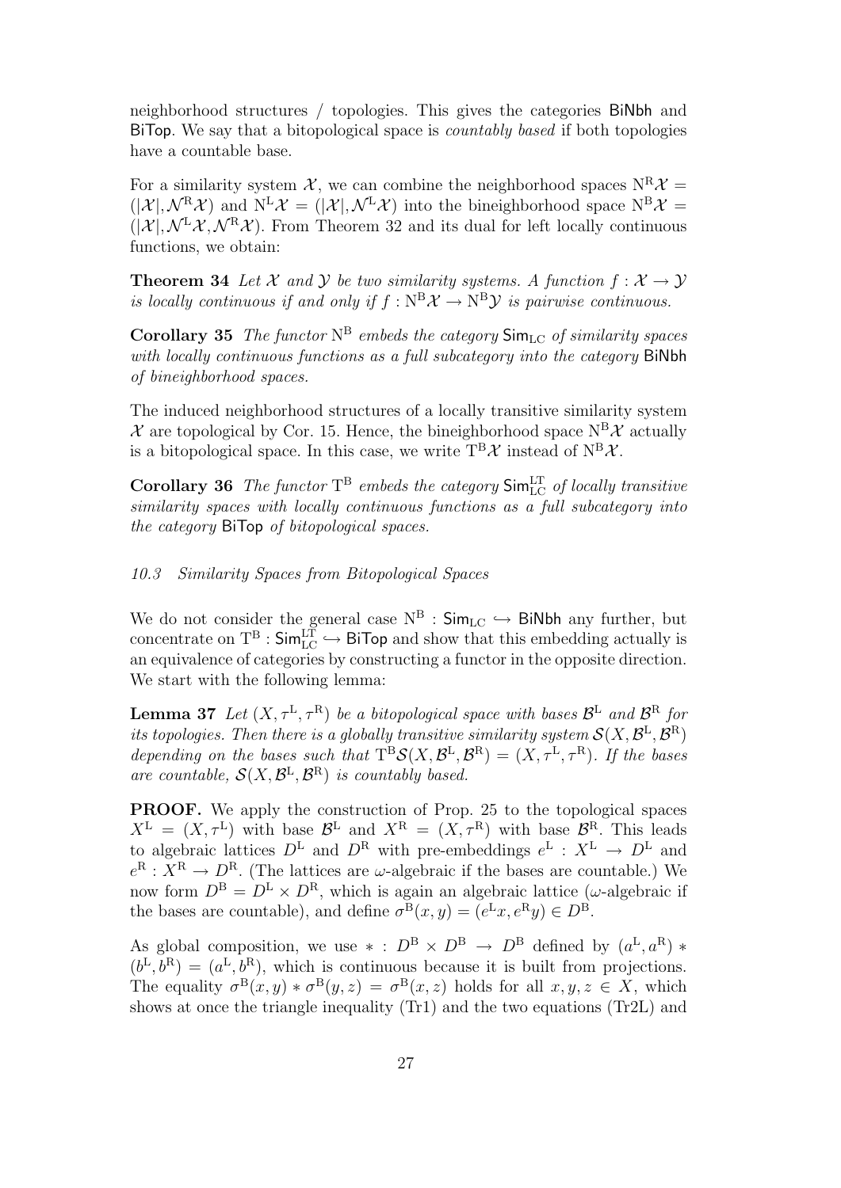neighborhood structures / topologies. This gives the categories BiNbh and BiTop. We say that a bitopological space is *countably based* if both topologies have a countable base.

For a similarity system $\mathcal{X}$, we can combine the neighborhood spaces $\mathrm{N}^{\mathrm{R}}\mathcal{X} = (|\mathcal{X}|, \mathcal{N}^{\mathrm{R}}\mathcal{X})$ and $\mathrm{N}^{\mathrm{L}}\mathcal{X} = (|\mathcal{X}|, \mathcal{N}^{\mathrm{L}}\mathcal{X})$ into the bineighborhood space $\mathrm{N}^{\mathrm{B}}\mathcal{X} = (|\mathcal{X}|, \mathcal{N}^{\mathrm{L}}\mathcal{X}, \mathcal{N}^{\mathrm{R}}\mathcal{X})$. From Theorem 32 and its dual for left locally continuous functions, we obtain:

**Theorem 34** *Let $\mathcal{X}$ and $\mathcal{Y}$ be two similarity systems. A function $f : \mathcal{X} \to \mathcal{Y}$ is locally continuous if and only if $f : \mathrm{N}^{\mathrm{B}}\mathcal{X} \to \mathrm{N}^{\mathrm{B}}\mathcal{Y}$ is pairwise continuous.*

**Corollary 35** *The functor $\mathrm{N}^{\mathrm{B}}$ embeds the category $\mathsf{Sim}_{\mathrm{LC}}$ of similarity spaces with locally continuous functions as a full subcategory into the category* BiNbh *of bineighborhood spaces.*

The induced neighborhood structures of a locally transitive similarity system $\mathcal{X}$ are topological by Cor. 15. Hence, the bineighborhood space $\mathrm{N}^{\mathrm{B}}\mathcal{X}$ actually is a bitopological space. In this case, we write $\mathrm{T}^{\mathrm{B}}\mathcal{X}$ instead of $\mathrm{N}^{\mathrm{B}}\mathcal{X}$.

**Corollary 36** *The functor $\mathrm{T}^{\mathrm{B}}$ embeds the category $\mathsf{Sim}_{\mathrm{LC}}^{\mathrm{LT}}$ of locally transitive similarity spaces with locally continuous functions as a full subcategory into the category* BiTop *of bitopological spaces.*

### *10.3 Similarity Spaces from Bitopological Spaces*

We do not consider the general case $\mathrm{N}^{\mathrm{B}} : \mathsf{Sim}_{\mathrm{LC}} \hookrightarrow \mathsf{BiNbh}$ any further, but concentrate on $\mathrm{T}^{\mathrm{B}} : \mathsf{Sim}_{\mathrm{LC}}^{\mathrm{LT}} \hookrightarrow \mathsf{BiTop}$ and show that this embedding actually is an equivalence of categories by constructing a functor in the opposite direction. We start with the following lemma:

**Lemma 37** *Let $(X, \tau^{\mathrm{L}}, \tau^{\mathrm{R}})$ be a bitopological space with bases $\mathcal{B}^{\mathrm{L}}$ and $\mathcal{B}^{\mathrm{R}}$ for its topologies. Then there is a globally transitive similarity system $\mathcal{S}(X, \mathcal{B}^{\mathrm{L}}, \mathcal{B}^{\mathrm{R}})$ depending on the bases such that $\mathrm{T}^{\mathrm{B}}\mathcal{S}(X, \mathcal{B}^{\mathrm{L}}, \mathcal{B}^{\mathrm{R}}) = (X, \tau^{\mathrm{L}}, \tau^{\mathrm{R}})$. If the bases are countable, $\mathcal{S}(X, \mathcal{B}^{\mathrm{L}}, \mathcal{B}^{\mathrm{R}})$ is countably based.*

**PROOF.** We apply the construction of Prop. 25 to the topological spaces $X^{\mathrm{L}} = (X, \tau^{\mathrm{L}})$ with base $\mathcal{B}^{\mathrm{L}}$ and $X^{\mathrm{R}} = (X, \tau^{\mathrm{R}})$ with base $\mathcal{B}^{\mathrm{R}}$. This leads to algebraic lattices $D^{\mathrm{L}}$ and $D^{\mathrm{R}}$ with pre-embeddings $e^{\mathrm{L}} : X^{\mathrm{L}} \to D^{\mathrm{L}}$ and $e^{\mathrm{R}} : X^{\mathrm{R}} \to D^{\mathrm{R}}$. (The lattices are $\omega$-algebraic if the bases are countable.) We now form $D^{\mathrm{B}} = D^{\mathrm{L}} \times D^{\mathrm{R}}$, which is again an algebraic lattice ($\omega$-algebraic if the bases are countable), and define $\sigma^{\mathrm{B}}(x, y) = (e^{\mathrm{L}}x, e^{\mathrm{R}}y) \in D^{\mathrm{B}}$.

As global composition, we use $* : D^{\mathrm{B}} \times D^{\mathrm{B}} \to D^{\mathrm{B}}$ defined by $(a^{\mathrm{L}}, a^{\mathrm{R}}) * (b^{\mathrm{L}}, b^{\mathrm{R}}) = (a^{\mathrm{L}}, b^{\mathrm{R}})$, which is continuous because it is built from projections. The equality $\sigma^{\mathrm{B}}(x, y) * \sigma^{\mathrm{B}}(y, z) = \sigma^{\mathrm{B}}(x, z)$ holds for all $x, y, z \in X$, which shows at once the triangle inequality (Tr1) and the two equations (Tr2L) and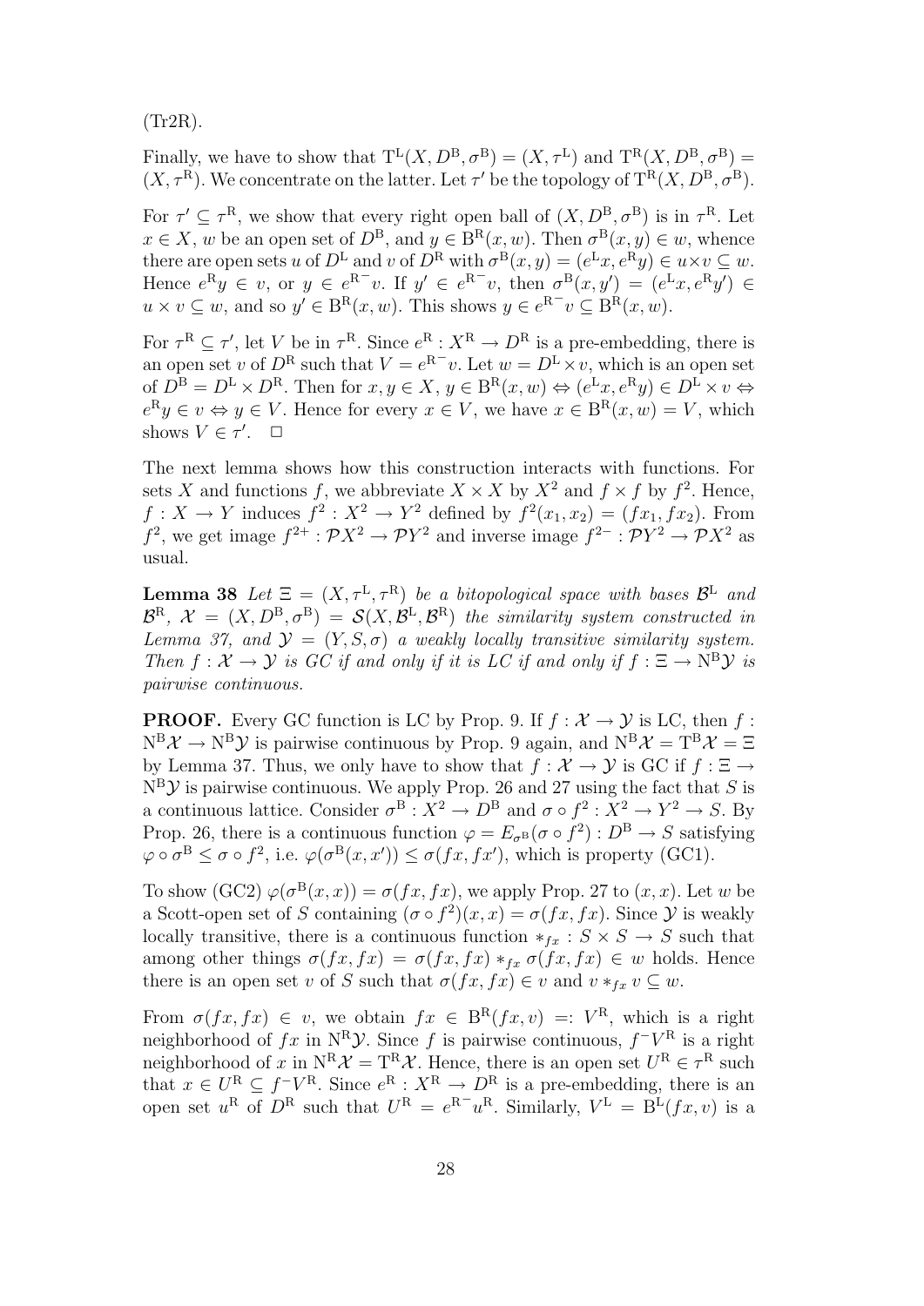(Tr2R).

Finally, we have to show that $\mathrm{T}^{\mathrm{L}}(X, D^{\mathrm{B}}, \sigma^{\mathrm{B}}) = (X, \tau^{\mathrm{L}})$ and $\mathrm{T}^{\mathrm{R}}(X, D^{\mathrm{B}}, \sigma^{\mathrm{B}}) = (X, \tau^{\mathrm{R}})$. We concentrate on the latter. Let $\tau'$ be the topology of $\mathrm{T}^{\mathrm{R}}(X, D^{\mathrm{B}}, \sigma^{\mathrm{B}})$.

For $\tau' \subseteq \tau^{\mathrm{R}}$, we show that every right open ball of $(X, D^{\mathrm{B}}, \sigma^{\mathrm{B}})$ is in $\tau^{\mathrm{R}}$. Let $x \in X$, $w$ be an open set of $D^{\mathrm{B}}$, and $y \in \mathrm{B}^{\mathrm{R}}(x, w)$. Then $\sigma^{\mathrm{B}}(x, y) \in w$, whence there are open sets $u$ of $D^{\mathrm{L}}$ and $v$ of $D^{\mathrm{R}}$ with $\sigma^{\mathrm{B}}(x, y) = (e^{\mathrm{L}}x, e^{\mathrm{R}}y) \in u \times v \subseteq w$. Hence $e^{\mathrm{R}}y \in v$, or $y \in e^{\mathrm{R}-}v$. If $y' \in e^{\mathrm{R}-}v$, then $\sigma^{\mathrm{B}}(x, y') = (e^{\mathrm{L}}x, e^{\mathrm{R}}y') \in u \times v \subseteq w$, and so $y' \in \mathrm{B}^{\mathrm{R}}(x, w)$. This shows $y \in e^{\mathrm{R}-}v \subseteq \mathrm{B}^{\mathrm{R}}(x, w)$.

For $\tau^{\mathrm{R}} \subseteq \tau'$, let $V$ be in $\tau^{\mathrm{R}}$. Since $e^{\mathrm{R}} : X^{\mathrm{R}} \to D^{\mathrm{R}}$ is a pre-embedding, there is an open set $v$ of $D^{\mathrm{R}}$ such that $V = e^{\mathrm{R}-}v$. Let $w = D^{\mathrm{L}} \times v$, which is an open set of $D^{\mathrm{B}} = D^{\mathrm{L}} \times D^{\mathrm{R}}$. Then for $x, y \in X$, $y \in \mathrm{B}^{\mathrm{R}}(x, w) \Leftrightarrow (e^{\mathrm{L}}x, e^{\mathrm{R}}y) \in D^{\mathrm{L}} \times v \Leftrightarrow e^{\mathrm{R}}y \in v \Leftrightarrow y \in V$. Hence for every $x \in V$, we have $x \in \mathrm{B}^{\mathrm{R}}(x, w) = V$, which shows $V \in \tau'$. $\square$

The next lemma shows how this construction interacts with functions. For sets $X$ and functions $f$, we abbreviate $X \times X$ by $X^2$ and $f \times f$ by $f^2$. Hence, $f : X \to Y$ induces $f^2 : X^2 \to Y^2$ defined by $f^2(x_1, x_2) = (fx_1, fx_2)$. From $f^2$, we get image $f^{2+} : \mathcal{P}X^2 \to \mathcal{P}Y^2$ and inverse image $f^{2-} : \mathcal{P}Y^2 \to \mathcal{P}X^2$ as usual.

**Lemma 38** *Let $\Xi = (X, \tau^{\mathrm{L}}, \tau^{\mathrm{R}})$ be a bitopological space with bases $\mathcal{B}^{\mathrm{L}}$ and $\mathcal{B}^{\mathrm{R}}$, $\mathcal{X} = (X, D^{\mathrm{B}}, \sigma^{\mathrm{B}}) = \mathcal{S}(X, \mathcal{B}^{\mathrm{L}}, \mathcal{B}^{\mathrm{R}})$ the similarity system constructed in Lemma 37, and $\mathcal{Y} = (Y, S, \sigma)$ a weakly locally transitive similarity system. Then $f : \mathcal{X} \to \mathcal{Y}$ is GC if and only if it is LC if and only if $f : \Xi \to \mathrm{N}^{\mathrm{B}}\mathcal{Y}$ is pairwise continuous.*

**PROOF.** Every GC function is LC by Prop. 9. If $f : \mathcal{X} \to \mathcal{Y}$ is LC, then $f : \mathrm{N}^{\mathrm{B}}\mathcal{X} \to \mathrm{N}^{\mathrm{B}}\mathcal{Y}$ is pairwise continuous by Prop. 9 again, and $\mathrm{N}^{\mathrm{B}}\mathcal{X} = \mathrm{T}^{\mathrm{B}}\mathcal{X} = \Xi$ by Lemma 37. Thus, we only have to show that $f : \mathcal{X} \to \mathcal{Y}$ is GC if $f : \Xi \to \mathrm{N}^{\mathrm{B}}\mathcal{Y}$ is pairwise continuous. We apply Prop. 26 and 27 using the fact that $S$ is a continuous lattice. Consider $\sigma^{\mathrm{B}} : X^2 \to D^{\mathrm{B}}$ and $\sigma \circ f^2 : X^2 \to Y^2 \to S$. By Prop. 26, there is a continuous function $\varphi = E_{\sigma^{\mathrm{B}}}(\sigma \circ f^2) : D^{\mathrm{B}} \to S$ satisfying $\varphi \circ \sigma^{\mathrm{B}} \le \sigma \circ f^2$, i.e. $\varphi(\sigma^{\mathrm{B}}(x, x')) \le \sigma(fx, fx')$, which is property (GC1).

To show (GC2) $\varphi(\sigma^{\mathrm{B}}(x, x)) = \sigma(fx, fx)$, we apply Prop. 27 to $(x, x)$. Let $w$ be a Scott-open set of $S$ containing $(\sigma \circ f^2)(x, x) = \sigma(fx, fx)$. Since $\mathcal{Y}$ is weakly locally transitive, there is a continuous function $*_{fx} : S \times S \to S$ such that among other things $\sigma(fx, fx) = \sigma(fx, fx) *_{fx} \sigma(fx, fx) \in w$ holds. Hence there is an open set $v$ of $S$ such that $\sigma(fx, fx) \in v$ and $v *_{fx} v \subseteq w$.

From $\sigma(fx, fx) \in v$, we obtain $fx \in \mathrm{B}^{\mathrm{R}}(fx, v) =: V^{\mathrm{R}}$, which is a right neighborhood of $fx$ in $\mathrm{N}^{\mathrm{R}}\mathcal{Y}$. Since $f$ is pairwise continuous, $f^-V^{\mathrm{R}}$ is a right neighborhood of $x$ in $\mathrm{N}^{\mathrm{R}}\mathcal{X} = \mathrm{T}^{\mathrm{R}}\mathcal{X}$. Hence, there is an open set $U^{\mathrm{R}} \in \tau^{\mathrm{R}}$ such that $x \in U^{\mathrm{R}} \subseteq f^-V^{\mathrm{R}}$. Since $e^{\mathrm{R}} : X^{\mathrm{R}} \to D^{\mathrm{R}}$ is a pre-embedding, there is an open set $u^{\mathrm{R}}$ of $D^{\mathrm{R}}$ such that $U^{\mathrm{R}} = e^{\mathrm{R}-}u^{\mathrm{R}}$. Similarly, $V^{\mathrm{L}} = \mathrm{B}^{\mathrm{L}}(fx, v)$ is a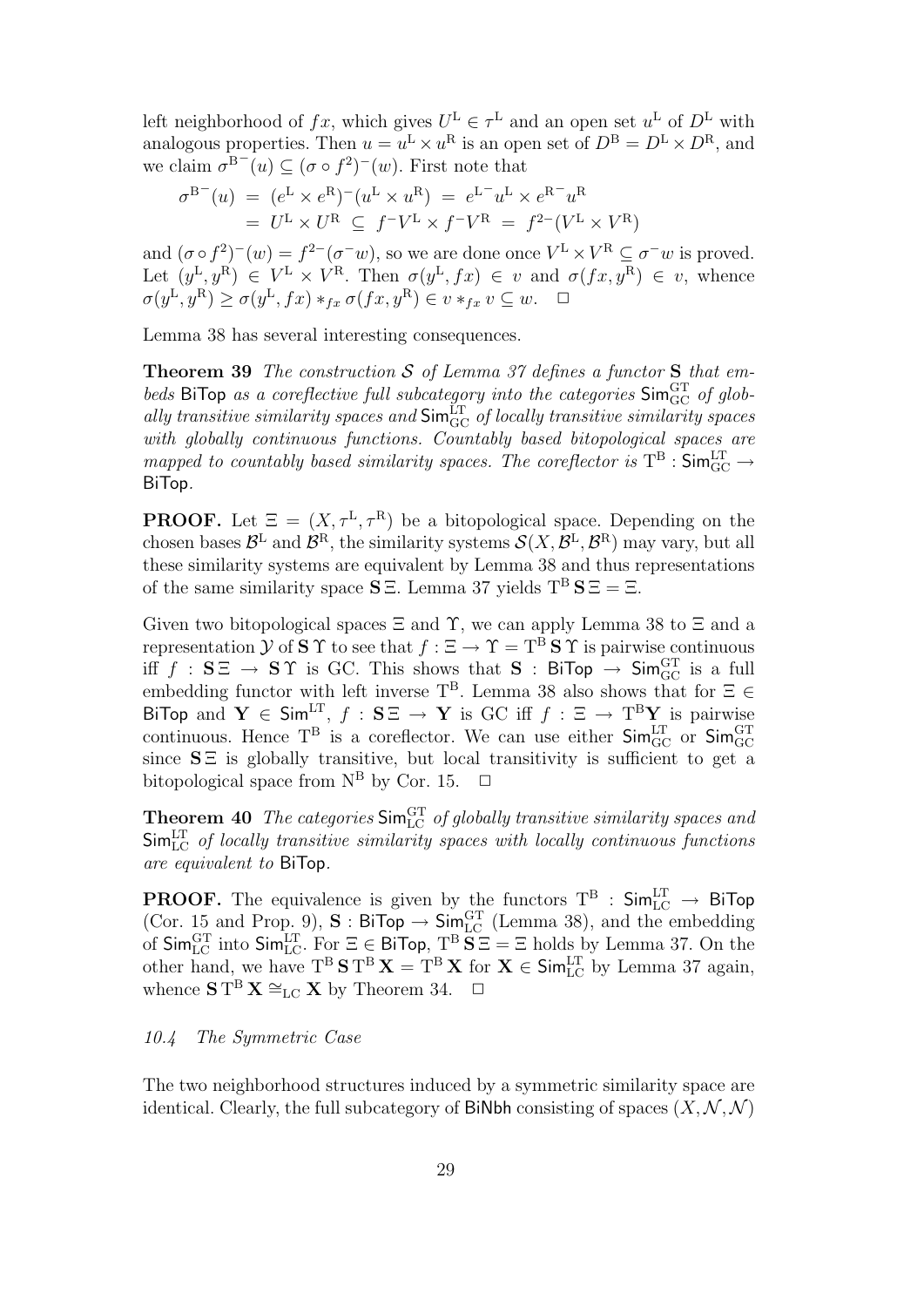left neighborhood of $fx$, which gives $U^{\mathrm{L}} \in \tau^{\mathrm{L}}$ and an open set $u^{\mathrm{L}}$ of $D^{\mathrm{L}}$ with analogous properties. Then $u = u^{\mathrm{L}} \times u^{\mathrm{R}}$ is an open set of $D^{\mathrm{B}} = D^{\mathrm{L}} \times D^{\mathrm{R}}$, and we claim $\sigma^{\mathrm{B}-}(u) \subseteq (\sigma \circ f^2)^-(w)$. First note that

$$
\begin{aligned}
\sigma^{\mathrm{B}-}(u) &= (e^{\mathrm{L}} \times e^{\mathrm{R}})^-(u^{\mathrm{L}} \times u^{\mathrm{R}}) = e^{\mathrm{L}-}u^{\mathrm{L}} \times e^{\mathrm{R}-}u^{\mathrm{R}} \\
&= U^{\mathrm{L}} \times U^{\mathrm{R}} \subseteq f^- V^{\mathrm{L}} \times f^- V^{\mathrm{R}} = f^{2-}(V^{\mathrm{L}} \times V^{\mathrm{R}})
\end{aligned}
$$

and $(\sigma \circ f^2)^-(w) = f^{2-}(\sigma^- w)$, so we are done once $V^{\mathrm{L}} \times V^{\mathrm{R}} \subseteq \sigma^- w$ is proved. Let $(y^{\mathrm{L}}, y^{\mathrm{R}}) \in V^{\mathrm{L}} \times V^{\mathrm{R}}$. Then $\sigma(y^{\mathrm{L}}, fx) \in v$ and $\sigma(fx, y^{\mathrm{R}}) \in v$, whence $\sigma(y^{\mathrm{L}}, y^{\mathrm{R}}) \geq \sigma(y^{\mathrm{L}}, fx) *_{fx} \sigma(fx, y^{\mathrm{R}}) \in v *_{fx} v \subseteq w$. $\square$

Lemma 38 has several interesting consequences.

**Theorem 39** *The construction $\mathcal{S}$ of Lemma 37 defines a functor $\mathbf{S}$ that embeds* BiTop *as a coreflective full subcategory into the categories $\mathsf{Sim}^{\mathrm{GT}}_{\mathrm{GC}}$ of globally transitive similarity spaces and $\mathsf{Sim}^{\mathrm{LT}}_{\mathrm{GC}}$ of locally transitive similarity spaces with globally continuous functions. Countably based bitopological spaces are mapped to countably based similarity spaces. The coreflector is $\mathrm{T}^{\mathrm{B}} : \mathsf{Sim}^{\mathrm{LT}}_{\mathrm{GC}} \to$ BiTop.*

**PROOF.** Let $\Xi = (X, \tau^{\mathrm{L}}, \tau^{\mathrm{R}})$ be a bitopological space. Depending on the chosen bases $\mathcal{B}^{\mathrm{L}}$ and $\mathcal{B}^{\mathrm{R}}$, the similarity systems $\mathcal{S}(X, \mathcal{B}^{\mathrm{L}}, \mathcal{B}^{\mathrm{R}})$ may vary, but all these similarity systems are equivalent by Lemma 38 and thus representations of the same similarity space $\mathbf{S}\,\Xi$. Lemma 37 yields $\mathrm{T}^{\mathrm{B}}\,\mathbf{S}\,\Xi = \Xi$.

Given two bitopological spaces $\Xi$ and $\Upsilon$, we can apply Lemma 38 to $\Xi$ and a representation $\mathcal{Y}$ of $\mathbf{S}\,\Upsilon$ to see that $f : \Xi \to \Upsilon = \mathrm{T}^{\mathrm{B}}\,\mathbf{S}\,\Upsilon$ is pairwise continuous iff $f : \mathbf{S}\,\Xi \to \mathbf{S}\,\Upsilon$ is GC. This shows that $\mathbf{S} :$ BiTop $\to \mathsf{Sim}^{\mathrm{GT}}_{\mathrm{GC}}$ is a full embedding functor with left inverse $\mathrm{T}^{\mathrm{B}}$. Lemma 38 also shows that for $\Xi \in$ BiTop and $\mathbf{Y} \in \mathsf{Sim}^{\mathrm{LT}}$, $f : \mathbf{S}\,\Xi \to \mathbf{Y}$ is GC iff $f : \Xi \to \mathrm{T}^{\mathrm{B}}\mathbf{Y}$ is pairwise continuous. Hence $\mathrm{T}^{\mathrm{B}}$ is a coreflector. We can use either $\mathsf{Sim}^{\mathrm{LT}}_{\mathrm{GC}}$ or $\mathsf{Sim}^{\mathrm{GT}}_{\mathrm{GC}}$ since $\mathbf{S}\,\Xi$ is globally transitive, but local transitivity is sufficient to get a bitopological space from $\mathrm{N}^{\mathrm{B}}$ by Cor. 15. $\square$

**Theorem 40** *The categories $\mathsf{Sim}^{\mathrm{GT}}_{\mathrm{LC}}$ of globally transitive similarity spaces and $\mathsf{Sim}^{\mathrm{LT}}_{\mathrm{LC}}$ of locally transitive similarity spaces with locally continuous functions are equivalent to* BiTop.

**PROOF.** The equivalence is given by the functors $\mathrm{T}^{\mathrm{B}} : \mathsf{Sim}^{\mathrm{LT}}_{\mathrm{LC}} \to$ BiTop (Cor. 15 and Prop. 9), $\mathbf{S} :$ BiTop $\to \mathsf{Sim}^{\mathrm{GT}}_{\mathrm{LC}}$ (Lemma 38), and the embedding of $\mathsf{Sim}^{\mathrm{GT}}_{\mathrm{LC}}$ into $\mathsf{Sim}^{\mathrm{LT}}_{\mathrm{LC}}$. For $\Xi \in$ BiTop, $\mathrm{T}^{\mathrm{B}}\,\mathbf{S}\,\Xi = \Xi$ holds by Lemma 37. On the other hand, we have $\mathrm{T}^{\mathrm{B}}\,\mathbf{S}\,\mathrm{T}^{\mathrm{B}}\,\mathbf{X} = \mathrm{T}^{\mathrm{B}}\,\mathbf{X}$ for $\mathbf{X} \in \mathsf{Sim}^{\mathrm{LT}}_{\mathrm{LC}}$ by Lemma 37 again, whence $\mathbf{S}\,\mathrm{T}^{\mathrm{B}}\,\mathbf{X} \cong_{\mathrm{LC}} \mathbf{X}$ by Theorem 34. $\square$

### *10.4 The Symmetric Case*

The two neighborhood structures induced by a symmetric similarity space are identical. Clearly, the full subcategory of BiNbh consisting of spaces $(X, \mathcal{N}, \mathcal{N})$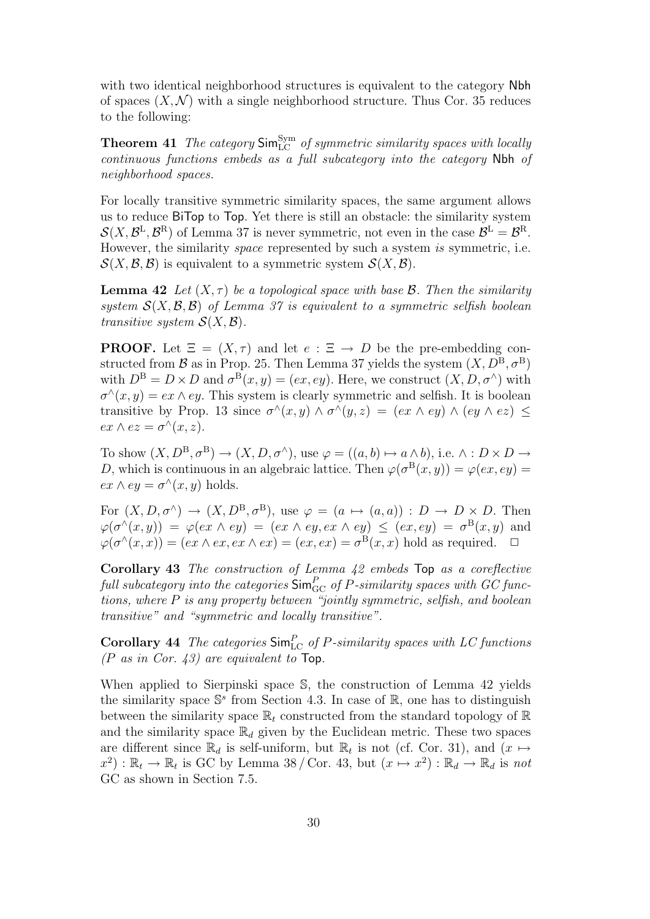with two identical neighborhood structures is equivalent to the category $\mathsf{Nbh}$ of spaces $(X, \mathcal{N})$ with a single neighborhood structure. Thus Cor. 35 reduces to the following:

**Theorem 41** *The category $\mathsf{Sim}_{\mathrm{LC}}^{\mathrm{Sym}}$ of symmetric similarity spaces with locally continuous functions embeds as a full subcategory into the category $\mathsf{Nbh}$ of neighborhood spaces.*

For locally transitive symmetric similarity spaces, the same argument allows us to reduce $\mathsf{BiTop}$ to $\mathsf{Top}$. Yet there is still an obstacle: the similarity system $\mathcal{S}(X, \mathcal{B}^{\mathrm{L}}, \mathcal{B}^{\mathrm{R}})$ of Lemma 37 is never symmetric, not even in the case $\mathcal{B}^{\mathrm{L}} = \mathcal{B}^{\mathrm{R}}$. However, the similarity *space* represented by such a system *is* symmetric, i.e. $\mathcal{S}(X, \mathcal{B}, \mathcal{B})$ is equivalent to a symmetric system $\mathcal{S}(X, \mathcal{B})$.

**Lemma 42** *Let $(X, \tau)$ be a topological space with base $\mathcal{B}$. Then the similarity system $\mathcal{S}(X, \mathcal{B}, \mathcal{B})$ of Lemma 37 is equivalent to a symmetric selfish boolean transitive system $\mathcal{S}(X, \mathcal{B})$.*

**PROOF.** Let $\Xi = (X, \tau)$ and let $e : \Xi \to D$ be the pre-embedding constructed from $\mathcal{B}$ as in Prop. 25. Then Lemma 37 yields the system $(X, D^{\mathrm{B}}, \sigma^{\mathrm{B}})$ with $D^{\mathrm{B}} = D \times D$ and $\sigma^{\mathrm{B}}(x, y) = (ex, ey)$. Here, we construct $(X, D, \sigma^{\wedge})$ with $\sigma^{\wedge}(x, y) = ex \wedge ey$. This system is clearly symmetric and selfish. It is boolean transitive by Prop. 13 since $\sigma^{\wedge}(x, y) \wedge \sigma^{\wedge}(y, z) = (ex \wedge ey) \wedge (ey \wedge ez) \leq ex \wedge ez = \sigma^{\wedge}(x, z)$.

To show $(X, D^{\mathrm{B}}, \sigma^{\mathrm{B}}) \to (X, D, \sigma^{\wedge})$, use $\varphi = ((a, b) \mapsto a \wedge b)$, i.e. $\wedge : D \times D \to D$, which is continuous in an algebraic lattice. Then $\varphi(\sigma^{\mathrm{B}}(x, y)) = \varphi(ex, ey) = ex \wedge ey = \sigma^{\wedge}(x, y)$ holds.

For $(X, D, \sigma^{\wedge}) \to (X, D^{\mathrm{B}}, \sigma^{\mathrm{B}})$, use $\varphi = (a \mapsto (a, a)) : D \to D \times D$. Then $\varphi(\sigma^{\wedge}(x, y)) = \varphi(ex \wedge ey) = (ex \wedge ey, ex \wedge ey) \leq (ex, ey) = \sigma^{\mathrm{B}}(x, y)$ and $\varphi(\sigma^{\wedge}(x, x)) = (ex \wedge ex, ex \wedge ex) = (ex, ex) = \sigma^{\mathrm{B}}(x, x)$ hold as required. $\Box$

**Corollary 43** *The construction of Lemma 42 embeds $\mathsf{Top}$ as a coreflective full subcategory into the categories $\mathsf{Sim}_{\mathrm{GC}}^{P}$ of $P$-similarity spaces with GC functions, where $P$ is any property between "jointly symmetric, selfish, and boolean transitive" and "symmetric and locally transitive".*

**Corollary 44** *The categories $\mathsf{Sim}_{\mathrm{LC}}^{P}$ of $P$-similarity spaces with LC functions ($P$ as in Cor. 43) are equivalent to $\mathsf{Top}$.*

When applied to Sierpinski space $\mathbb{S}$, the construction of Lemma 42 yields the similarity space $\mathbb{S}^s$ from Section 4.3. In case of $\mathbb{R}$, one has to distinguish between the similarity space $\mathbb{R}_t$ constructed from the standard topology of $\mathbb{R}$ and the similarity space $\mathbb{R}_d$ given by the Euclidean metric. These two spaces are different since $\mathbb{R}_d$ is self-uniform, but $\mathbb{R}_t$ is not (cf. Cor. 31), and $(x \mapsto x^2) : \mathbb{R}_t \to \mathbb{R}_t$ is GC by Lemma 38 / Cor. 43, but $(x \mapsto x^2) : \mathbb{R}_d \to \mathbb{R}_d$ is *not* GC as shown in Section 7.5.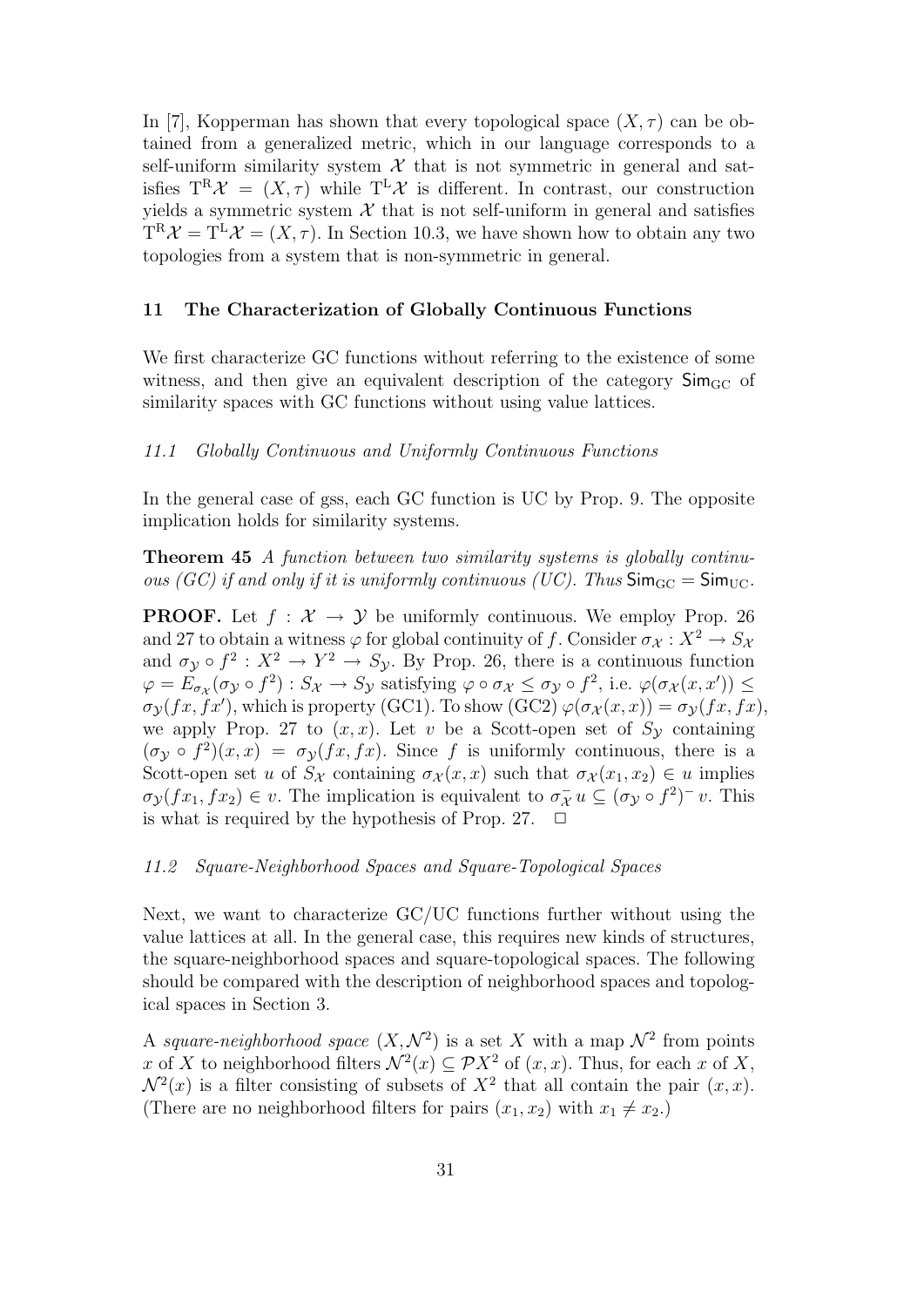In [7], Kopperman has shown that every topological space $(X, \tau)$ can be obtained from a generalized metric, which in our language corresponds to a self-uniform similarity system $\mathcal{X}$ that is not symmetric in general and satisfies $\mathrm{T}^{\mathrm{R}}\mathcal{X} = (X, \tau)$ while $\mathrm{T}^{\mathrm{L}}\mathcal{X}$ is different. In contrast, our construction yields a symmetric system $\mathcal{X}$ that is not self-uniform in general and satisfies $\mathrm{T}^{\mathrm{R}}\mathcal{X} = \mathrm{T}^{\mathrm{L}}\mathcal{X} = (X, \tau)$. In Section 10.3, we have shown how to obtain any two topologies from a system that is non-symmetric in general.

## 11 The Characterization of Globally Continuous Functions

We first characterize GC functions without referring to the existence of some witness, and then give an equivalent description of the category $\mathsf{Sim}_{\mathrm{GC}}$ of similarity spaces with GC functions without using value lattices.

### *11.1 Globally Continuous and Uniformly Continuous Functions*

In the general case of gss, each GC function is UC by Prop. 9. The opposite implication holds for similarity systems.

**Theorem 45** *A function between two similarity systems is globally continuous (GC) if and only if it is uniformly continuous (UC). Thus* $\mathsf{Sim}_{\mathrm{GC}} = \mathsf{Sim}_{\mathrm{UC}}$.

**PROOF.** Let $f : \mathcal{X} \to \mathcal{Y}$ be uniformly continuous. We employ Prop. 26 and 27 to obtain a witness $\varphi$ for global continuity of $f$. Consider $\sigma_{\mathcal{X}} : X^2 \to S_{\mathcal{X}}$ and $\sigma_{\mathcal{Y}} \circ f^2 : X^2 \to Y^2 \to S_{\mathcal{Y}}$. By Prop. 26, there is a continuous function $\varphi = E_{\sigma_{\mathcal{X}}}(\sigma_{\mathcal{Y}} \circ f^2) : S_{\mathcal{X}} \to S_{\mathcal{Y}}$ satisfying $\varphi \circ \sigma_{\mathcal{X}} \leq \sigma_{\mathcal{Y}} \circ f^2$, i.e. $\varphi(\sigma_{\mathcal{X}}(x, x')) \leq \sigma_{\mathcal{Y}}(fx, fx')$, which is property (GC1). To show (GC2) $\varphi(\sigma_{\mathcal{X}}(x, x)) = \sigma_{\mathcal{Y}}(fx, fx)$, we apply Prop. 27 to $(x, x)$. Let $v$ be a Scott-open set of $S_{\mathcal{Y}}$ containing $(\sigma_{\mathcal{Y}} \circ f^2)(x, x) = \sigma_{\mathcal{Y}}(fx, fx)$. Since $f$ is uniformly continuous, there is a Scott-open set $u$ of $S_{\mathcal{X}}$ containing $\sigma_{\mathcal{X}}(x, x)$ such that $\sigma_{\mathcal{X}}(x_1, x_2) \in u$ implies $\sigma_{\mathcal{Y}}(fx_1, fx_2) \in v$. The implication is equivalent to $\sigma_{\mathcal{X}}^{-} u \subseteq (\sigma_{\mathcal{Y}} \circ f^2)^{-} v$. This is what is required by the hypothesis of Prop. 27. $\square$

### *11.2 Square-Neighborhood Spaces and Square-Topological Spaces*

Next, we want to characterize GC/UC functions further without using the value lattices at all. In the general case, this requires new kinds of structures, the square-neighborhood spaces and square-topological spaces. The following should be compared with the description of neighborhood spaces and topological spaces in Section 3.

A *square-neighborhood space* $(X, \mathcal{N}^2)$ is a set $X$ with a map $\mathcal{N}^2$ from points $x$ of $X$ to neighborhood filters $\mathcal{N}^2(x) \subseteq \mathcal{P}X^2$ of $(x, x)$. Thus, for each $x$ of $X$, $\mathcal{N}^2(x)$ is a filter consisting of subsets of $X^2$ that all contain the pair $(x, x)$. (There are no neighborhood filters for pairs $(x_1, x_2)$ with $x_1 \neq x_2$.)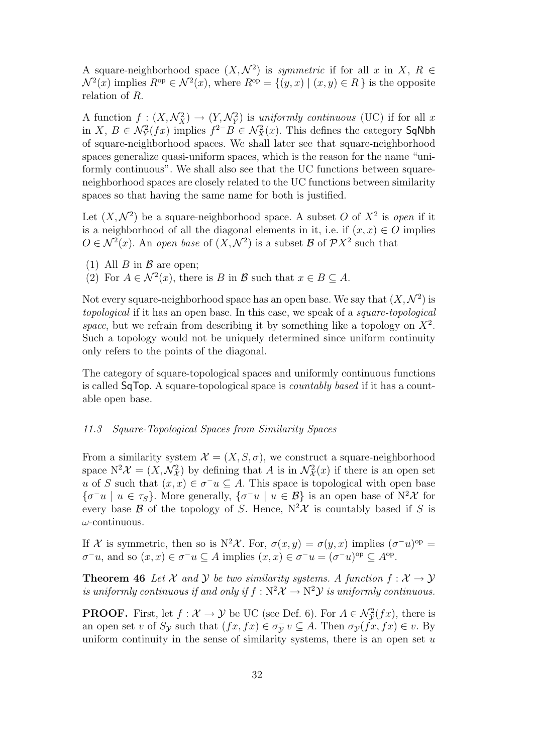A square-neighborhood space $(X, \mathcal{N}^2)$ is *symmetric* if for all $x$ in $X$, $R \in \mathcal{N}^2(x)$ implies $R^{\mathrm{op}} \in \mathcal{N}^2(x)$, where $R^{\mathrm{op}} = \{(y, x) \mid (x, y) \in R\}$ is the opposite relation of $R$.

A function $f : (X, \mathcal{N}^2_X) \to (Y, \mathcal{N}^2_Y)$ is *uniformly continuous* (UC) if for all $x$ in $X$, $B \in \mathcal{N}^2_Y(fx)$ implies $f^{2-}B \in \mathcal{N}^2_X(x)$. This defines the category $\mathsf{SqNbh}$ of square-neighborhood spaces. We shall later see that square-neighborhood spaces generalize quasi-uniform spaces, which is the reason for the name "uniformly continuous". We shall also see that the UC functions between square-neighborhood spaces are closely related to the UC functions between similarity spaces so that having the same name for both is justified.

Let $(X, \mathcal{N}^2)$ be a square-neighborhood space. A subset $O$ of $X^2$ is *open* if it is a neighborhood of all the diagonal elements in it, i.e. if $(x, x) \in O$ implies $O \in \mathcal{N}^2(x)$. An *open base* of $(X, \mathcal{N}^2)$ is a subset $\mathcal{B}$ of $\mathcal{P}X^2$ such that

(1) All $B$ in $\mathcal{B}$ are open;
(2) For $A \in \mathcal{N}^2(x)$, there is $B$ in $\mathcal{B}$ such that $x \in B \subseteq A$.

Not every square-neighborhood space has an open base. We say that $(X, \mathcal{N}^2)$ is *topological* if it has an open base. In this case, we speak of a *square-topological space*, but we refrain from describing it by something like a topology on $X^2$. Such a topology would not be uniquely determined since uniform continuity only refers to the points of the diagonal.

The category of square-topological spaces and uniformly continuous functions is called $\mathsf{SqTop}$. A square-topological space is *countably based* if it has a countable open base.

### *11.3 Square-Topological Spaces from Similarity Spaces*

From a similarity system $\mathcal{X} = (X, S, \sigma)$, we construct a square-neighborhood space $\mathrm{N}^2\mathcal{X} = (X, \mathcal{N}^2_{\mathcal{X}})$ by defining that $A$ is in $\mathcal{N}^2_{\mathcal{X}}(x)$ if there is an open set $u$ of $S$ such that $(x, x) \in \sigma^- u \subseteq A$. This space is topological with open base $\{\sigma^- u \mid u \in \tau_S\}$. More generally, $\{\sigma^- u \mid u \in \mathcal{B}\}$ is an open base of $\mathrm{N}^2\mathcal{X}$ for every base $\mathcal{B}$ of the topology of $S$. Hence, $\mathrm{N}^2\mathcal{X}$ is countably based if $S$ is $\omega$-continuous.

If $\mathcal{X}$ is symmetric, then so is $\mathrm{N}^2\mathcal{X}$. For, $\sigma(x, y) = \sigma(y, x)$ implies $(\sigma^- u)^{\mathrm{op}} = \sigma^- u$, and so $(x, x) \in \sigma^- u \subseteq A$ implies $(x, x) \in \sigma^- u = (\sigma^- u)^{\mathrm{op}} \subseteq A^{\mathrm{op}}$.

**Theorem 46** *Let $\mathcal{X}$ and $\mathcal{Y}$ be two similarity systems. A function $f : \mathcal{X} \to \mathcal{Y}$ is uniformly continuous if and only if $f : \mathrm{N}^2\mathcal{X} \to \mathrm{N}^2\mathcal{Y}$ is uniformly continuous.*

**PROOF.** First, let $f : \mathcal{X} \to \mathcal{Y}$ be UC (see Def. 6). For $A \in \mathcal{N}^2_{\mathcal{Y}}(fx)$, there is an open set $v$ of $S_{\mathcal{Y}}$ such that $(fx, fx) \in \sigma^-_{\mathcal{Y}} v \subseteq A$. Then $\sigma_{\mathcal{Y}}(fx, fx) \in v$. By uniform continuity in the sense of similarity systems, there is an open set $u$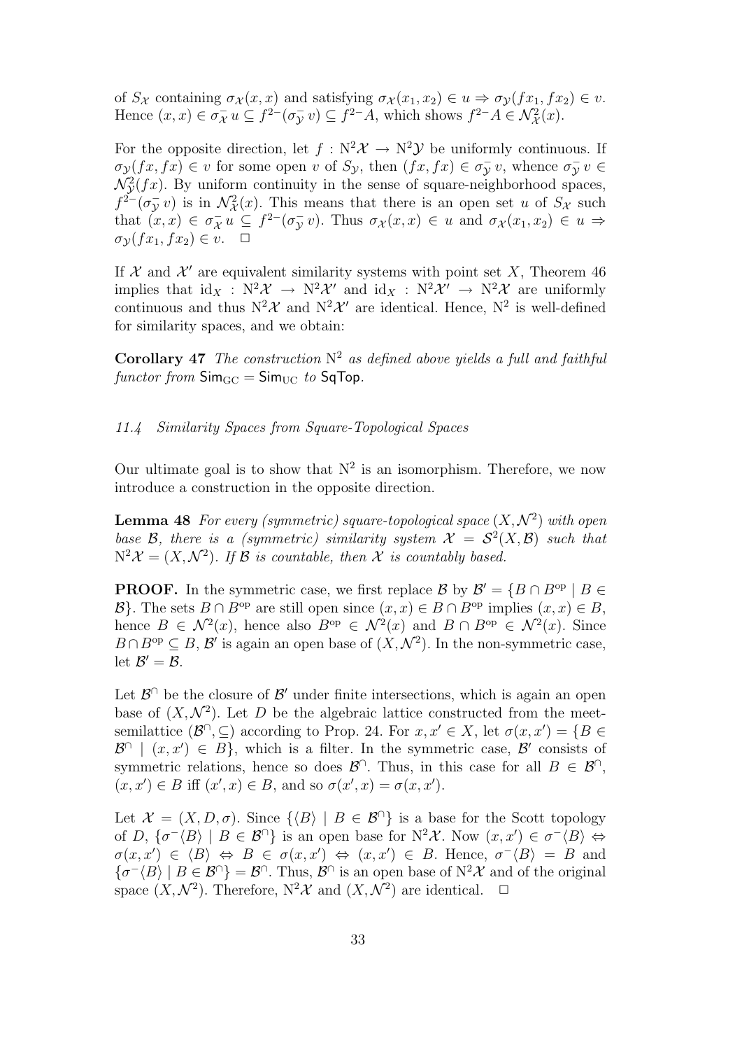of $S_\mathcal{X}$ containing $\sigma_\mathcal{X}(x,x)$ and satisfying $\sigma_\mathcal{X}(x_1,x_2) \in u \Rightarrow \sigma_\mathcal{Y}(fx_1,fx_2) \in v$. Hence $(x,x) \in \sigma_\mathcal{X}^- u \subseteq f^{2-}(\sigma_\mathcal{Y}^- v) \subseteq f^{2-}A$, which shows $f^{2-}A \in \mathcal{N}^2_\mathcal{X}(x)$.

For the opposite direction, let $f : \mathrm{N}^2\mathcal{X} \to \mathrm{N}^2\mathcal{Y}$ be uniformly continuous. If $\sigma_\mathcal{Y}(fx,fx) \in v$ for some open $v$ of $S_\mathcal{Y}$, then $(fx,fx) \in \sigma_\mathcal{Y}^- v$, whence $\sigma_\mathcal{Y}^- v \in \mathcal{N}^2_\mathcal{Y}(fx)$. By uniform continuity in the sense of square-neighborhood spaces, $f^{2-}(\sigma_\mathcal{Y}^- v)$ is in $\mathcal{N}^2_\mathcal{X}(x)$. This means that there is an open set $u$ of $S_\mathcal{X}$ such that $(x,x) \in \sigma_\mathcal{X}^- u \subseteq f^{2-}(\sigma_\mathcal{Y}^- v)$. Thus $\sigma_\mathcal{X}(x,x) \in u$ and $\sigma_\mathcal{X}(x_1,x_2) \in u \Rightarrow \sigma_\mathcal{Y}(fx_1,fx_2) \in v$. $\Box$

If $\mathcal{X}$ and $\mathcal{X}'$ are equivalent similarity systems with point set $X$, Theorem 46 implies that $\mathrm{id}_X : \mathrm{N}^2\mathcal{X} \to \mathrm{N}^2\mathcal{X}'$ and $\mathrm{id}_X : \mathrm{N}^2\mathcal{X}' \to \mathrm{N}^2\mathcal{X}$ are uniformly continuous and thus $\mathrm{N}^2\mathcal{X}$ and $\mathrm{N}^2\mathcal{X}'$ are identical. Hence, $\mathrm{N}^2$ is well-defined for similarity spaces, and we obtain:

**Corollary 47** *The construction* $\mathrm{N}^2$ *as defined above yields a full and faithful functor from* $\mathsf{Sim}_{\mathrm{GC}} = \mathsf{Sim}_{\mathrm{UC}}$ *to* $\mathsf{SqTop}$.

### *11.4 Similarity Spaces from Square-Topological Spaces*

Our ultimate goal is to show that $\mathrm{N}^2$ is an isomorphism. Therefore, we now introduce a construction in the opposite direction.

**Lemma 48** *For every (symmetric) square-topological space* $(X, \mathcal{N}^2)$ *with open base* $\mathcal{B}$*, there is a (symmetric) similarity system* $\mathcal{X} = \mathcal{S}^2(X, \mathcal{B})$ *such that* $\mathrm{N}^2\mathcal{X} = (X, \mathcal{N}^2)$*. If* $\mathcal{B}$ *is countable, then* $\mathcal{X}$ *is countably based.*

**PROOF.** In the symmetric case, we first replace $\mathcal{B}$ by $\mathcal{B}' = \{B \cap B^{\mathrm{op}} \mid B \in \mathcal{B}\}$. The sets $B \cap B^{\mathrm{op}}$ are still open since $(x,x) \in B \cap B^{\mathrm{op}}$ implies $(x,x) \in B$, hence $B \in \mathcal{N}^2(x)$, hence also $B^{\mathrm{op}} \in \mathcal{N}^2(x)$ and $B \cap B^{\mathrm{op}} \in \mathcal{N}^2(x)$. Since $B \cap B^{\mathrm{op}} \subseteq B$, $\mathcal{B}'$ is again an open base of $(X, \mathcal{N}^2)$. In the non-symmetric case, let $\mathcal{B}' = \mathcal{B}$.

Let $\mathcal{B}^\cap$ be the closure of $\mathcal{B}'$ under finite intersections, which is again an open base of $(X, \mathcal{N}^2)$. Let $D$ be the algebraic lattice constructed from the meet-semilattice $(\mathcal{B}^\cap, \subseteq)$ according to Prop. 24. For $x, x' \in X$, let $\sigma(x,x') = \{B \in \mathcal{B}^\cap \mid (x,x') \in B\}$, which is a filter. In the symmetric case, $\mathcal{B}'$ consists of symmetric relations, hence so does $\mathcal{B}^\cap$. Thus, in this case for all $B \in \mathcal{B}^\cap$, $(x,x') \in B$ iff $(x',x) \in B$, and so $\sigma(x',x) = \sigma(x,x')$.

Let $\mathcal{X} = (X, D, \sigma)$. Since $\{\langle B \rangle \mid B \in \mathcal{B}^\cap\}$ is a base for the Scott topology of $D$, $\{\sigma^- \langle B \rangle \mid B \in \mathcal{B}^\cap\}$ is an open base for $\mathrm{N}^2\mathcal{X}$. Now $(x,x') \in \sigma^-\langle B \rangle \Leftrightarrow \sigma(x,x') \in \langle B \rangle \Leftrightarrow B \in \sigma(x,x') \Leftrightarrow (x,x') \in B$. Hence, $\sigma^-\langle B \rangle = B$ and $\{\sigma^-\langle B \rangle \mid B \in \mathcal{B}^\cap\} = \mathcal{B}^\cap$. Thus, $\mathcal{B}^\cap$ is an open base of $\mathrm{N}^2\mathcal{X}$ and of the original space $(X, \mathcal{N}^2)$. Therefore, $\mathrm{N}^2\mathcal{X}$ and $(X, \mathcal{N}^2)$ are identical. $\Box$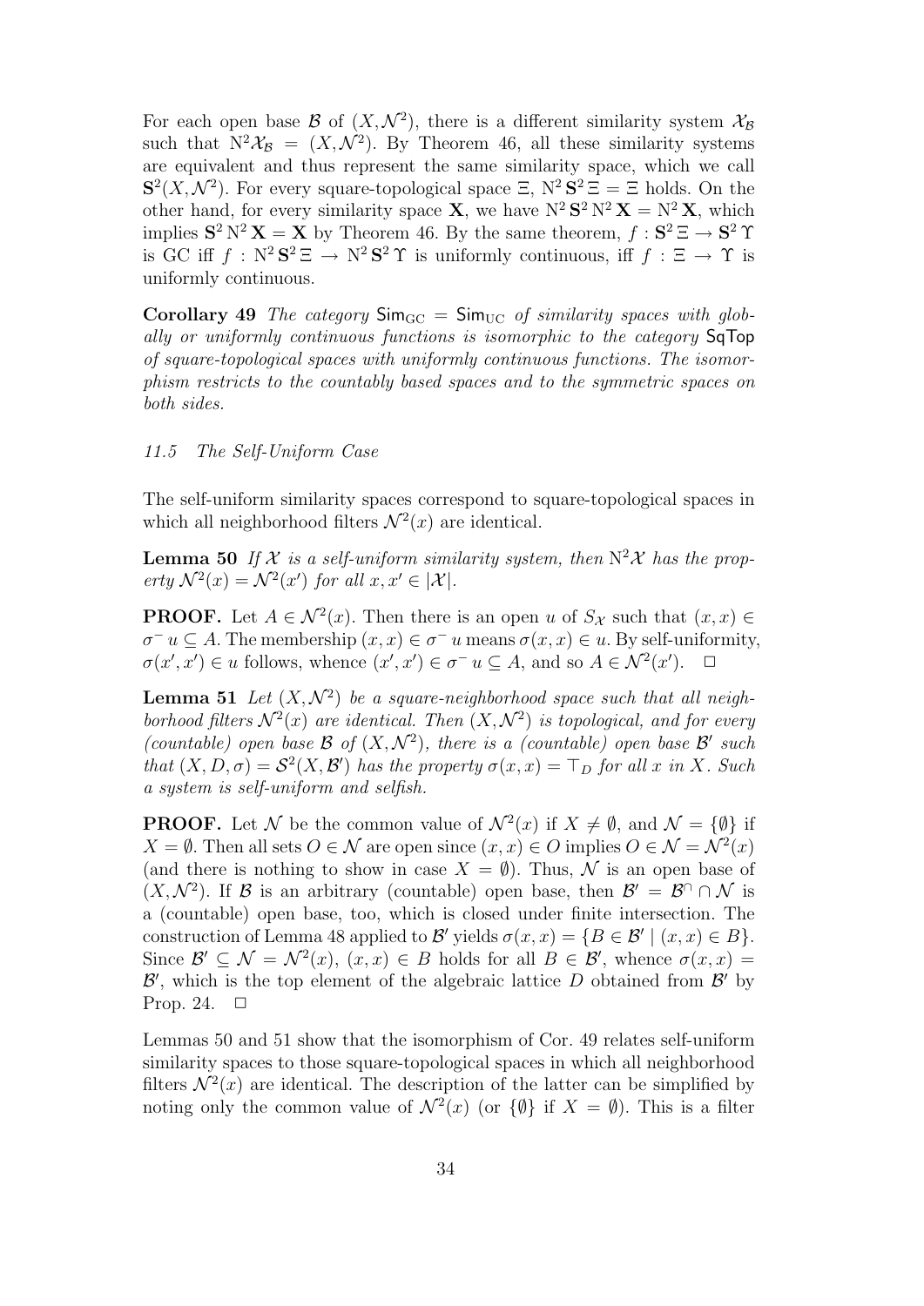For each open base $\mathcal{B}$ of $(X, \mathcal{N}^2)$, there is a different similarity system $\mathcal{X}_\mathcal{B}$ such that $\mathrm{N}^2\mathcal{X}_\mathcal{B} = (X, \mathcal{N}^2)$. By Theorem 46, all these similarity systems are equivalent and thus represent the same similarity space, which we call $\mathbf{S}^2(X, \mathcal{N}^2)$. For every square-topological space $\Xi$, $\mathrm{N}^2\,\mathbf{S}^2\,\Xi = \Xi$ holds. On the other hand, for every similarity space $\mathbf{X}$, we have $\mathrm{N}^2\,\mathbf{S}^2\,\mathrm{N}^2\,\mathbf{X} = \mathrm{N}^2\,\mathbf{X}$, which implies $\mathbf{S}^2\,\mathrm{N}^2\,\mathbf{X} = \mathbf{X}$ by Theorem 46. By the same theorem, $f : \mathbf{S}^2\,\Xi \to \mathbf{S}^2\,\Upsilon$ is GC iff $f : \mathrm{N}^2\,\mathbf{S}^2\,\Xi \to \mathrm{N}^2\,\mathbf{S}^2\,\Upsilon$ is uniformly continuous, iff $f : \Xi \to \Upsilon$ is uniformly continuous.

**Corollary 49** *The category $\mathsf{Sim}_{\mathrm{GC}} = \mathsf{Sim}_{\mathrm{UC}}$ of similarity spaces with globally or uniformly continuous functions is isomorphic to the category $\mathsf{SqTop}$ of square-topological spaces with uniformly continuous functions. The isomorphism restricts to the countably based spaces and to the symmetric spaces on both sides.*

### *11.5 The Self-Uniform Case*

The self-uniform similarity spaces correspond to square-topological spaces in which all neighborhood filters $\mathcal{N}^2(x)$ are identical.

**Lemma 50** *If $\mathcal{X}$ is a self-uniform similarity system, then $\mathrm{N}^2\mathcal{X}$ has the property $\mathcal{N}^2(x) = \mathcal{N}^2(x')$ for all $x, x' \in |\mathcal{X}|$.*

**PROOF.** Let $A \in \mathcal{N}^2(x)$. Then there is an open $u$ of $S_\mathcal{X}$ such that $(x, x) \in \sigma^-\, u \subseteq A$. The membership $(x, x) \in \sigma^-\, u$ means $\sigma(x, x) \in u$. By self-uniformity, $\sigma(x', x') \in u$ follows, whence $(x', x') \in \sigma^-\, u \subseteq A$, and so $A \in \mathcal{N}^2(x')$. $\square$

**Lemma 51** *Let $(X, \mathcal{N}^2)$ be a square-neighborhood space such that all neighborhood filters $\mathcal{N}^2(x)$ are identical. Then $(X, \mathcal{N}^2)$ is topological, and for every (countable) open base $\mathcal{B}$ of $(X, \mathcal{N}^2)$, there is a (countable) open base $\mathcal{B}'$ such that $(X, D, \sigma) = \mathcal{S}^2(X, \mathcal{B}')$ has the property $\sigma(x, x) = \top_D$ for all $x$ in $X$. Such a system is self-uniform and selfish.*

**PROOF.** Let $\mathcal{N}$ be the common value of $\mathcal{N}^2(x)$ if $X \neq \emptyset$, and $\mathcal{N} = \{\emptyset\}$ if $X = \emptyset$. Then all sets $O \in \mathcal{N}$ are open since $(x, x) \in O$ implies $O \in \mathcal{N} = \mathcal{N}^2(x)$ (and there is nothing to show in case $X = \emptyset$). Thus, $\mathcal{N}$ is an open base of $(X, \mathcal{N}^2)$. If $\mathcal{B}$ is an arbitrary (countable) open base, then $\mathcal{B}' = \mathcal{B}^\cap \cap \mathcal{N}$ is a (countable) open base, too, which is closed under finite intersection. The construction of Lemma 48 applied to $\mathcal{B}'$ yields $\sigma(x, x) = \{B \in \mathcal{B}' \mid (x, x) \in B\}$. Since $\mathcal{B}' \subseteq \mathcal{N} = \mathcal{N}^2(x)$, $(x, x) \in B$ holds for all $B \in \mathcal{B}'$, whence $\sigma(x, x) = \mathcal{B}'$, which is the top element of the algebraic lattice $D$ obtained from $\mathcal{B}'$ by Prop. 24. $\square$

Lemmas 50 and 51 show that the isomorphism of Cor. 49 relates self-uniform similarity spaces to those square-topological spaces in which all neighborhood filters $\mathcal{N}^2(x)$ are identical. The description of the latter can be simplified by noting only the common value of $\mathcal{N}^2(x)$ (or $\{\emptyset\}$ if $X = \emptyset$). This is a filter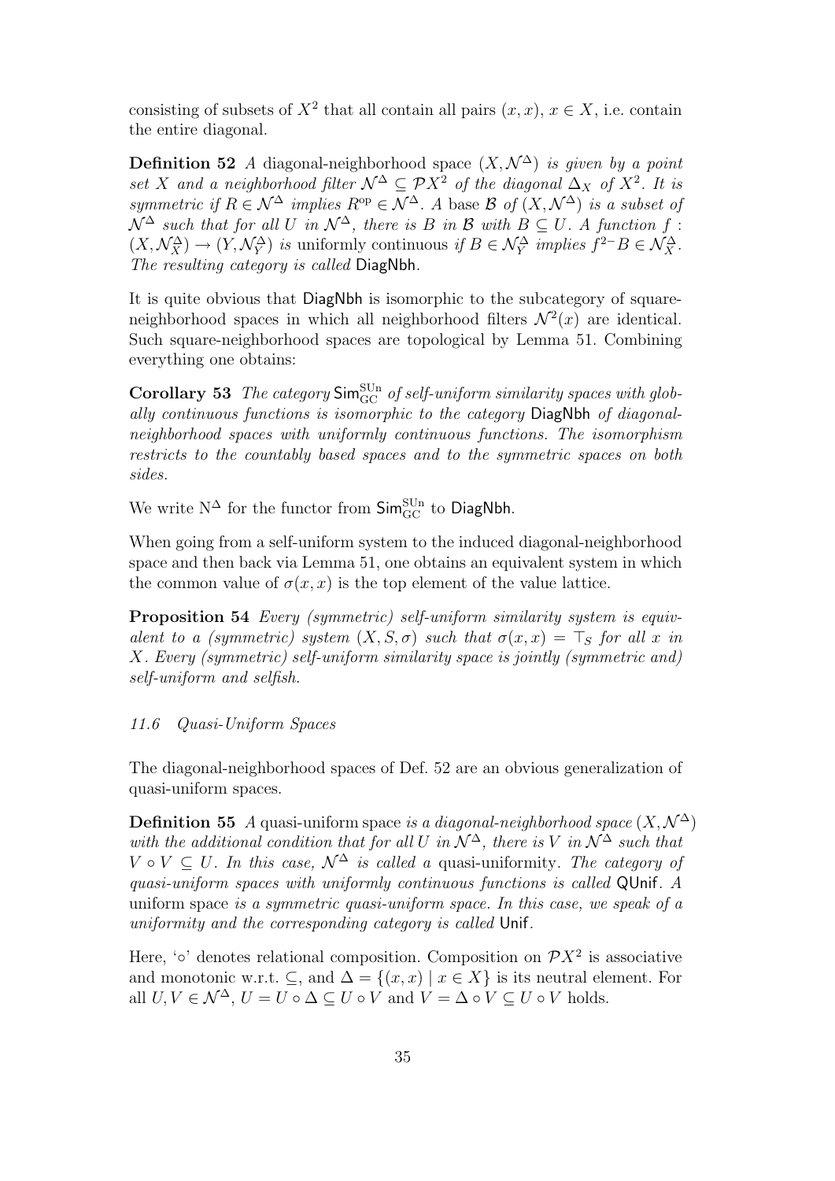consisting of subsets of $X^2$ that all contain all pairs $(x, x)$, $x \in X$, i.e. contain the entire diagonal.

**Definition 52** *A* diagonal-neighborhood space $(X, \mathcal{N}^\Delta)$ *is given by a point set* $X$ *and a neighborhood filter* $\mathcal{N}^\Delta \subseteq \mathcal{P}X^2$ *of the diagonal* $\Delta_X$ *of* $X^2$*. It is symmetric if* $R \in \mathcal{N}^\Delta$ *implies* $R^{\mathrm{op}} \in \mathcal{N}^\Delta$*. A* base $\mathcal{B}$ *of* $(X, \mathcal{N}^\Delta)$ *is a subset of* $\mathcal{N}^\Delta$ *such that for all* $U$ *in* $\mathcal{N}^\Delta$*, there is* $B$ *in* $\mathcal{B}$ *with* $B \subseteq U$*. A function* $f : (X, \mathcal{N}^\Delta_X) \to (Y, \mathcal{N}^\Delta_Y)$ *is* uniformly continuous *if* $B \in \mathcal{N}^\Delta_Y$ *implies* $f^{2-}B \in \mathcal{N}^\Delta_X$*. The resulting category is called* DiagNbh*.*

It is quite obvious that DiagNbh is isomorphic to the subcategory of square-neighborhood spaces in which all neighborhood filters $\mathcal{N}^2(x)$ are identical. Such square-neighborhood spaces are topological by Lemma 51. Combining everything one obtains:

**Corollary 53** *The category* $\mathsf{Sim}^{\mathrm{SUn}}_{\mathrm{GC}}$ *of self-uniform similarity spaces with globally continuous functions is isomorphic to the category* DiagNbh *of diagonal-neighborhood spaces with uniformly continuous functions. The isomorphism restricts to the countably based spaces and to the symmetric spaces on both sides.*

We write $\mathrm{N}^\Delta$ for the functor from $\mathsf{Sim}^{\mathrm{SUn}}_{\mathrm{GC}}$ to DiagNbh.

When going from a self-uniform system to the induced diagonal-neighborhood space and then back via Lemma 51, one obtains an equivalent system in which the common value of $\sigma(x, x)$ is the top element of the value lattice.

**Proposition 54** *Every (symmetric) self-uniform similarity system is equivalent to a (symmetric) system* $(X, S, \sigma)$ *such that* $\sigma(x, x) = \top_S$ *for all* $x$ *in* $X$*. Every (symmetric) self-uniform similarity space is jointly (symmetric and) self-uniform and selfish.*

### *11.6 Quasi-Uniform Spaces*

The diagonal-neighborhood spaces of Def. 52 are an obvious generalization of quasi-uniform spaces.

**Definition 55** *A* quasi-uniform space *is a diagonal-neighborhood space* $(X, \mathcal{N}^\Delta)$ *with the additional condition that for all* $U$ *in* $\mathcal{N}^\Delta$*, there is* $V$ *in* $\mathcal{N}^\Delta$ *such that* $V \circ V \subseteq U$*. In this case,* $\mathcal{N}^\Delta$ *is called a* quasi-uniformity*. The category of quasi-uniform spaces with uniformly continuous functions is called* QUnif*. A* uniform space *is a symmetric quasi-uniform space. In this case, we speak of a uniformity and the corresponding category is called* Unif*.*

Here, '$\circ$' denotes relational composition. Composition on $\mathcal{P}X^2$ is associative and monotonic w.r.t. $\subseteq$, and $\Delta = \{(x, x) \mid x \in X\}$ is its neutral element. For all $U, V \in \mathcal{N}^\Delta$, $U = U \circ \Delta \subseteq U \circ V$ and $V = \Delta \circ V \subseteq U \circ V$ holds.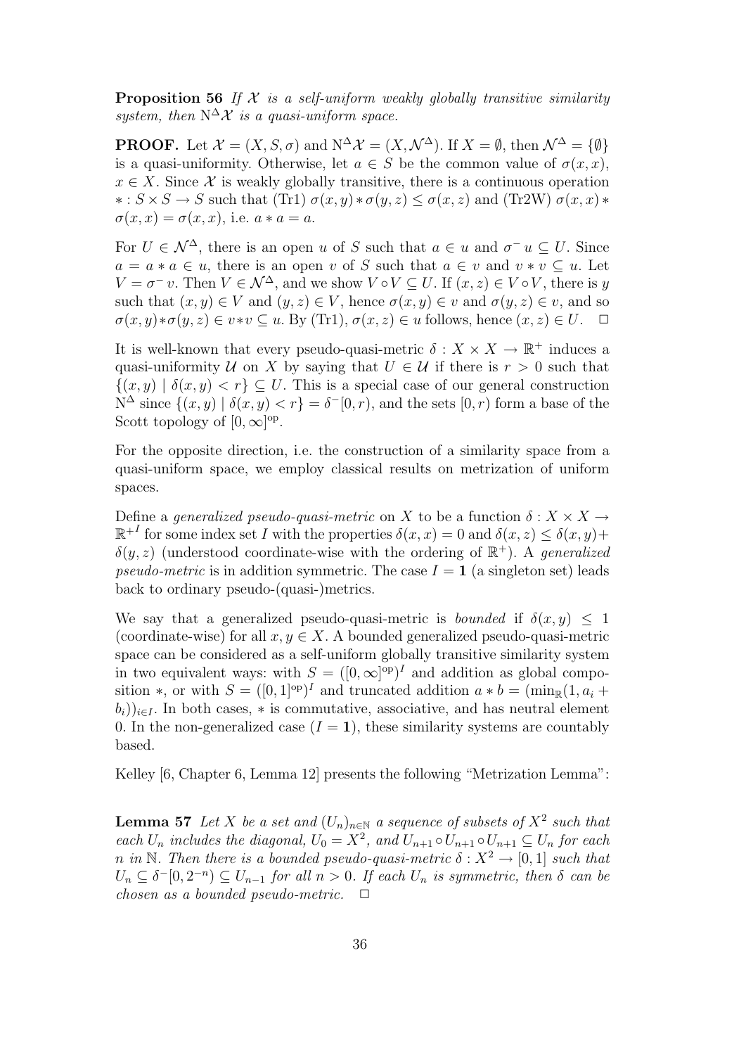**Proposition 56** *If $\mathcal{X}$ is a self-uniform weakly globally transitive similarity system, then $\mathrm{N}^\Delta \mathcal{X}$ is a quasi-uniform space.*

**PROOF.** Let $\mathcal{X} = (X, S, \sigma)$ and $\mathrm{N}^\Delta \mathcal{X} = (X, \mathcal{N}^\Delta)$. If $X = \emptyset$, then $\mathcal{N}^\Delta = \{\emptyset\}$ is a quasi-uniformity. Otherwise, let $a \in S$ be the common value of $\sigma(x, x)$, $x \in X$. Since $\mathcal{X}$ is weakly globally transitive, there is a continuous operation $* : S \times S \to S$ such that (Tr1) $\sigma(x, y) * \sigma(y, z) \leq \sigma(x, z)$ and (Tr2W) $\sigma(x, x) * \sigma(x, x) = \sigma(x, x)$, i.e. $a * a = a$.

For $U \in \mathcal{N}^\Delta$, there is an open $u$ of $S$ such that $a \in u$ and $\sigma^- u \subseteq U$. Since $a = a * a \in u$, there is an open $v$ of $S$ such that $a \in v$ and $v * v \subseteq u$. Let $V = \sigma^- v$. Then $V \in \mathcal{N}^\Delta$, and we show $V \circ V \subseteq U$. If $(x, z) \in V \circ V$, there is $y$ such that $(x, y) \in V$ and $(y, z) \in V$, hence $\sigma(x, y) \in v$ and $\sigma(y, z) \in v$, and so $\sigma(x, y) * \sigma(y, z) \in v * v \subseteq u$. By (Tr1), $\sigma(x, z) \in u$ follows, hence $(x, z) \in U$. $\quad\Box$

It is well-known that every pseudo-quasi-metric $\delta : X \times X \to \mathbb{R}^+$ induces a quasi-uniformity $\mathcal{U}$ on $X$ by saying that $U \in \mathcal{U}$ if there is $r > 0$ such that $\{(x, y) \mid \delta(x, y) < r\} \subseteq U$. This is a special case of our general construction $\mathrm{N}^\Delta$ since $\{(x, y) \mid \delta(x, y) < r\} = \delta^-[0, r)$, and the sets $[0, r)$ form a base of the Scott topology of $[0, \infty]^{\mathrm{op}}$.

For the opposite direction, i.e. the construction of a similarity space from a quasi-uniform space, we employ classical results on metrization of uniform spaces.

Define a *generalized pseudo-quasi-metric* on $X$ to be a function $\delta : X \times X \to {\mathbb{R}^+}^I$ for some index set $I$ with the properties $\delta(x, x) = 0$ and $\delta(x, z) \leq \delta(x, y) + \delta(y, z)$ (understood coordinate-wise with the ordering of $\mathbb{R}^+$). A *generalized pseudo-metric* is in addition symmetric. The case $I = \mathbf{1}$ (a singleton set) leads back to ordinary pseudo-(quasi-)metrics.

We say that a generalized pseudo-quasi-metric is *bounded* if $\delta(x, y) \leq 1$ (coordinate-wise) for all $x, y \in X$. A bounded generalized pseudo-quasi-metric space can be considered as a self-uniform globally transitive similarity system in two equivalent ways: with $S = ([0, \infty]^{\mathrm{op}})^I$ and addition as global composition $*$, or with $S = ([0, 1]^{\mathrm{op}})^I$ and truncated addition $a * b = (\min_{\mathbb{R}}(1, a_i + b_i))_{i \in I}$. In both cases, $*$ is commutative, associative, and has neutral element 0. In the non-generalized case ($I = \mathbf{1}$), these similarity systems are countably based.

Kelley [6, Chapter 6, Lemma 12] presents the following "Metrization Lemma":

**Lemma 57** *Let $X$ be a set and $(U_n)_{n \in \mathbb{N}}$ a sequence of subsets of $X^2$ such that each $U_n$ includes the diagonal, $U_0 = X^2$, and $U_{n+1} \circ U_{n+1} \circ U_{n+1} \subseteq U_n$ for each $n$ in $\mathbb{N}$. Then there is a bounded pseudo-quasi-metric $\delta : X^2 \to [0, 1]$ such that $U_n \subseteq \delta^-[0, 2^{-n}) \subseteq U_{n-1}$ for all $n > 0$. If each $U_n$ is symmetric, then $\delta$ can be chosen as a bounded pseudo-metric.* $\quad\Box$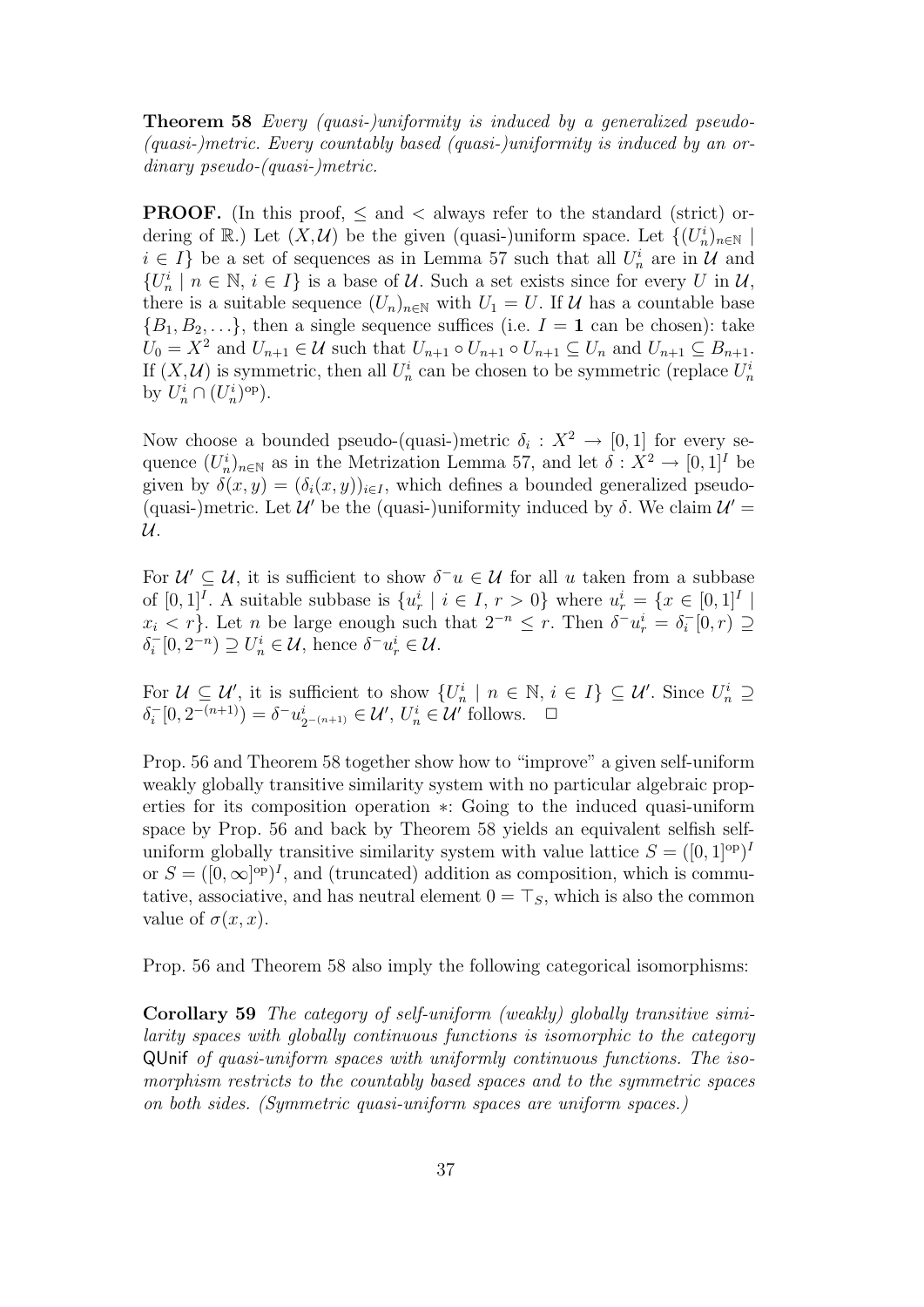**Theorem 58** *Every (quasi-)uniformity is induced by a generalized pseudo-(quasi-)metric. Every countably based (quasi-)uniformity is induced by an ordinary pseudo-(quasi-)metric.*

**PROOF.** (In this proof, $\leq$ and $<$ always refer to the standard (strict) ordering of $\mathbb{R}$.) Let $(X, \mathcal{U})$ be the given (quasi-)uniform space. Let $\{(U_n^i)_{n \in \mathbb{N}} \mid i \in I\}$ be a set of sequences as in Lemma 57 such that all $U_n^i$ are in $\mathcal{U}$ and $\{U_n^i \mid n \in \mathbb{N},\, i \in I\}$ is a base of $\mathcal{U}$. Such a set exists since for every $U$ in $\mathcal{U}$, there is a suitable sequence $(U_n)_{n \in \mathbb{N}}$ with $U_1 = U$. If $\mathcal{U}$ has a countable base $\{B_1, B_2, \ldots\}$, then a single sequence suffices (i.e. $I = \mathbf{1}$ can be chosen): take $U_0 = X^2$ and $U_{n+1} \in \mathcal{U}$ such that $U_{n+1} \circ U_{n+1} \circ U_{n+1} \subseteq U_n$ and $U_{n+1} \subseteq B_{n+1}$. If $(X, \mathcal{U})$ is symmetric, then all $U_n^i$ can be chosen to be symmetric (replace $U_n^i$ by $U_n^i \cap (U_n^i)^{\mathrm{op}}$).

Now choose a bounded pseudo-(quasi-)metric $\delta_i : X^2 \to [0,1]$ for every sequence $(U_n^i)_{n \in \mathbb{N}}$ as in the Metrization Lemma 57, and let $\delta : X^2 \to [0,1]^I$ be given by $\delta(x,y) = (\delta_i(x,y))_{i \in I}$, which defines a bounded generalized pseudo-(quasi-)metric. Let $\mathcal{U}'$ be the (quasi-)uniformity induced by $\delta$. We claim $\mathcal{U}' = \mathcal{U}$.

For $\mathcal{U}' \subseteq \mathcal{U}$, it is sufficient to show $\delta^- u \in \mathcal{U}$ for all $u$ taken from a subbase of $[0,1]^I$. A suitable subbase is $\{u_r^i \mid i \in I,\, r > 0\}$ where $u_r^i = \{x \in [0,1]^I \mid x_i < r\}$. Let $n$ be large enough such that $2^{-n} \leq r$. Then $\delta^- u_r^i = \delta_i^- [0, r) \supseteq \delta_i^- [0, 2^{-n}) \supseteq U_n^i \in \mathcal{U}$, hence $\delta^- u_r^i \in \mathcal{U}$.

For $\mathcal{U} \subseteq \mathcal{U}'$, it is sufficient to show $\{U_n^i \mid n \in \mathbb{N},\, i \in I\} \subseteq \mathcal{U}'$. Since $U_n^i \supseteq \delta_i^- [0, 2^{-(n+1)}) = \delta^- u^i_{2^{-(n+1)}} \in \mathcal{U}'$, $U_n^i \in \mathcal{U}'$ follows. $\square$

Prop. 56 and Theorem 58 together show how to "improve" a given self-uniform weakly globally transitive similarity system with no particular algebraic properties for its composition operation $*$: Going to the induced quasi-uniform space by Prop. 56 and back by Theorem 58 yields an equivalent selfish self-uniform globally transitive similarity system with value lattice $S = ([0,1]^{\mathrm{op}})^I$ or $S = ([0,\infty]^{\mathrm{op}})^I$, and (truncated) addition as composition, which is commutative, associative, and has neutral element $0 = \top_S$, which is also the common value of $\sigma(x,x)$.

Prop. 56 and Theorem 58 also imply the following categorical isomorphisms:

**Corollary 59** *The category of self-uniform (weakly) globally transitive similarity spaces with globally continuous functions is isomorphic to the category* QUnif *of quasi-uniform spaces with uniformly continuous functions. The isomorphism restricts to the countably based spaces and to the symmetric spaces on both sides. (Symmetric quasi-uniform spaces are uniform spaces.)*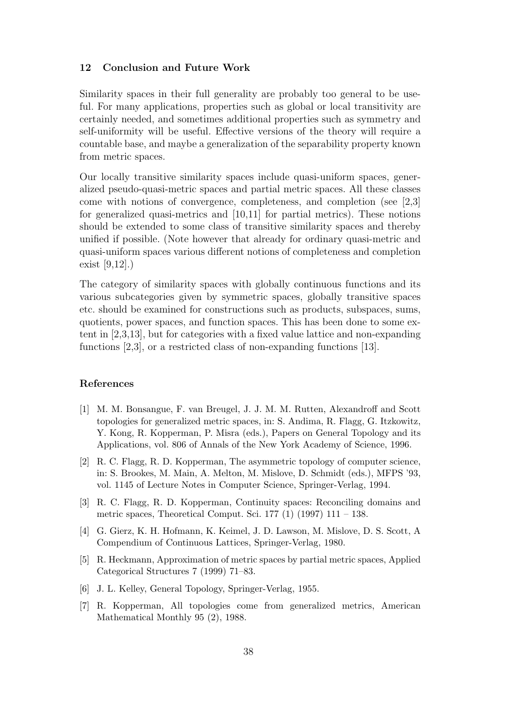## 12 Conclusion and Future Work

Similarity spaces in their full generality are probably too general to be useful. For many applications, properties such as global or local transitivity are certainly needed, and sometimes additional properties such as symmetry and self-uniformity will be useful. Effective versions of the theory will require a countable base, and maybe a generalization of the separability property known from metric spaces.

Our locally transitive similarity spaces include quasi-uniform spaces, generalized pseudo-quasi-metric spaces and partial metric spaces. All these classes come with notions of convergence, completeness, and completion (see [2,3] for generalized quasi-metrics and [10,11] for partial metrics). These notions should be extended to some class of transitive similarity spaces and thereby unified if possible. (Note however that already for ordinary quasi-metric and quasi-uniform spaces various different notions of completeness and completion exist [9,12].)

The category of similarity spaces with globally continuous functions and its various subcategories given by symmetric spaces, globally transitive spaces etc. should be examined for constructions such as products, subspaces, sums, quotients, power spaces, and function spaces. This has been done to some extent in [2,3,13], but for categories with a fixed value lattice and non-expanding functions [2,3], or a restricted class of non-expanding functions [13].

## References

[1] M. M. Bonsangue, F. van Breugel, J. J. M. M. Rutten, Alexandroff and Scott topologies for generalized metric spaces, in: S. Andima, R. Flagg, G. Itzkowitz, Y. Kong, R. Kopperman, P. Misra (eds.), Papers on General Topology and its Applications, vol. 806 of Annals of the New York Academy of Science, 1996.

[2] R. C. Flagg, R. D. Kopperman, The asymmetric topology of computer science, in: S. Brookes, M. Main, A. Melton, M. Mislove, D. Schmidt (eds.), MFPS '93, vol. 1145 of Lecture Notes in Computer Science, Springer-Verlag, 1994.

[3] R. C. Flagg, R. D. Kopperman, Continuity spaces: Reconciling domains and metric spaces, Theoretical Comput. Sci. 177 (1) (1997) 111 – 138.

[4] G. Gierz, K. H. Hofmann, K. Keimel, J. D. Lawson, M. Mislove, D. S. Scott, A Compendium of Continuous Lattices, Springer-Verlag, 1980.

[5] R. Heckmann, Approximation of metric spaces by partial metric spaces, Applied Categorical Structures 7 (1999) 71–83.

[6] J. L. Kelley, General Topology, Springer-Verlag, 1955.

[7] R. Kopperman, All topologies come from generalized metrics, American Mathematical Monthly 95 (2), 1988.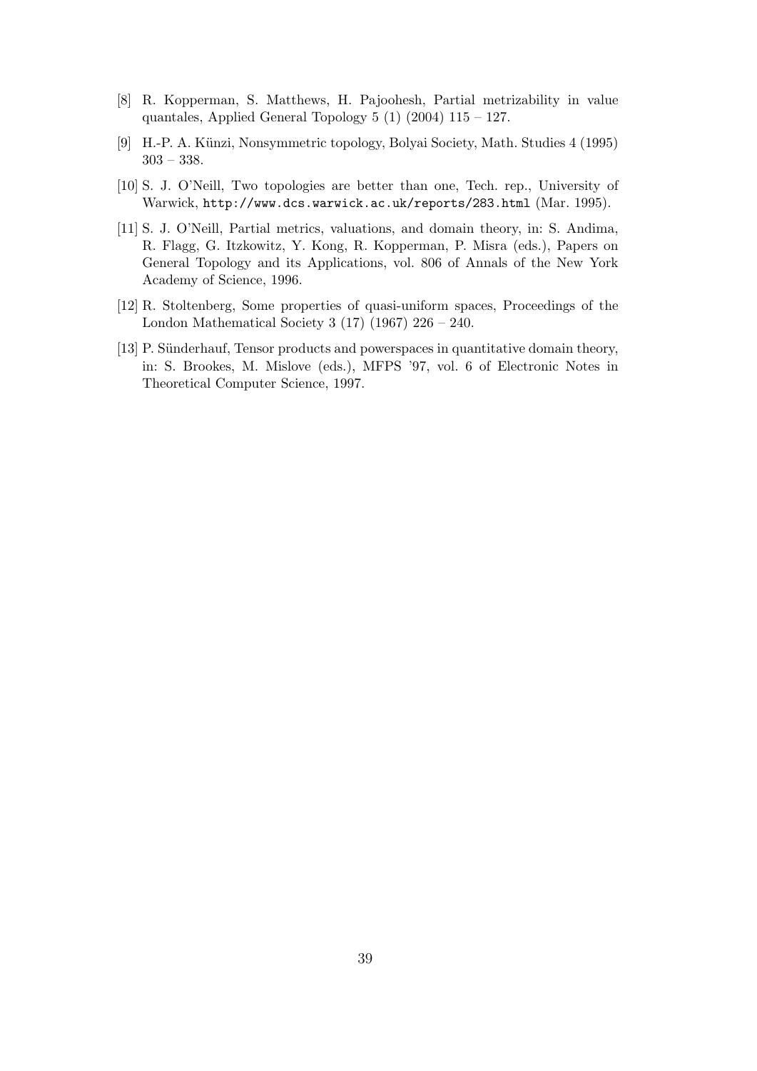[8] R. Kopperman, S. Matthews, H. Pajoohesh, Partial metrizability in value quantales, Applied General Topology 5 (1) (2004) 115 – 127.

[9] H.-P. A. Künzi, Nonsymmetric topology, Bolyai Society, Math. Studies 4 (1995) 303 – 338.

[10] S. J. O'Neill, Two topologies are better than one, Tech. rep., University of Warwick, `http://www.dcs.warwick.ac.uk/reports/283.html` (Mar. 1995).

[11] S. J. O'Neill, Partial metrics, valuations, and domain theory, in: S. Andima, R. Flagg, G. Itzkowitz, Y. Kong, R. Kopperman, P. Misra (eds.), Papers on General Topology and its Applications, vol. 806 of Annals of the New York Academy of Science, 1996.

[12] R. Stoltenberg, Some properties of quasi-uniform spaces, Proceedings of the London Mathematical Society 3 (17) (1967) 226 – 240.

[13] P. Sünderhauf, Tensor products and powerspaces in quantitative domain theory, in: S. Brookes, M. Mislove (eds.), MFPS '97, vol. 6 of Electronic Notes in Theoretical Computer Science, 1997.